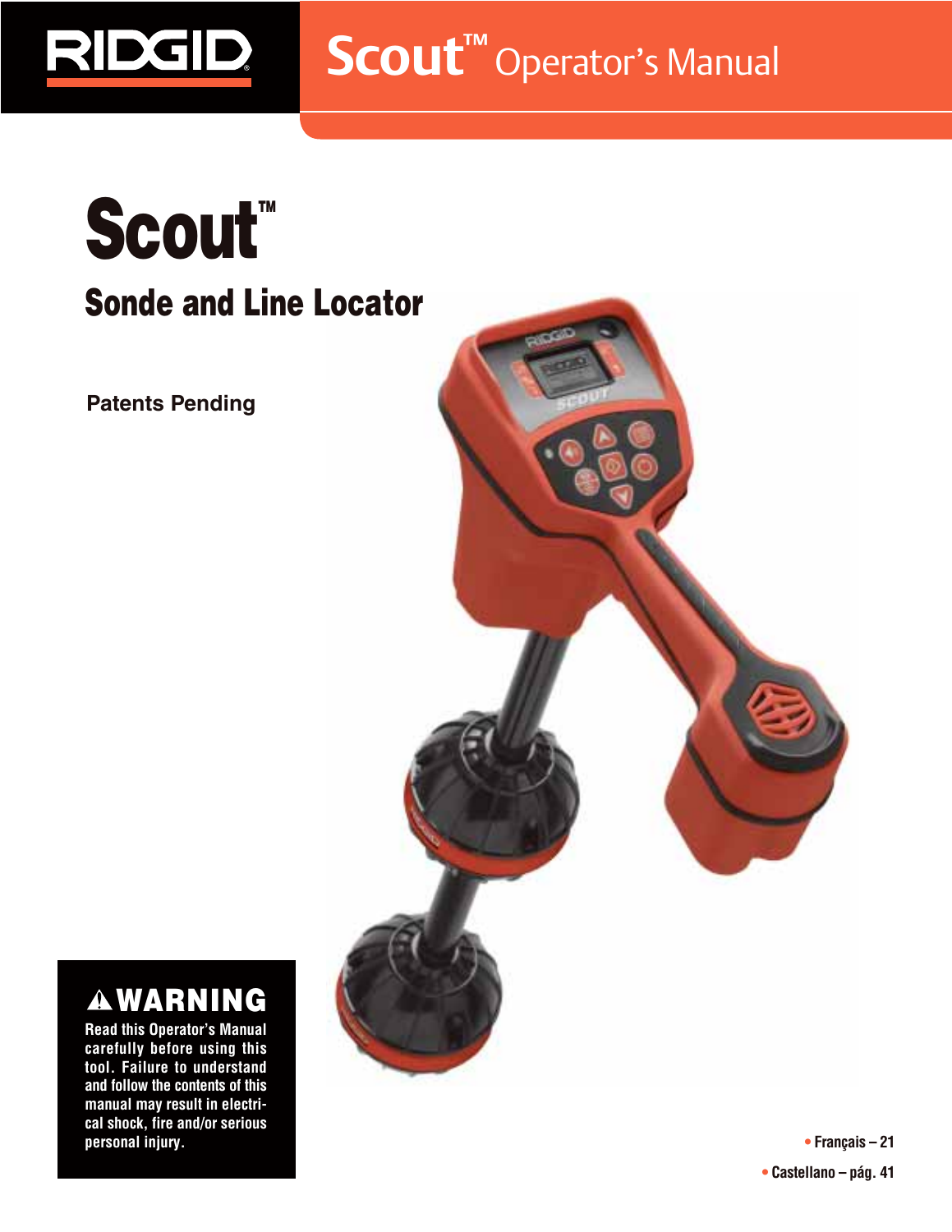RIDGID

# Scout™ Operator's Manual

# Scout™

## Sonde and Line Locator

**Patents Pending**

**⚠WARNING**

**Read this Operator's Manual carefully before using this tool. Failure to understand and follow the contents of this manual may result in electrical shock, fire and/or serious personal injury.**

- Français – 21
- Castellano – pág. 41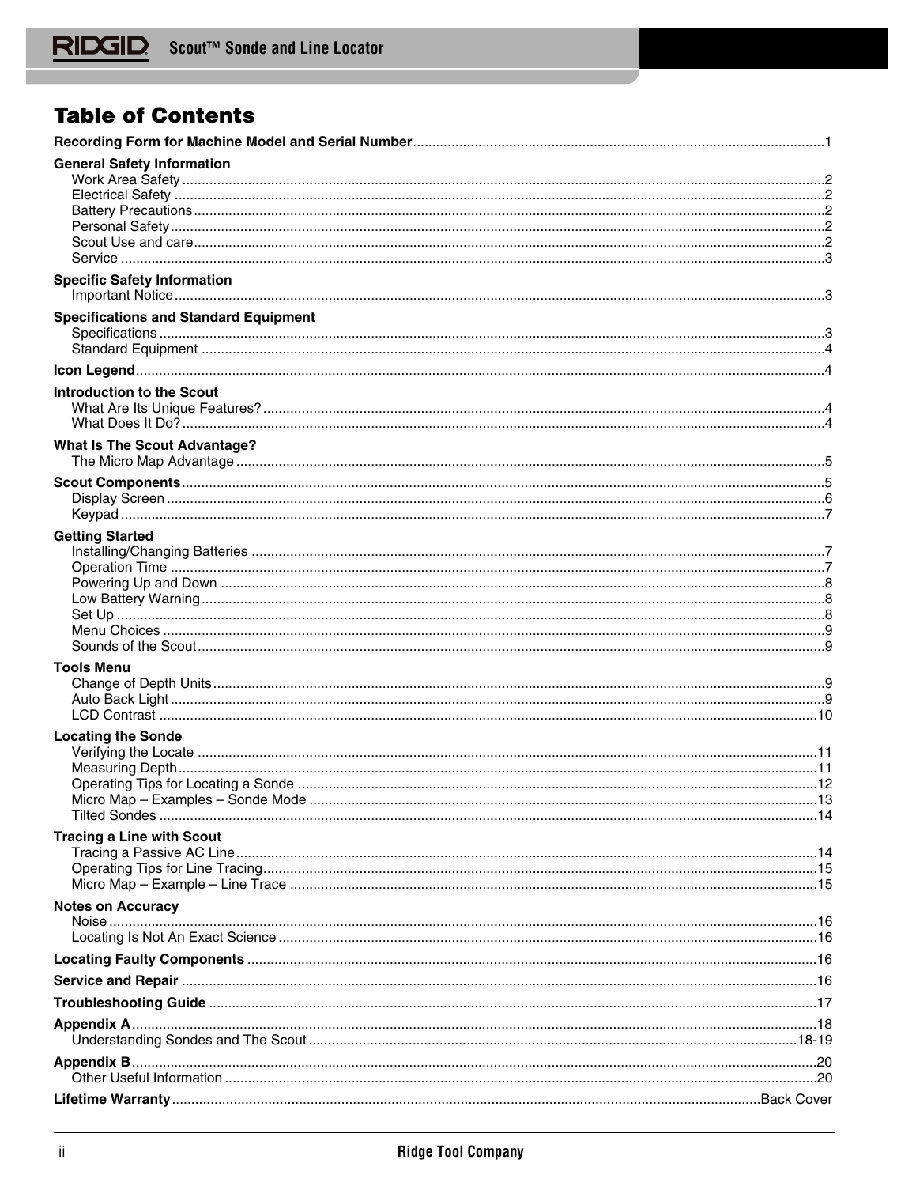# Table of Contents

**Recording Form for Machine Model and Serial Number** ........ 1

**General Safety Information**
- Work Area Safety ........ 2
- Electrical Safety ........ 2
- Battery Precautions ........ 2
- Personal Safety ........ 2
- Scout Use and care ........ 2
- Service ........ 3

**Specific Safety Information**
- Important Notice ........ 3

**Specifications and Standard Equipment**
- Specifications ........ 3
- Standard Equipment ........ 4

**Icon Legend** ........ 4

**Introduction to the Scout**
- What Are Its Unique Features? ........ 4
- What Does It Do? ........ 4

**What Is The Scout Advantage?**
- The Micro Map Advantage ........ 5

**Scout Components** ........ 5
- Display Screen ........ 6
- Keypad ........ 7

**Getting Started**
- Installing/Changing Batteries ........ 7
- Operation Time ........ 7
- Powering Up and Down ........ 8
- Low Battery Warning ........ 8
- Set Up ........ 8
- Menu Choices ........ 9
- Sounds of the Scout ........ 9

**Tools Menu**
- Change of Depth Units ........ 9
- Auto Back Light ........ 9
- LCD Contrast ........ 10

**Locating the Sonde**
- Verifying the Locate ........ 11
- Measuring Depth ........ 11
- Operating Tips for Locating a Sonde ........ 12
- Micro Map – Examples – Sonde Mode ........ 13
- Tilted Sondes ........ 14

**Tracing a Line with Scout**
- Tracing a Passive AC Line ........ 14
- Operating Tips for Line Tracing ........ 15
- Micro Map – Example – Line Trace ........ 15

**Notes on Accuracy**
- Noise ........ 16
- Locating Is Not An Exact Science ........ 16

**Locating Faulty Components** ........ 16

**Service and Repair** ........ 16

**Troubleshooting Guide** ........ 17

**Appendix A** ........ 18
- Understanding Sondes and The Scout ........ 18-19

**Appendix B** ........ 20
- Other Useful Information ........ 20

**Lifetime Warranty** ........ Back Cover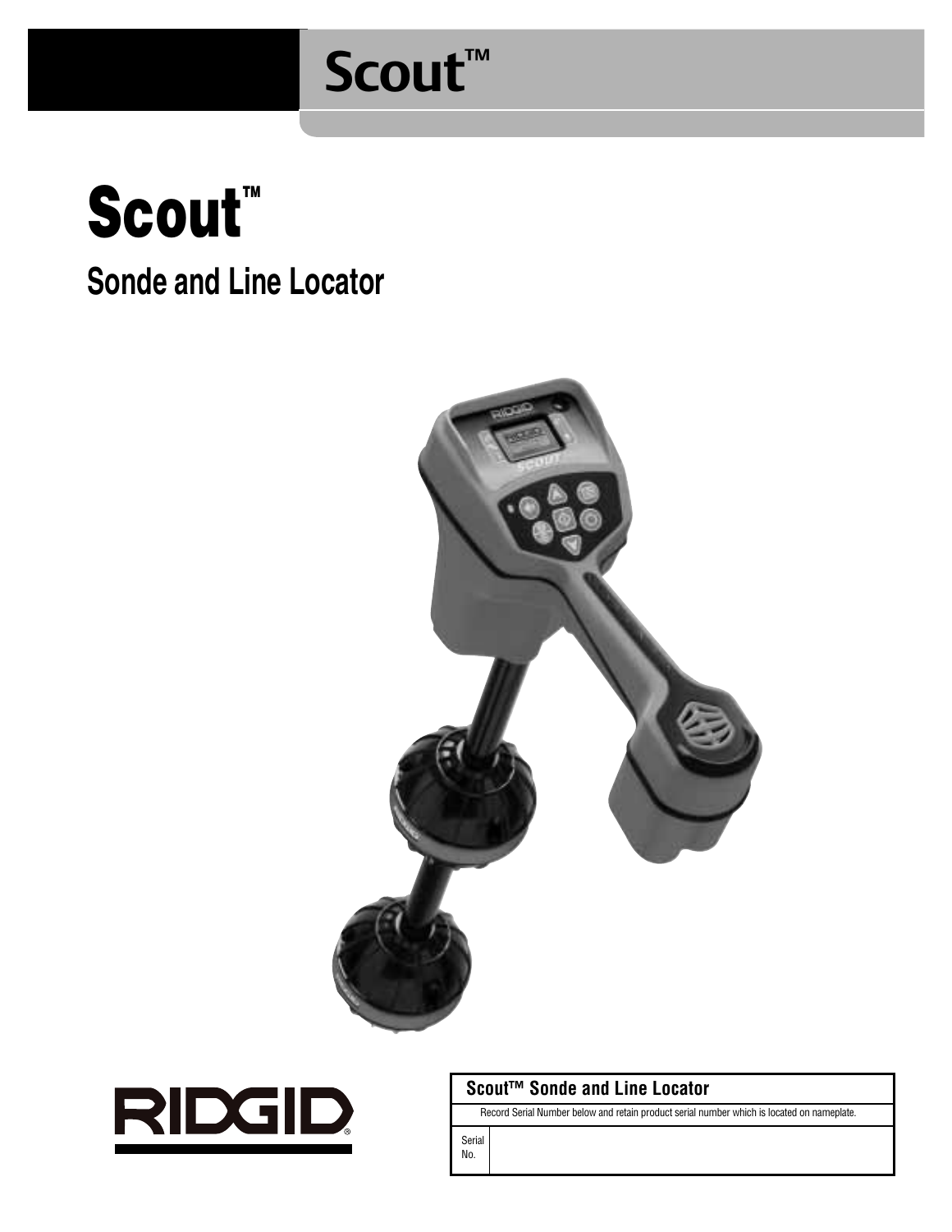# Scout™

## Sonde and Line Locator

RIDGID®

| Scout™ Sonde and Line Locator | |
|---|---|
| Record Serial Number below and retain product serial number which is located on nameplate. | |
| Serial No. | |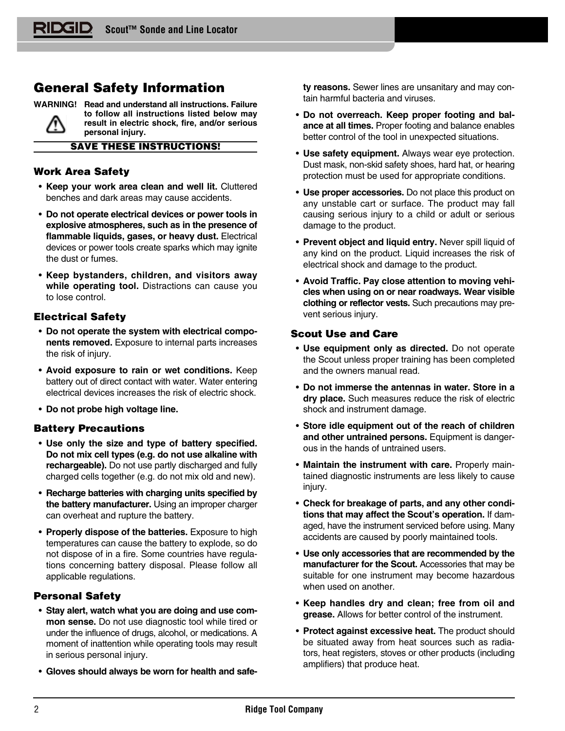# General Safety Information

**WARNING! Read and understand all instructions. Failure to follow all instructions listed below may result in electric shock, fire, and/or serious personal injury.**

**SAVE THESE INSTRUCTIONS!**

### Work Area Safety

- **Keep your work area clean and well lit.** Cluttered benches and dark areas may cause accidents.
- **Do not operate electrical devices or power tools in explosive atmospheres, such as in the presence of flammable liquids, gases, or heavy dust.** Electrical devices or power tools create sparks which may ignite the dust or fumes.
- **Keep bystanders, children, and visitors away while operating tool.** Distractions can cause you to lose control.

### Electrical Safety

- **Do not operate the system with electrical components removed.** Exposure to internal parts increases the risk of injury.
- **Avoid exposure to rain or wet conditions.** Keep battery out of direct contact with water. Water entering electrical devices increases the risk of electric shock.
- **Do not probe high voltage line.**

### Battery Precautions

- **Use only the size and type of battery specified. Do not mix cell types (e.g. do not use alkaline with rechargeable).** Do not use partly discharged and fully charged cells together (e.g. do not mix old and new).
- **Recharge batteries with charging units specified by the battery manufacturer.** Using an improper charger can overheat and rupture the battery.
- **Properly dispose of the batteries.** Exposure to high temperatures can cause the battery to explode, so do not dispose of in a fire. Some countries have regulations concerning battery disposal. Please follow all applicable regulations.

### Personal Safety

- **Stay alert, watch what you are doing and use common sense.** Do not use diagnostic tool while tired or under the influence of drugs, alcohol, or medications. A moment of inattention while operating tools may result in serious personal injury.
- **Gloves should always be worn for health and safety reasons.** Sewer lines are unsanitary and may contain harmful bacteria and viruses.
- **Do not overreach. Keep proper footing and balance at all times.** Proper footing and balance enables better control of the tool in unexpected situations.
- **Use safety equipment.** Always wear eye protection. Dust mask, non-skid safety shoes, hard hat, or hearing protection must be used for appropriate conditions.
- **Use proper accessories.** Do not place this product on any unstable cart or surface. The product may fall causing serious injury to a child or adult or serious damage to the product.
- **Prevent object and liquid entry.** Never spill liquid of any kind on the product. Liquid increases the risk of electrical shock and damage to the product.
- **Avoid Traffic. Pay close attention to moving vehicles when using on or near roadways. Wear visible clothing or reflector vests.** Such precautions may prevent serious injury.

### Scout Use and Care

- **Use equipment only as directed.** Do not operate the Scout unless proper training has been completed and the owners manual read.
- **Do not immerse the antennas in water. Store in a dry place.** Such measures reduce the risk of electric shock and instrument damage.
- **Store idle equipment out of the reach of children and other untrained persons.** Equipment is dangerous in the hands of untrained users.
- **Maintain the instrument with care.** Properly maintained diagnostic instruments are less likely to cause injury.
- **Check for breakage of parts, and any other conditions that may affect the Scout's operation.** If damaged, have the instrument serviced before using. Many accidents are caused by poorly maintained tools.
- **Use only accessories that are recommended by the manufacturer for the Scout.** Accessories that may be suitable for one instrument may become hazardous when used on another.
- **Keep handles dry and clean; free from oil and grease.** Allows for better control of the instrument.
- **Protect against excessive heat.** The product should be situated away from heat sources such as radiators, heat registers, stoves or other products (including amplifiers) that produce heat.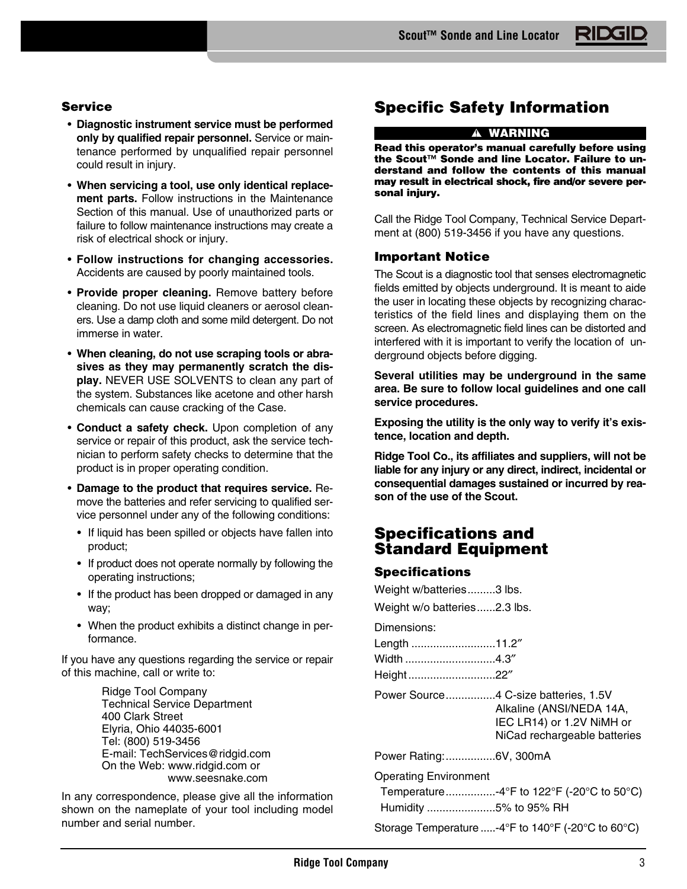### Service

- **Diagnostic instrument service must be performed only by qualified repair personnel.** Service or maintenance performed by unqualified repair personnel could result in injury.
- **When servicing a tool, use only identical replacement parts.** Follow instructions in the Maintenance Section of this manual. Use of unauthorized parts or failure to follow maintenance instructions may create a risk of electrical shock or injury.
- **Follow instructions for changing accessories.** Accidents are caused by poorly maintained tools.
- **Provide proper cleaning.** Remove battery before cleaning. Do not use liquid cleaners or aerosol cleaners. Use a damp cloth and some mild detergent. Do not immerse in water.
- **When cleaning, do not use scraping tools or abrasives as they may permanently scratch the display.** NEVER USE SOLVENTS to clean any part of the system. Substances like acetone and other harsh chemicals can cause cracking of the Case.
- **Conduct a safety check.** Upon completion of any service or repair of this product, ask the service technician to perform safety checks to determine that the product is in proper operating condition.
- **Damage to the product that requires service.** Remove the batteries and refer servicing to qualified service personnel under any of the following conditions:
  - If liquid has been spilled or objects have fallen into product;
  - If product does not operate normally by following the operating instructions;
  - If the product has been dropped or damaged in any way;
  - When the product exhibits a distinct change in performance.

If you have any questions regarding the service or repair of this machine, call or write to:

Ridge Tool Company
Technical Service Department
400 Clark Street
Elyria, Ohio 44035-6001
Tel: (800) 519-3456
E-mail: TechServices@ridgid.com
On the Web: www.ridgid.com or
www.seesnake.com

In any correspondence, please give all the information shown on the nameplate of your tool including model number and serial number.

## Specific Safety Information

**⚠ WARNING**

**Read this operator's manual carefully before using the Scout™ Sonde and line Locator. Failure to understand and follow the contents of this manual may result in electrical shock, fire and/or severe personal injury.**

Call the Ridge Tool Company, Technical Service Department at (800) 519-3456 if you have any questions.

### Important Notice

The Scout is a diagnostic tool that senses electromagnetic fields emitted by objects underground. It is meant to aide the user in locating these objects by recognizing characteristics of the field lines and displaying them on the screen. As electromagnetic field lines can be distorted and interfered with it is important to verify the location of underground objects before digging.

**Several utilities may be underground in the same area. Be sure to follow local guidelines and one call service procedures.**

**Exposing the utility is the only way to verify it's existence, location and depth.**

**Ridge Tool Co., its affiliates and suppliers, will not be liable for any injury or any direct, indirect, incidental or consequential damages sustained or incurred by reason of the use of the Scout.**

## Specifications and Standard Equipment

### Specifications

Weight w/batteries.........3 lbs.

Weight w/o batteries......2.3 lbs.

Dimensions:

Length ...........................11.2″

Width .............................4.3″

Height ............................22″

Power Source................4 C-size batteries, 1.5V Alkaline (ANSI/NEDA 14A, IEC LR14) or 1.2V NiMH or NiCad rechargeable batteries

Power Rating:................6V, 300mA

Operating Environment

Temperature................-4°F to 122°F (-20°C to 50°C)

Humidity ......................5% to 95% RH

Storage Temperature .....-4°F to 140°F (-20°C to 60°C)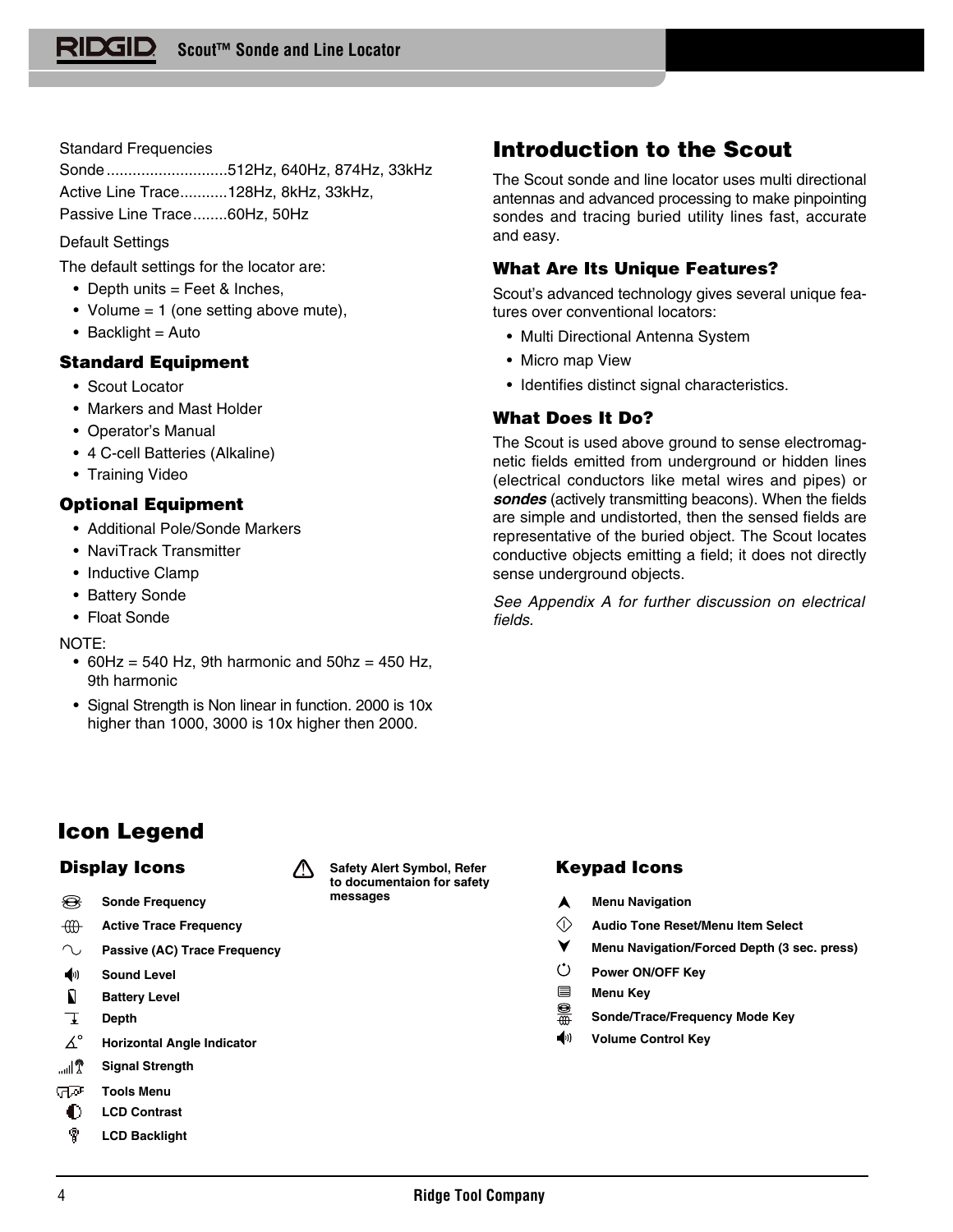Standard Frequencies

Sonde............................512Hz, 640Hz, 874Hz, 33kHz

Active Line Trace...........128Hz, 8kHz, 33kHz,

Passive Line Trace........60Hz, 50Hz

Default Settings

The default settings for the locator are:

- Depth units = Feet & Inches,
- Volume = 1 (one setting above mute),
- Backlight = Auto

### Standard Equipment

- Scout Locator
- Markers and Mast Holder
- Operator's Manual
- 4 C-cell Batteries (Alkaline)
- Training Video

### Optional Equipment

- Additional Pole/Sonde Markers
- NaviTrack Transmitter
- Inductive Clamp
- Battery Sonde
- Float Sonde

NOTE:

- 60Hz = 540 Hz, 9th harmonic and 50hz = 450 Hz, 9th harmonic
- Signal Strength is Non linear in function. 2000 is 10x higher than 1000, 3000 is 10x higher then 2000.

## Introduction to the Scout

The Scout sonde and line locator uses multi directional antennas and advanced processing to make pinpointing sondes and tracing buried utility lines fast, accurate and easy.

### What Are Its Unique Features?

Scout's advanced technology gives several unique features over conventional locators:

- Multi Directional Antenna System
- Micro map View
- Identifies distinct signal characteristics.

### What Does It Do?

The Scout is used above ground to sense electromagnetic fields emitted from underground or hidden lines (electrical conductors like metal wires and pipes) or ***sondes*** (actively transmitting beacons). When the fields are simple and undistorted, then the sensed fields are representative of the buried object. The Scout locates conductive objects emitting a field; it does not directly sense underground objects.

*See Appendix A for further discussion on electrical fields.*

## Icon Legend

### Display Icons

- **Sonde Frequency**
- **Active Trace Frequency**
- **Passive (AC) Trace Frequency**
- **Sound Level**
- **Battery Level**
- **Depth**
- **Horizontal Angle Indicator**
- **Signal Strength**
- **Tools Menu**
- **LCD Contrast**
- **LCD Backlight**

⚠ **Safety Alert Symbol, Refer to documentaion for safety messages**

### Keypad Icons

- **Menu Navigation**
- **Audio Tone Reset/Menu Item Select**
- **Menu Navigation/Forced Depth (3 sec. press)**
- **Power ON/OFF Key**
- **Menu Key**
- **Sonde/Trace/Frequency Mode Key**
- **Volume Control Key**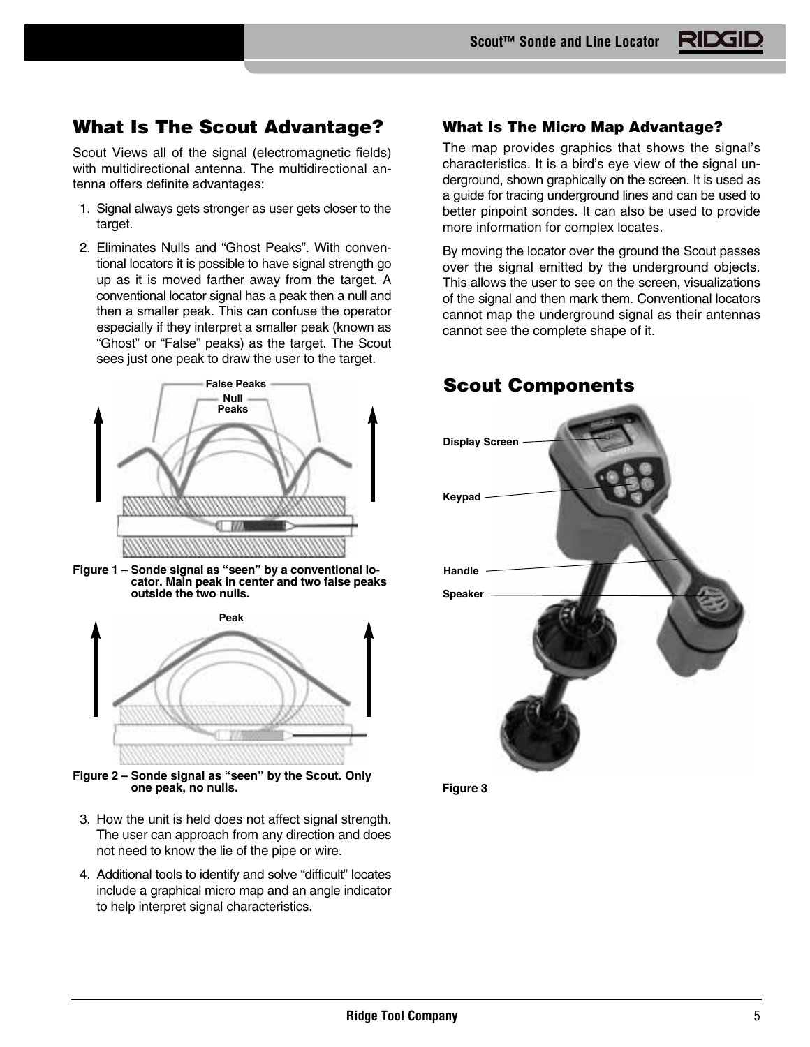## What Is The Scout Advantage?

Scout Views all of the signal (electromagnetic fields) with multidirectional antenna. The multidirectional antenna offers definite advantages:

1. Signal always gets stronger as user gets closer to the target.
2. Eliminates Nulls and "Ghost Peaks". With conventional locators it is possible to have signal strength go up as it is moved farther away from the target. A conventional locator signal has a peak then a null and then a smaller peak. This can confuse the operator especially if they interpret a smaller peak (known as "Ghost" or "False" peaks) as the target. The Scout sees just one peak to draw the user to the target.

Figure 1 – Sonde signal as "seen" by a conventional locator. Main peak in center and two false peaks outside the two nulls.

Figure 2 – Sonde signal as "seen" by the Scout. Only one peak, no nulls.

3. How the unit is held does not affect signal strength. The user can approach from any direction and does not need to know the lie of the pipe or wire.
4. Additional tools to identify and solve "difficult" locates include a graphical micro map and an angle indicator to help interpret signal characteristics.

### What Is The Micro Map Advantage?

The map provides graphics that shows the signal's characteristics. It is a bird's eye view of the signal underground, shown graphically on the screen. It is used as a guide for tracing underground lines and can be used to better pinpoint sondes. It can also be used to provide more information for complex locates.

By moving the locator over the ground the Scout passes over the signal emitted by the underground objects. This allows the user to see on the screen, visualizations of the signal and then mark them. Conventional locators cannot map the underground signal as their antennas cannot see the complete shape of it.

## Scout Components

Figure 3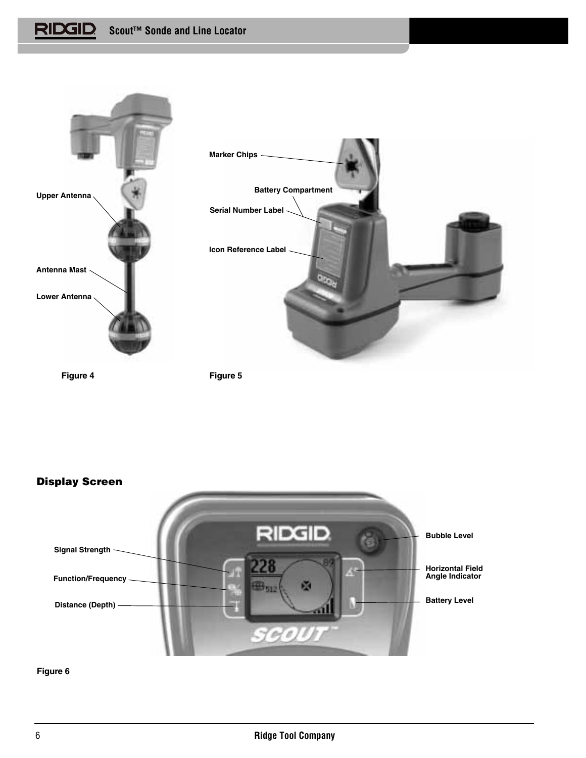Upper Antenna

Antenna Mast

Lower Antenna

Figure 4

Marker Chips

Battery Compartment

Serial Number Label

Icon Reference Label

Figure 5

## Display Screen

Signal Strength

Function/Frequency

Distance (Depth)

Bubble Level

Horizontal Field Angle Indicator

Battery Level

Figure 6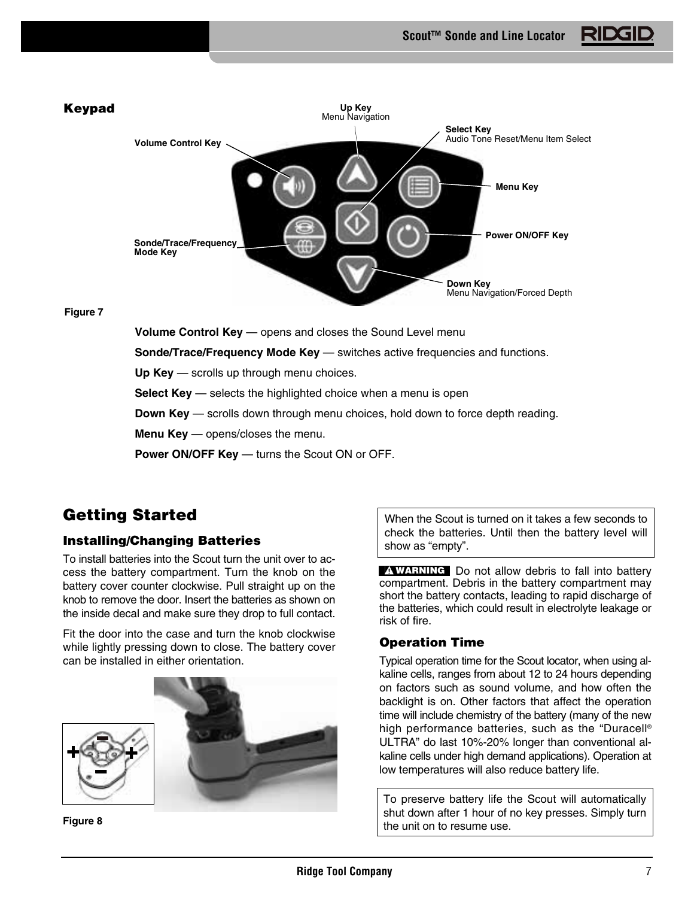## Keypad

Volume Control Key

Up Key
Menu Navigation

Select Key
Audio Tone Reset/Menu Item Select

Menu Key

Power ON/OFF Key

Sonde/Trace/Frequency Mode Key

Down Key
Menu Navigation/Forced Depth

Figure 7

**Volume Control Key** — opens and closes the Sound Level menu

**Sonde/Trace/Frequency Mode Key** — switches active frequencies and functions.

**Up Key** — scrolls up through menu choices.

**Select Key** — selects the highlighted choice when a menu is open

**Down Key** — scrolls down through menu choices, hold down to force depth reading.

**Menu Key** — opens/closes the menu.

**Power ON/OFF Key** — turns the Scout ON or OFF.

# Getting Started

## Installing/Changing Batteries

To install batteries into the Scout turn the unit over to access the battery compartment. Turn the knob on the battery cover counter clockwise. Pull straight up on the knob to remove the door. Insert the batteries as shown on the inside decal and make sure they drop to full contact.

Fit the door into the case and turn the knob clockwise while lightly pressing down to close. The battery cover can be installed in either orientation.

Figure 8

When the Scout is turned on it takes a few seconds to check the batteries. Until then the battery level will show as "empty".

**WARNING** Do not allow debris to fall into battery compartment. Debris in the battery compartment may short the battery contacts, leading to rapid discharge of the batteries, which could result in electrolyte leakage or risk of fire.

## Operation Time

Typical operation time for the Scout locator, when using alkaline cells, ranges from about 12 to 24 hours depending on factors such as sound volume, and how often the backlight is on. Other factors that affect the operation time will include chemistry of the battery (many of the new high performance batteries, such as the "Duracell® ULTRA" do last 10%-20% longer than conventional alkaline cells under high demand applications). Operation at low temperatures will also reduce battery life.

To preserve battery life the Scout will automatically shut down after 1 hour of no key presses. Simply turn the unit on to resume use.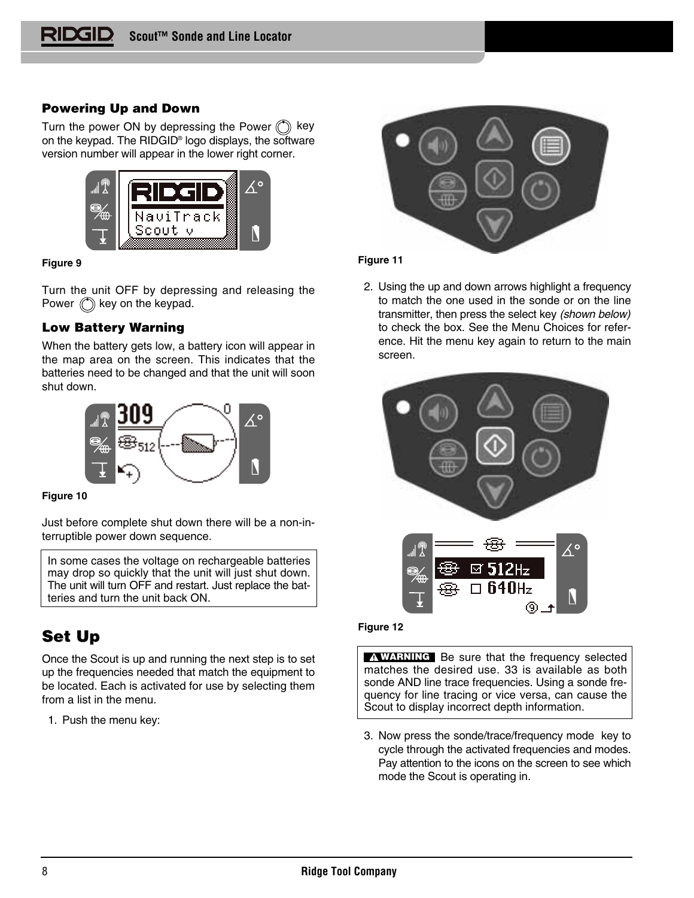## Powering Up and Down

Turn the power ON by depressing the Power key on the keypad. The RIDGID® logo displays, the software version number will appear in the lower right corner.

Figure 9

Turn the unit OFF by depressing and releasing the Power key on the keypad.

## Low Battery Warning

When the battery gets low, a battery icon will appear in the map area on the screen. This indicates that the batteries need to be changed and that the unit will soon shut down.

Figure 10

Just before complete shut down there will be a non-interruptible power down sequence.

> In some cases the voltage on rechargeable batteries may drop so quickly that the unit will just shut down. The unit will turn OFF and restart. Just replace the batteries and turn the unit back ON.

# Set Up

Once the Scout is up and running the next step is to set up the frequencies needed that match the equipment to be located. Each is activated for use by selecting them from a list in the menu.

1. Push the menu key:

Figure 11

2. Using the up and down arrows highlight a frequency to match the one used in the sonde or on the line transmitter, then press the select key *(shown below)* to check the box. See the Menu Choices for reference. Hit the menu key again to return to the main screen.

Figure 12

> **⚠ WARNING** Be sure that the frequency selected matches the desired use. 33 is available as both sonde AND line trace frequencies. Using a sonde frequency for line tracing or vice versa, can cause the Scout to display incorrect depth information.

3. Now press the sonde/trace/frequency mode key to cycle through the activated frequencies and modes. Pay attention to the icons on the screen to see which mode the Scout is operating in.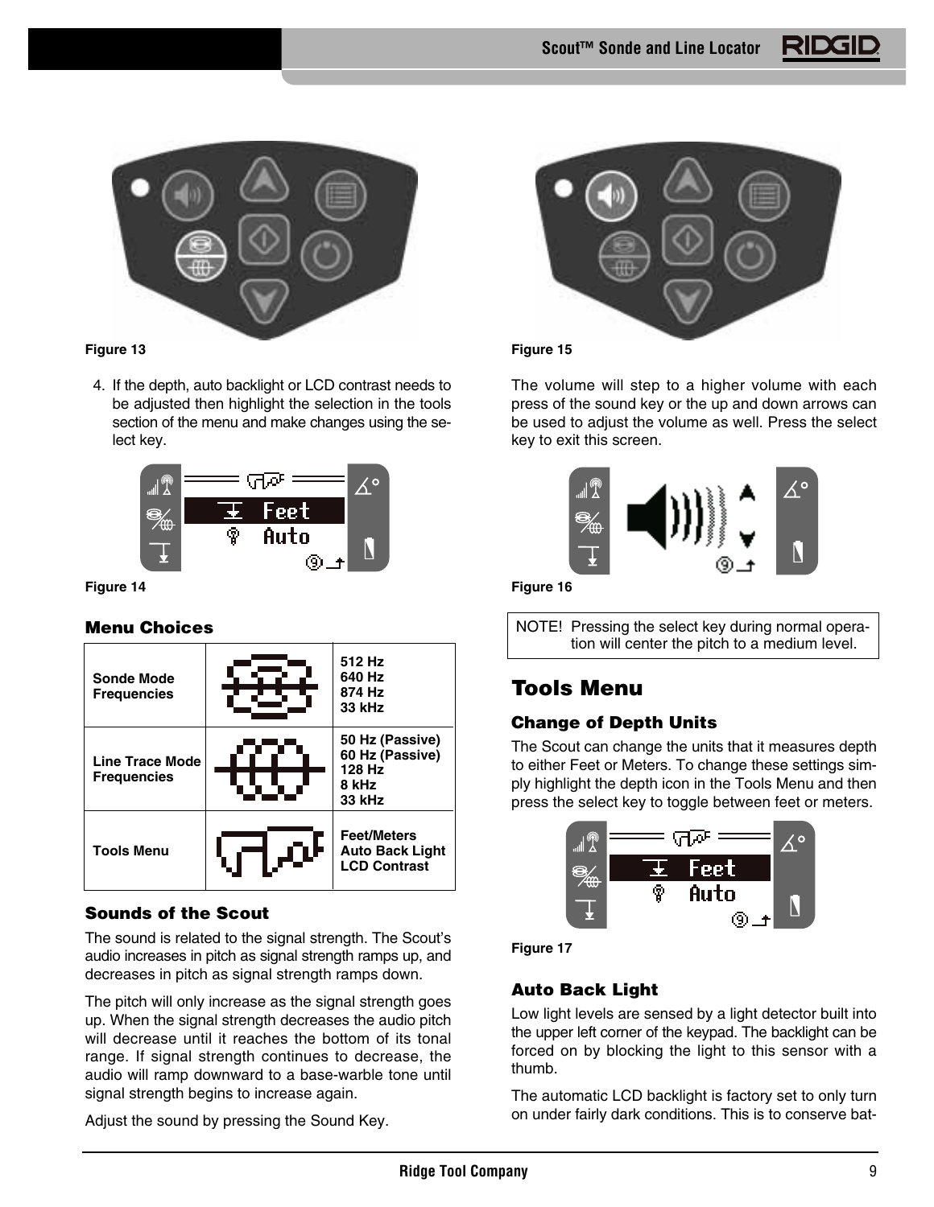Figure 13

4. If the depth, auto backlight or LCD contrast needs to be adjusted then highlight the selection in the tools section of the menu and make changes using the select key.

Figure 14

### Menu Choices

| | | |
|---|---|---|
| Sonde Mode Frequencies | | 512 Hz<br>640 Hz<br>874 Hz<br>33 kHz |
| Line Trace Mode Frequencies | | 50 Hz (Passive)<br>60 Hz (Passive)<br>128 Hz<br>8 kHz<br>33 kHz |
| Tools Menu | | Feet/Meters<br>Auto Back Light<br>LCD Contrast |

### Sounds of the Scout

The sound is related to the signal strength. The Scout's audio increases in pitch as signal strength ramps up, and decreases in pitch as signal strength ramps down.

The pitch will only increase as the signal strength goes up. When the signal strength decreases the audio pitch will decrease until it reaches the bottom of its tonal range. If signal strength continues to decrease, the audio will ramp downward to a base-warble tone until signal strength begins to increase again.

Adjust the sound by pressing the Sound Key.

Figure 15

The volume will step to a higher volume with each press of the sound key or the up and down arrows can be used to adjust the volume as well. Press the select key to exit this screen.

Figure 16

NOTE! Pressing the select key during normal operation will center the pitch to a medium level.

## Tools Menu

### Change of Depth Units

The Scout can change the units that it measures depth to either Feet or Meters. To change these settings simply highlight the depth icon in the Tools Menu and then press the select key to toggle between feet or meters.

Figure 17

### Auto Back Light

Low light levels are sensed by a light detector built into the upper left corner of the keypad. The backlight can be forced on by blocking the light to this sensor with a thumb.

The automatic LCD backlight is factory set to only turn on under fairly dark conditions. This is to conserve bat-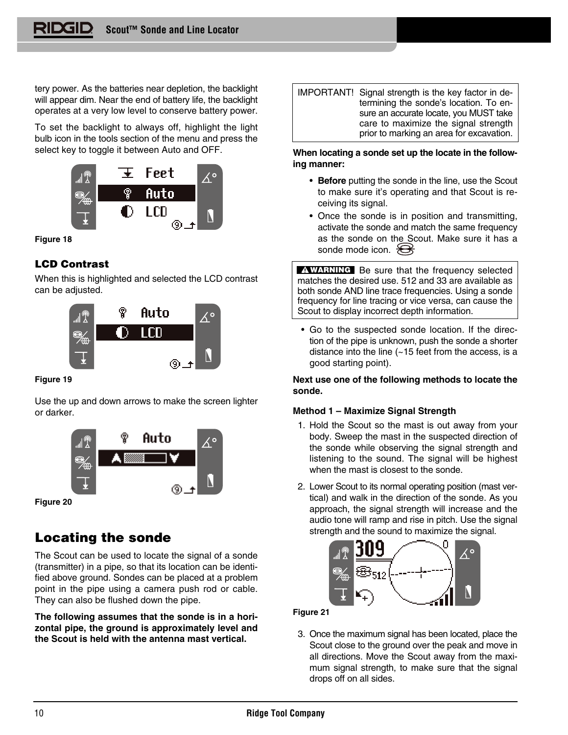tery power. As the batteries near depletion, the backlight will appear dim. Near the end of battery life, the backlight operates at a very low level to conserve battery power.

To set the backlight to always off, highlight the light bulb icon in the tools section of the menu and press the select key to toggle it between Auto and OFF.

Figure 18

### LCD Contrast

When this is highlighted and selected the LCD contrast can be adjusted.

Figure 19

Use the up and down arrows to make the screen lighter or darker.

Figure 20

## Locating the sonde

The Scout can be used to locate the signal of a sonde (transmitter) in a pipe, so that its location can be identified above ground. Sondes can be placed at a problem point in the pipe using a camera push rod or cable. They can also be flushed down the pipe.

**The following assumes that the sonde is in a horizontal pipe, the ground is approximately level and the Scout is held with the antenna mast vertical.**

IMPORTANT! Signal strength is the key factor in determining the sonde's location. To ensure an accurate locate, you MUST take care to maximize the signal strength prior to marking an area for excavation.

**When locating a sonde set up the locate in the following manner:**

- **Before** putting the sonde in the line, use the Scout to make sure it's operating and that Scout is receiving its signal.
- Once the sonde is in position and transmitting, activate the sonde and match the same frequency as the sonde on the Scout. Make sure it has a sonde mode icon.

**⚠ WARNING** Be sure that the frequency selected matches the desired use. 512 and 33 are available as both sonde AND line trace frequencies. Using a sonde frequency for line tracing or vice versa, can cause the Scout to display incorrect depth information.

- Go to the suspected sonde location. If the direction of the pipe is unknown, push the sonde a shorter distance into the line (~15 feet from the access, is a good starting point).

**Next use one of the following methods to locate the sonde.**

**Method 1 – Maximize Signal Strength**

1. Hold the Scout so the mast is out away from your body. Sweep the mast in the suspected direction of the sonde while observing the signal strength and listening to the sound. The signal will be highest when the mast is closest to the sonde.
2. Lower Scout to its normal operating position (mast vertical) and walk in the direction of the sonde. As you approach, the signal strength will increase and the audio tone will ramp and rise in pitch. Use the signal strength and the sound to maximize the signal.

Figure 21

3. Once the maximum signal has been located, place the Scout close to the ground over the peak and move in all directions. Move the Scout away from the maximum signal strength, to make sure that the signal drops off on all sides.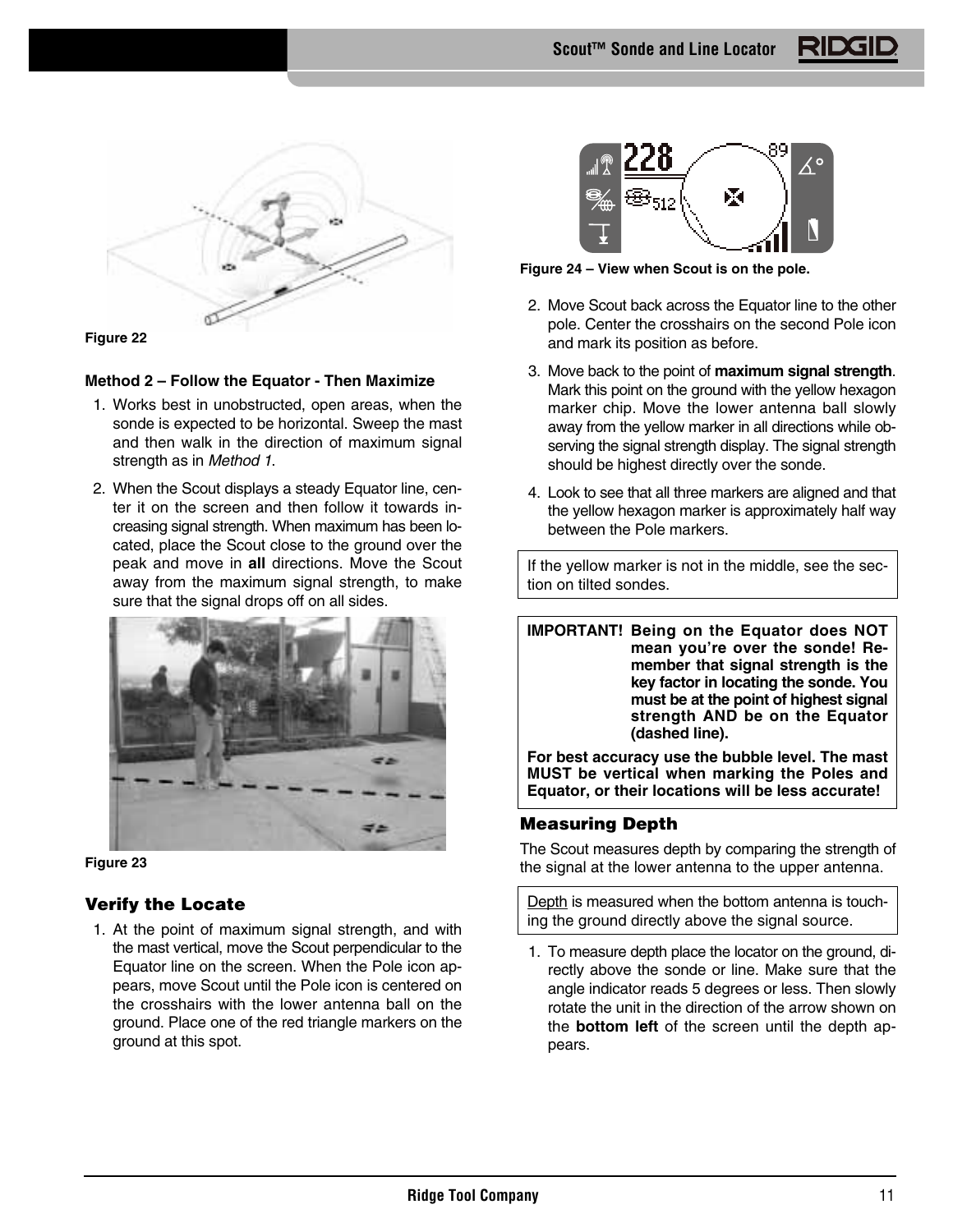Figure 22

**Method 2 – Follow the Equator - Then Maximize**

1. Works best in unobstructed, open areas, when the sonde is expected to be horizontal. Sweep the mast and then walk in the direction of maximum signal strength as in *Method 1*.
2. When the Scout displays a steady Equator line, center it on the screen and then follow it towards increasing signal strength. When maximum has been located, place the Scout close to the ground over the peak and move in **all** directions. Move the Scout away from the maximum signal strength, to make sure that the signal drops off on all sides.

Figure 23

## Verify the Locate

1. At the point of maximum signal strength, and with the mast vertical, move the Scout perpendicular to the Equator line on the screen. When the Pole icon appears, move Scout until the Pole icon is centered on the crosshairs with the lower antenna ball on the ground. Place one of the red triangle markers on the ground at this spot.

Figure 24 – View when Scout is on the pole.

2. Move Scout back across the Equator line to the other pole. Center the crosshairs on the second Pole icon and mark its position as before.
3. Move back to the point of **maximum signal strength**. Mark this point on the ground with the yellow hexagon marker chip. Move the lower antenna ball slowly away from the yellow marker in all directions while observing the signal strength display. The signal strength should be highest directly over the sonde.
4. Look to see that all three markers are aligned and that the yellow hexagon marker is approximately half way between the Pole markers.

If the yellow marker is not in the middle, see the section on tilted sondes.

**IMPORTANT! Being on the Equator does NOT mean you're over the sonde! Remember that signal strength is the key factor in locating the sonde. You must be at the point of highest signal strength AND be on the Equator (dashed line).**

**For best accuracy use the bubble level. The mast MUST be vertical when marking the Poles and Equator, or their locations will be less accurate!**

## Measuring Depth

The Scout measures depth by comparing the strength of the signal at the lower antenna to the upper antenna.

Depth is measured when the bottom antenna is touching the ground directly above the signal source.

1. To measure depth place the locator on the ground, directly above the sonde or line. Make sure that the angle indicator reads 5 degrees or less. Then slowly rotate the unit in the direction of the arrow shown on the **bottom left** of the screen until the depth appears.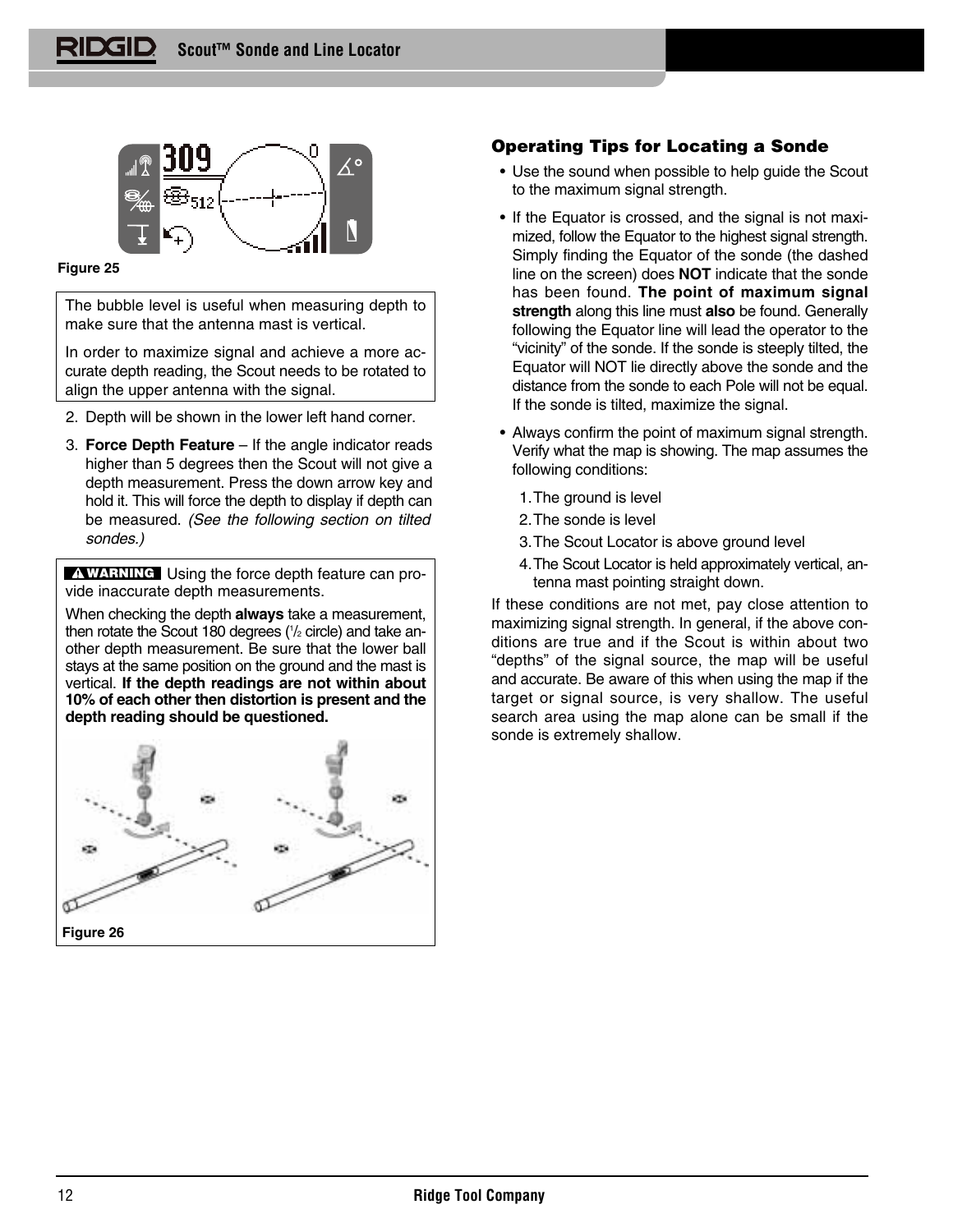Figure 25

The bubble level is useful when measuring depth to make sure that the antenna mast is vertical.

In order to maximize signal and achieve a more accurate depth reading, the Scout needs to be rotated to align the upper antenna with the signal.

2. Depth will be shown in the lower left hand corner.
3. **Force Depth Feature** – If the angle indicator reads higher than 5 degrees then the Scout will not give a depth measurement. Press the down arrow key and hold it. This will force the depth to display if depth can be measured. *(See the following section on tilted sondes.)*

**WARNING** Using the force depth feature can provide inaccurate depth measurements.

When checking the depth **always** take a measurement, then rotate the Scout 180 degrees (1/2 circle) and take another depth measurement. Be sure that the lower ball stays at the same position on the ground and the mast is vertical. **If the depth readings are not within about 10% of each other then distortion is present and the depth reading should be questioned.**

Figure 26

### Operating Tips for Locating a Sonde

- Use the sound when possible to help guide the Scout to the maximum signal strength.
- If the Equator is crossed, and the signal is not maximized, follow the Equator to the highest signal strength. Simply finding the Equator of the sonde (the dashed line on the screen) does **NOT** indicate that the sonde has been found. **The point of maximum signal strength** along this line must **also** be found. Generally following the Equator line will lead the operator to the "vicinity" of the sonde. If the sonde is steeply tilted, the Equator will NOT lie directly above the sonde and the distance from the sonde to each Pole will not be equal. If the sonde is tilted, maximize the signal.
- Always confirm the point of maximum signal strength. Verify what the map is showing. The map assumes the following conditions:
  1. The ground is level
  2. The sonde is level
  3. The Scout Locator is above ground level
  4. The Scout Locator is held approximately vertical, antenna mast pointing straight down.

If these conditions are not met, pay close attention to maximizing signal strength. In general, if the above conditions are true and if the Scout is within about two "depths" of the signal source, the map will be useful and accurate. Be aware of this when using the map if the target or signal source, is very shallow. The useful search area using the map alone can be small if the sonde is extremely shallow.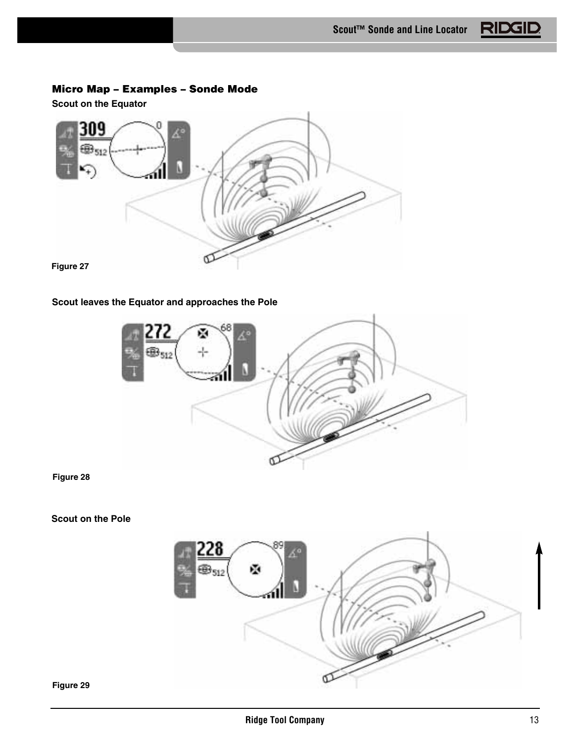## Micro Map – Examples – Sonde Mode

**Scout on the Equator**

Figure 27

**Scout leaves the Equator and approaches the Pole**

Figure 28

**Scout on the Pole**

Figure 29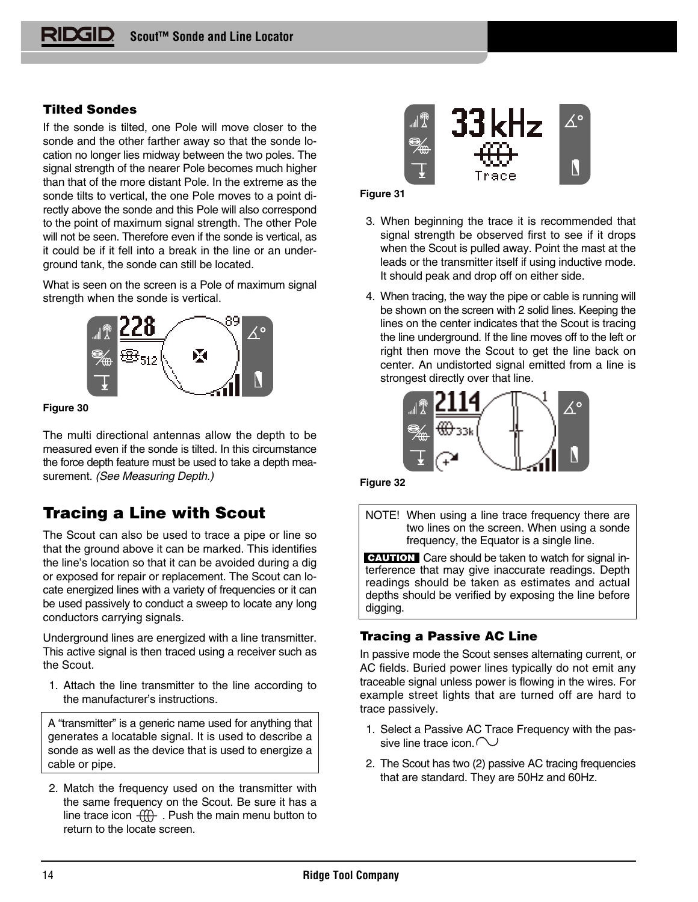### Tilted Sondes

If the sonde is tilted, one Pole will move closer to the sonde and the other farther away so that the sonde location no longer lies midway between the two poles. The signal strength of the nearer Pole becomes much higher than that of the more distant Pole. In the extreme as the sonde tilts to vertical, the one Pole moves to a point directly above the sonde and this Pole will also correspond to the point of maximum signal strength. The other Pole will not be seen. Therefore even if the sonde is vertical, as it could be if it fell into a break in the line or an underground tank, the sonde can still be located.

What is seen on the screen is a Pole of maximum signal strength when the sonde is vertical.

Figure 30

The multi directional antennas allow the depth to be measured even if the sonde is tilted. In this circumstance the force depth feature must be used to take a depth measurement. *(See Measuring Depth.)*

## Tracing a Line with Scout

The Scout can also be used to trace a pipe or line so that the ground above it can be marked. This identifies the line's location so that it can be avoided during a dig or exposed for repair or replacement. The Scout can locate energized lines with a variety of frequencies or it can be used passively to conduct a sweep to locate any long conductors carrying signals.

Underground lines are energized with a line transmitter. This active signal is then traced using a receiver such as the Scout.

1. Attach the line transmitter to the line according to the manufacturer's instructions.

> A "transmitter" is a generic name used for anything that generates a locatable signal. It is used to describe a sonde as well as the device that is used to energize a cable or pipe.

2. Match the frequency used on the transmitter with the same frequency on the Scout. Be sure it has a line trace icon. Push the main menu button to return to the locate screen.

Figure 31

3. When beginning the trace it is recommended that signal strength be observed first to see if it drops when the Scout is pulled away. Point the mast at the leads or the transmitter itself if using inductive mode. It should peak and drop off on either side.

4. When tracing, the way the pipe or cable is running will be shown on the screen with 2 solid lines. Keeping the lines on the center indicates that the Scout is tracing the line underground. If the line moves off to the left or right then move the Scout to get the line back on center. An undistorted signal emitted from a line is strongest directly over that line.

Figure 32

> NOTE! When using a line trace frequency there are two lines on the screen. When using a sonde frequency, the Equator is a single line.
>
> **CAUTION** Care should be taken to watch for signal interference that may give inaccurate readings. Depth readings should be taken as estimates and actual depths should be verified by exposing the line before digging.

### Tracing a Passive AC Line

In passive mode the Scout senses alternating current, or AC fields. Buried power lines typically do not emit any traceable signal unless power is flowing in the wires. For example street lights that are turned off are hard to trace passively.

1. Select a Passive AC Trace Frequency with the passive line trace icon.

2. The Scout has two (2) passive AC tracing frequencies that are standard. They are 50Hz and 60Hz.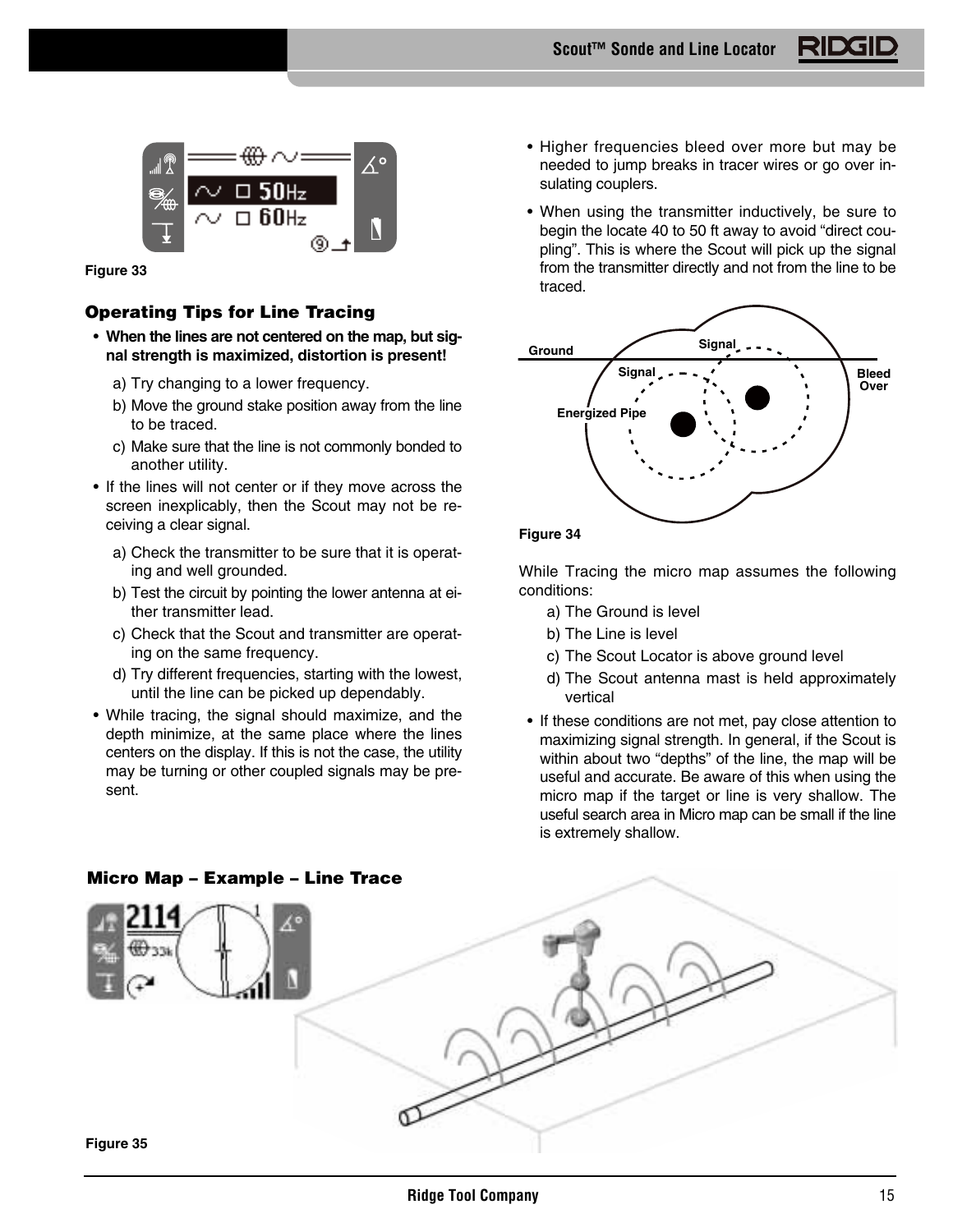Figure 33

### Operating Tips for Line Tracing

- **When the lines are not centered on the map, but signal strength is maximized, distortion is present!**
  - a) Try changing to a lower frequency.
  - b) Move the ground stake position away from the line to be traced.
  - c) Make sure that the line is not commonly bonded to another utility.
- If the lines will not center or if they move across the screen inexplicably, then the Scout may not be receiving a clear signal.
  - a) Check the transmitter to be sure that it is operating and well grounded.
  - b) Test the circuit by pointing the lower antenna at either transmitter lead.
  - c) Check that the Scout and transmitter are operating on the same frequency.
  - d) Try different frequencies, starting with the lowest, until the line can be picked up dependably.
- While tracing, the signal should maximize, and the depth minimize, at the same place where the lines centers on the display. If this is not the case, the utility may be turning or other coupled signals may be present.
- Higher frequencies bleed over more but may be needed to jump breaks in tracer wires or go over insulating couplers.
- When using the transmitter inductively, be sure to begin the locate 40 to 50 ft away to avoid "direct coupling". This is where the Scout will pick up the signal from the transmitter directly and not from the line to be traced.

Figure 34

While Tracing the micro map assumes the following conditions:

- a) The Ground is level
- b) The Line is level
- c) The Scout Locator is above ground level
- d) The Scout antenna mast is held approximately vertical

- If these conditions are not met, pay close attention to maximizing signal strength. In general, if the Scout is within about two "depths" of the line, the map will be useful and accurate. Be aware of this when using the micro map if the target or line is very shallow. The useful search area in Micro map can be small if the line is extremely shallow.

### Micro Map – Example – Line Trace

Figure 35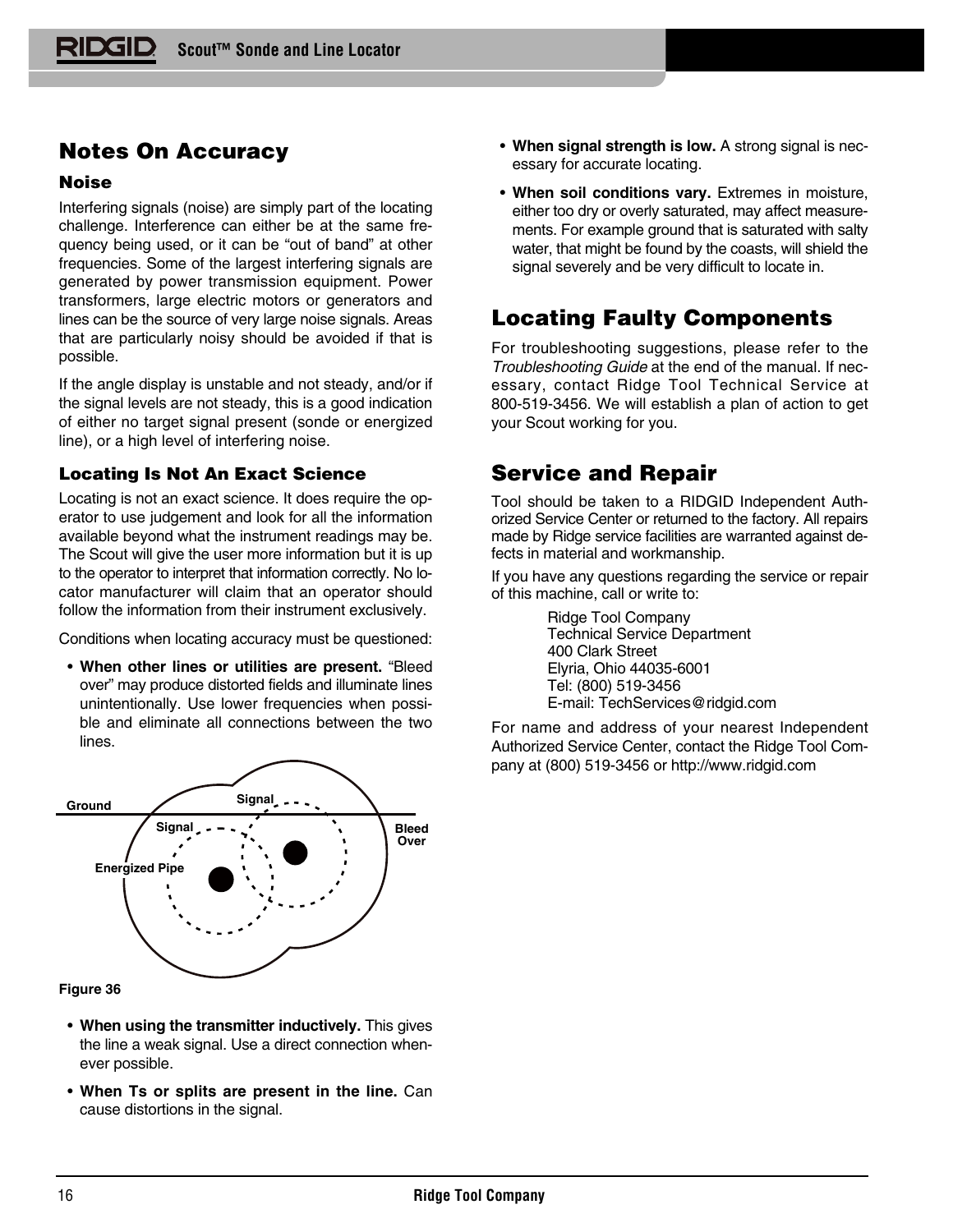## Notes On Accuracy

### Noise

Interfering signals (noise) are simply part of the locating challenge. Interference can either be at the same frequency being used, or it can be "out of band" at other frequencies. Some of the largest interfering signals are generated by power transmission equipment. Power transformers, large electric motors or generators and lines can be the source of very large noise signals. Areas that are particularly noisy should be avoided if that is possible.

If the angle display is unstable and not steady, and/or if the signal levels are not steady, this is a good indication of either no target signal present (sonde or energized line), or a high level of interfering noise.

### Locating Is Not An Exact Science

Locating is not an exact science. It does require the operator to use judgement and look for all the information available beyond what the instrument readings may be. The Scout will give the user more information but it is up to the operator to interpret that information correctly. No locator manufacturer will claim that an operator should follow the information from their instrument exclusively.

Conditions when locating accuracy must be questioned:

- **When other lines or utilities are present.** "Bleed over" may produce distorted fields and illuminate lines unintentionally. Use lower frequencies when possible and eliminate all connections between the two lines.

Figure 36

- **When using the transmitter inductively.** This gives the line a weak signal. Use a direct connection whenever possible.
- **When Ts or splits are present in the line.** Can cause distortions in the signal.
- **When signal strength is low.** A strong signal is necessary for accurate locating.
- **When soil conditions vary.** Extremes in moisture, either too dry or overly saturated, may affect measurements. For example ground that is saturated with salty water, that might be found by the coasts, will shield the signal severely and be very difficult to locate in.

## Locating Faulty Components

For troubleshooting suggestions, please refer to the *Troubleshooting Guide* at the end of the manual. If necessary, contact Ridge Tool Technical Service at 800-519-3456. We will establish a plan of action to get your Scout working for you.

## Service and Repair

Tool should be taken to a RIDGID Independent Authorized Service Center or returned to the factory. All repairs made by Ridge service facilities are warranted against defects in material and workmanship.

If you have any questions regarding the service or repair of this machine, call or write to:

Ridge Tool Company
Technical Service Department
400 Clark Street
Elyria, Ohio 44035-6001
Tel: (800) 519-3456
E-mail: TechServices@ridgid.com

For name and address of your nearest Independent Authorized Service Center, contact the Ridge Tool Company at (800) 519-3456 or http://www.ridgid.com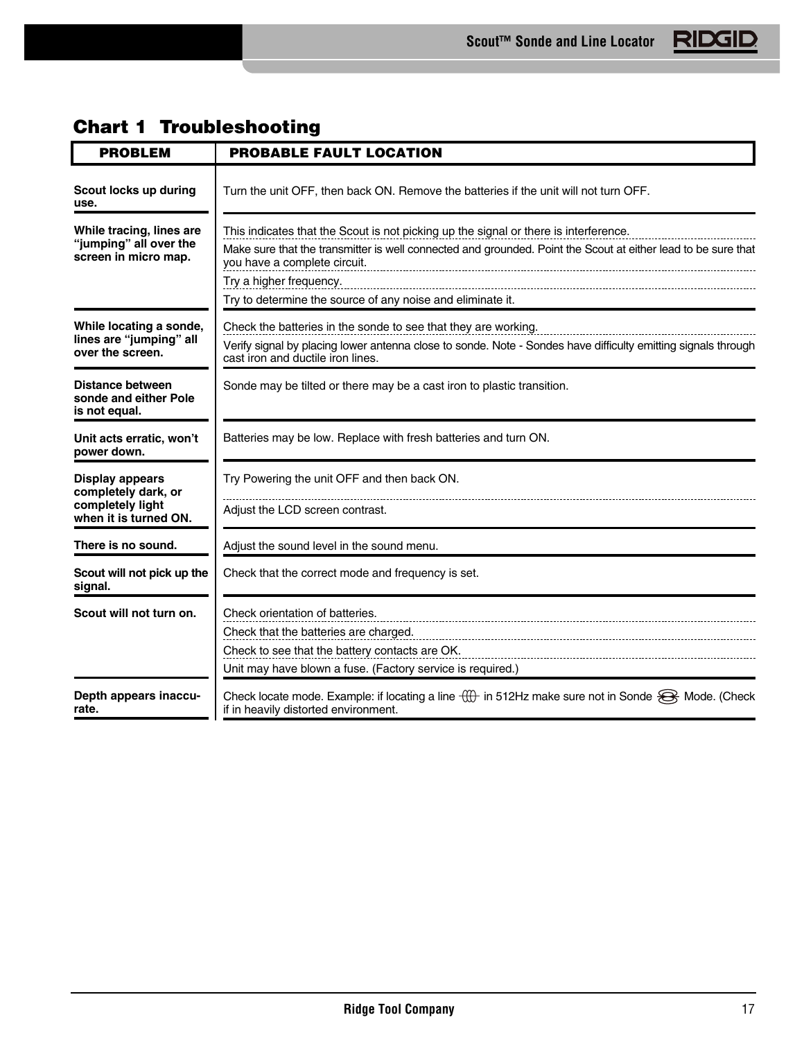## Chart 1 Troubleshooting

| PROBLEM | PROBABLE FAULT LOCATION |
|---|---|
| **Scout locks up during use.** | Turn the unit OFF, then back ON. Remove the batteries if the unit will not turn OFF. |
| **While tracing, lines are "jumping" all over the screen in micro map.** | This indicates that the Scout is not picking up the signal or there is interference. |
| | Make sure that the transmitter is well connected and grounded. Point the Scout at either lead to be sure that you have a complete circuit. |
| | Try a higher frequency. |
| | Try to determine the source of any noise and eliminate it. |
| **While locating a sonde, lines are "jumping" all over the screen.** | Check the batteries in the sonde to see that they are working. |
| | Verify signal by placing lower antenna close to sonde. Note - Sondes have difficulty emitting signals through cast iron and ductile iron lines. |
| **Distance between sonde and either Pole is not equal.** | Sonde may be tilted or there may be a cast iron to plastic transition. |
| **Unit acts erratic, won't power down.** | Batteries may be low. Replace with fresh batteries and turn ON. |
| **Display appears completely dark, or completely light when it is turned ON.** | Try Powering the unit OFF and then back ON. |
| | Adjust the LCD screen contrast. |
| **There is no sound.** | Adjust the sound level in the sound menu. |
| **Scout will not pick up the signal.** | Check that the correct mode and frequency is set. |
| **Scout will not turn on.** | Check orientation of batteries. |
| | Check that the batteries are charged. |
| | Check to see that the battery contacts are OK. |
| | Unit may have blown a fuse. (Factory service is required.) |
| **Depth appears inaccurate.** | Check locate mode. Example: if locating a line in 512Hz make sure not in Sonde Mode. (Check if in heavily distorted environment. |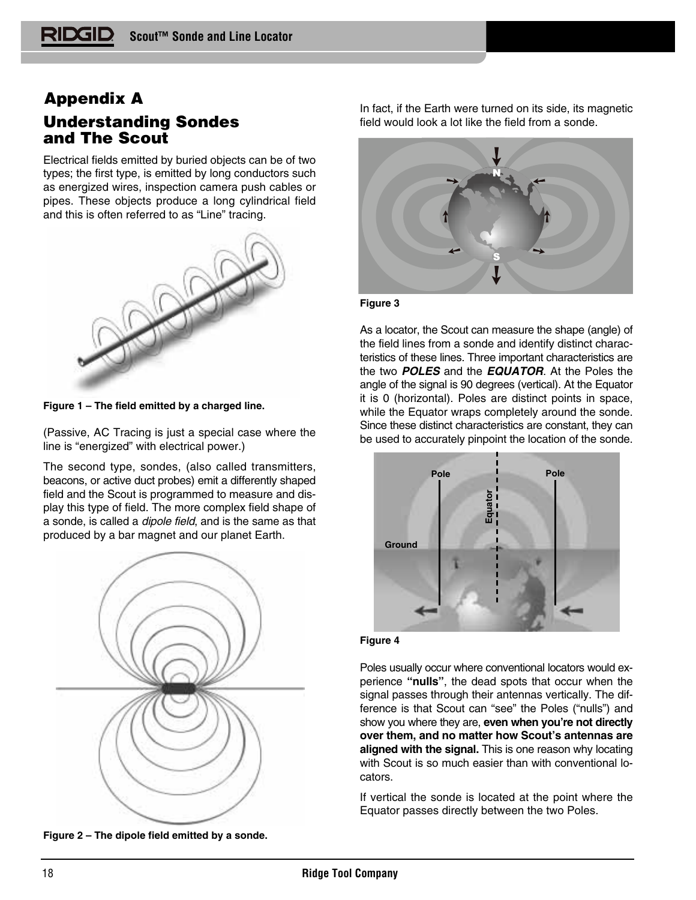## Appendix A

## Understanding Sondes and The Scout

Electrical fields emitted by buried objects can be of two types; the first type, is emitted by long conductors such as energized wires, inspection camera push cables or pipes. These objects produce a long cylindrical field and this is often referred to as "Line" tracing.

**Figure 1 – The field emitted by a charged line.**

(Passive, AC Tracing is just a special case where the line is "energized" with electrical power.)

The second type, sondes, (also called transmitters, beacons, or active duct probes) emit a differently shaped field and the Scout is programmed to measure and display this type of field. The more complex field shape of a sonde, is called a *dipole field*, and is the same as that produced by a bar magnet and our planet Earth.

**Figure 2 – The dipole field emitted by a sonde.**

In fact, if the Earth were turned on its side, its magnetic field would look a lot like the field from a sonde.

**Figure 3**

As a locator, the Scout can measure the shape (angle) of the field lines from a sonde and identify distinct characteristics of these lines. Three important characteristics are the two ***POLES*** and the ***EQUATOR***. At the Poles the angle of the signal is 90 degrees (vertical). At the Equator it is 0 (horizontal). Poles are distinct points in space, while the Equator wraps completely around the sonde. Since these distinct characteristics are constant, they can be used to accurately pinpoint the location of the sonde.

**Figure 4**

Poles usually occur where conventional locators would experience **"nulls"**, the dead spots that occur when the signal passes through their antennas vertically. The difference is that Scout can "see" the Poles ("nulls") and show you where they are, **even when you're not directly over them, and no matter how Scout's antennas are aligned with the signal.** This is one reason why locating with Scout is so much easier than with conventional locators.

If vertical the sonde is located at the point where the Equator passes directly between the two Poles.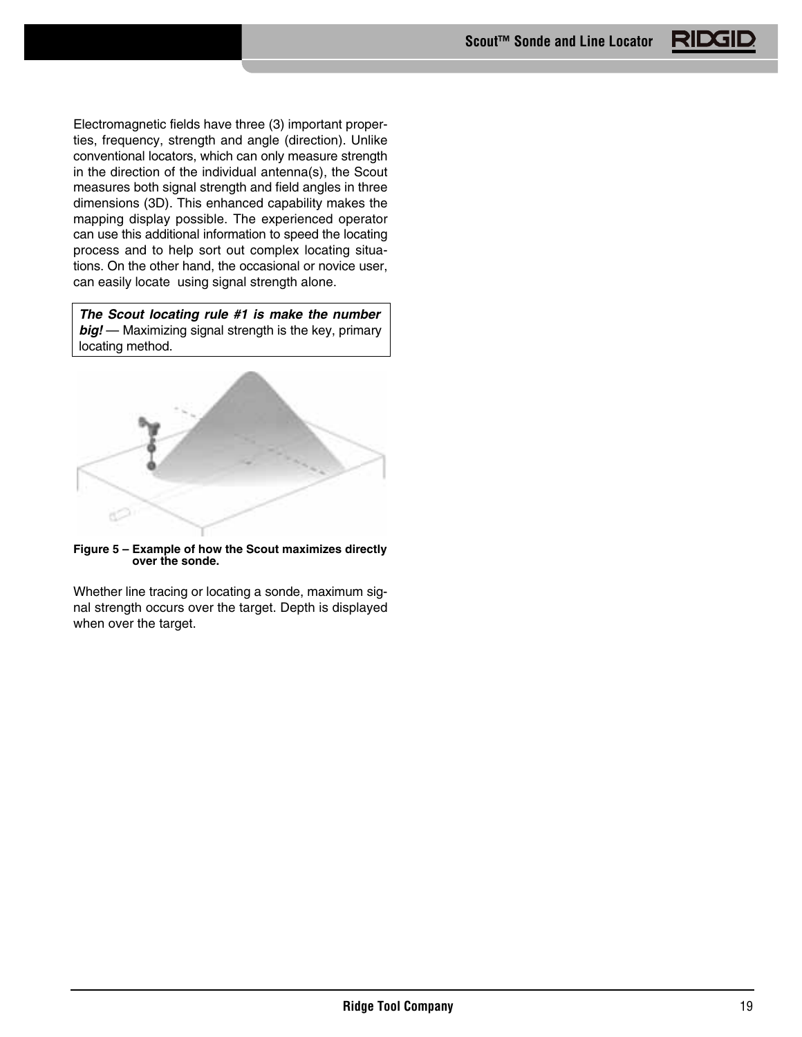Electromagnetic fields have three (3) important properties, frequency, strength and angle (direction). Unlike conventional locators, which can only measure strength in the direction of the individual antenna(s), the Scout measures both signal strength and field angles in three dimensions (3D). This enhanced capability makes the mapping display possible. The experienced operator can use this additional information to speed the locating process and to help sort out complex locating situations. On the other hand, the occasional or novice user, can easily locate using signal strength alone.

> ***The Scout locating rule #1 is make the number big!*** — Maximizing signal strength is the key, primary locating method.

**Figure 5 – Example of how the Scout maximizes directly over the sonde.**

Whether line tracing or locating a sonde, maximum signal strength occurs over the target. Depth is displayed when over the target.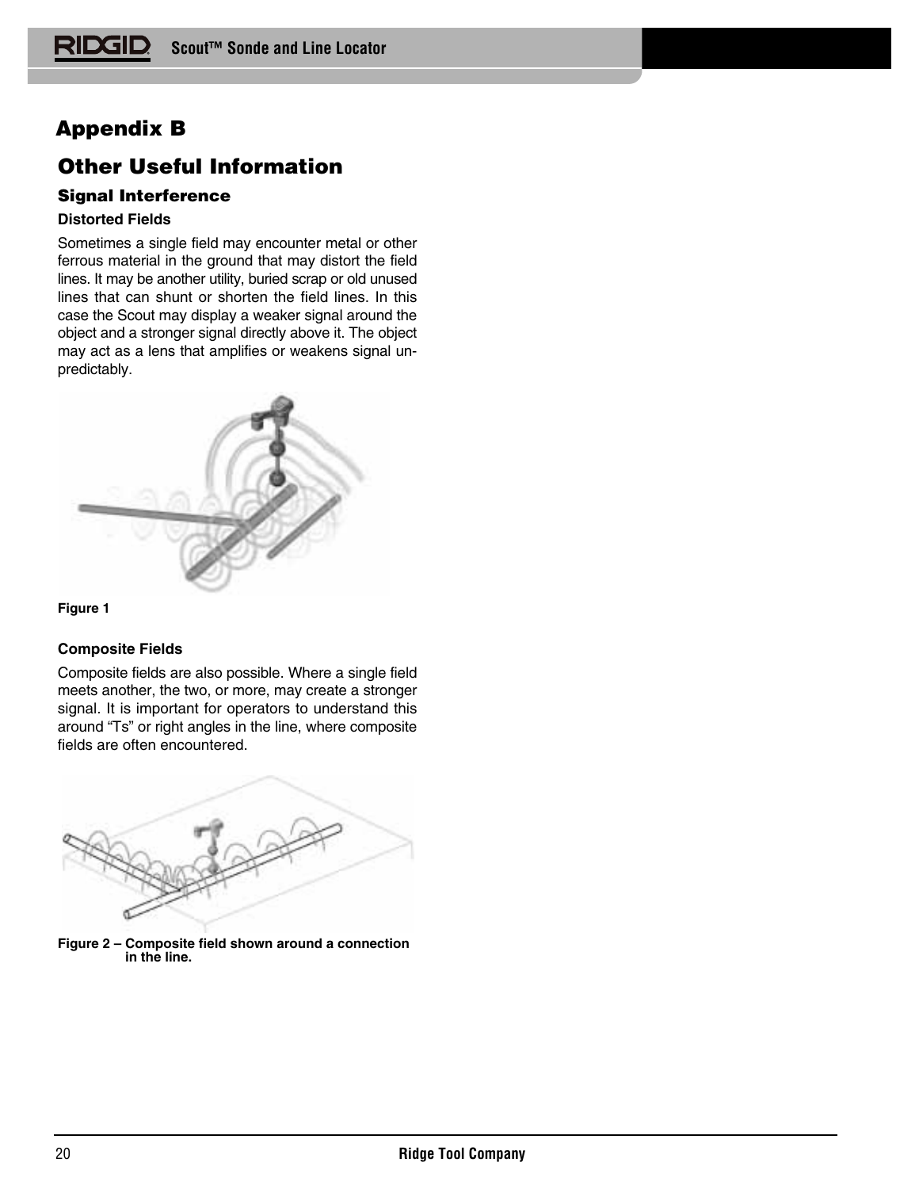# Appendix B

## Other Useful Information

### Signal Interference

**Distorted Fields**

Sometimes a single field may encounter metal or other ferrous material in the ground that may distort the field lines. It may be another utility, buried scrap or old unused lines that can shunt or shorten the field lines. In this case the Scout may display a weaker signal around the object and a stronger signal directly above it. The object may act as a lens that amplifies or weakens signal unpredictably.

**Figure 1**

**Composite Fields**

Composite fields are also possible. Where a single field meets another, the two, or more, may create a stronger signal. It is important for operators to understand this around "Ts" or right angles in the line, where composite fields are often encountered.

**Figure 2 – Composite field shown around a connection in the line.**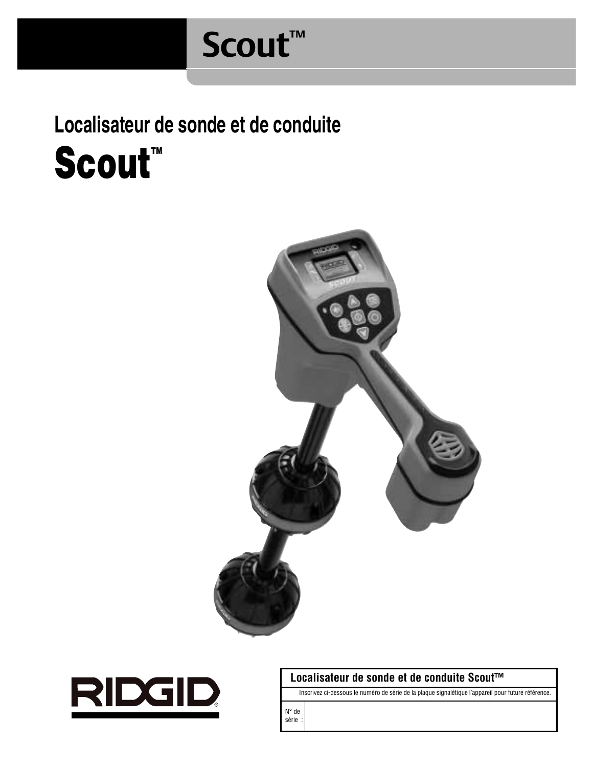# Scout™

## Localisateur de sonde et de conduite

# Scout™

| Localisateur de sonde et de conduite Scout™ | |
|---|---|
| Inscrivez ci-dessous le numéro de série de la plaque signalétique l'appareil pour future référence. | |
| N° de série : | |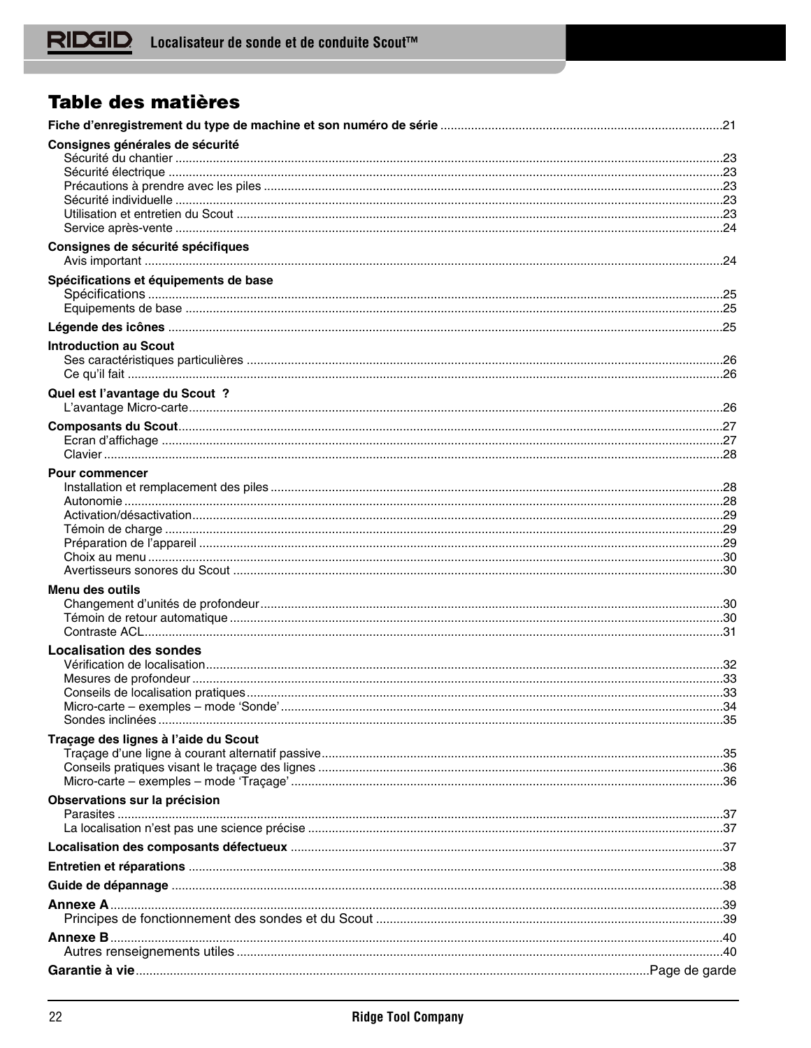# Table des matières

**Fiche d'enregistrement du type de machine et son numéro de série** .......... 21

**Consignes générales de sécurité**
- Sécurité du chantier .......... 23
- Sécurité électrique .......... 23
- Précautions à prendre avec les piles .......... 23
- Sécurité individuelle .......... 23
- Utilisation et entretien du Scout .......... 23
- Service après-vente .......... 24

**Consignes de sécurité spécifiques**
- Avis important .......... 24

**Spécifications et équipements de base**
- Spécifications .......... 25
- Equipements de base .......... 25

**Légende des icônes** .......... 25

**Introduction au Scout**
- Ses caractéristiques particulières .......... 26
- Ce qu'il fait .......... 26

**Quel est l'avantage du Scout ?**
- L'avantage Micro-carte .......... 26

**Composants du Scout** .......... 27
- Ecran d'affichage .......... 27
- Clavier .......... 28

**Pour commencer**
- Installation et remplacement des piles .......... 28
- Autonomie .......... 28
- Activation/désactivation .......... 29
- Témoin de charge .......... 29
- Préparation de l'appareil .......... 29
- Choix au menu .......... 30
- Avertisseurs sonores du Scout .......... 30

**Menu des outils**
- Changement d'unités de profondeur .......... 30
- Témoin de retour automatique .......... 30
- Contraste ACL .......... 31

**Localisation des sondes**
- Vérification de localisation .......... 32
- Mesures de profondeur .......... 33
- Conseils de localisation pratiques .......... 33
- Micro-carte – exemples – mode 'Sonde' .......... 34
- Sondes inclinées .......... 35

**Traçage des lignes à l'aide du Scout**
- Traçage d'une ligne à courant alternatif passive .......... 35
- Conseils pratiques visant le traçage des lignes .......... 36
- Micro-carte – exemples – mode 'Traçage' .......... 36

**Observations sur la précision**
- Parasites .......... 37
- La localisation n'est pas une science précise .......... 37

**Localisation des composants défectueux** .......... 37

**Entretien et réparations** .......... 38

**Guide de dépannage** .......... 38

**Annexe A** .......... 39
- Principes de fonctionnement des sondes et du Scout .......... 39

**Annexe B** .......... 40
- Autres renseignements utiles .......... 40

**Garantie à vie** .......... Page de garde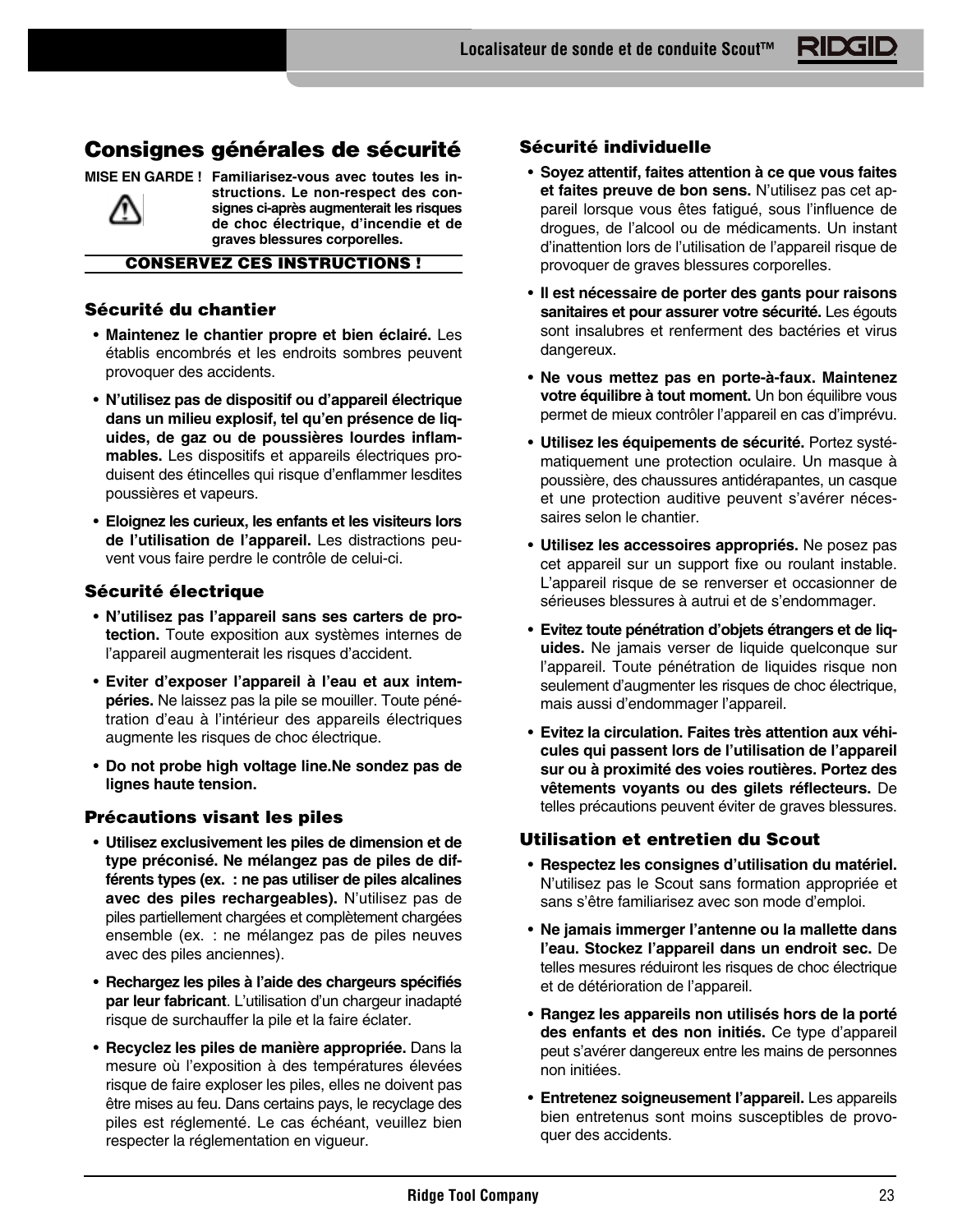## Consignes générales de sécurité

**MISE EN GARDE ! Familiarisez-vous avec toutes les instructions. Le non-respect des consignes ci-après augmenterait les risques de choc électrique, d'incendie et de graves blessures corporelles.**

**CONSERVEZ CES INSTRUCTIONS !**

### Sécurité du chantier

- **Maintenez le chantier propre et bien éclairé.** Les établis encombrés et les endroits sombres peuvent provoquer des accidents.
- **N'utilisez pas de dispositif ou d'appareil électrique dans un milieu explosif, tel qu'en présence de liquides, de gaz ou de poussières lourdes inflammables.** Les dispositifs et appareils électriques produisent des étincelles qui risque d'enflammer lesdites poussières et vapeurs.
- **Eloignez les curieux, les enfants et les visiteurs lors de l'utilisation de l'appareil.** Les distractions peuvent vous faire perdre le contrôle de celui-ci.

### Sécurité électrique

- **N'utilisez pas l'appareil sans ses carters de protection.** Toute exposition aux systèmes internes de l'appareil augmenterait les risques d'accident.
- **Eviter d'exposer l'appareil à l'eau et aux intempéries.** Ne laissez pas la pile se mouiller. Toute pénétration d'eau à l'intérieur des appareils électriques augmente les risques de choc électrique.
- **Do not probe high voltage line.Ne sondez pas de lignes haute tension.**

### Précautions visant les piles

- **Utilisez exclusivement les piles de dimension et de type préconisé. Ne mélangez pas de piles de différents types (ex. : ne pas utiliser de piles alcalines avec des piles rechargeables).** N'utilisez pas de piles partiellement chargées et complètement chargées ensemble (ex. : ne mélangez pas de piles neuves avec des piles anciennes).
- **Rechargez les piles à l'aide des chargeurs spécifiés par leur fabricant**. L'utilisation d'un chargeur inadapté risque de surchauffer la pile et la faire éclater.
- **Recyclez les piles de manière appropriée.** Dans la mesure où l'exposition à des températures élevées risque de faire exploser les piles, elles ne doivent pas être mises au feu. Dans certains pays, le recyclage des piles est réglementé. Le cas échéant, veuillez bien respecter la réglementation en vigueur.

### Sécurité individuelle

- **Soyez attentif, faites attention à ce que vous faites et faites preuve de bon sens.** N'utilisez pas cet appareil lorsque vous êtes fatigué, sous l'influence de drogues, de l'alcool ou de médicaments. Un instant d'inattention lors de l'utilisation de l'appareil risque de provoquer de graves blessures corporelles.
- **Il est nécessaire de porter des gants pour raisons sanitaires et pour assurer votre sécurité.** Les égouts sont insalubres et renferment des bactéries et virus dangereux.
- **Ne vous mettez pas en porte-à-faux. Maintenez votre équilibre à tout moment.** Un bon équilibre vous permet de mieux contrôler l'appareil en cas d'imprévu.
- **Utilisez les équipements de sécurité.** Portez systématiquement une protection oculaire. Un masque à poussière, des chaussures antidérapantes, un casque et une protection auditive peuvent s'avérer nécessaires selon le chantier.
- **Utilisez les accessoires appropriés.** Ne posez pas cet appareil sur un support fixe ou roulant instable. L'appareil risque de se renverser et occasionner de sérieuses blessures à autrui et de s'endommager.
- **Evitez toute pénétration d'objets étrangers et de liquides.** Ne jamais verser de liquide quelconque sur l'appareil. Toute pénétration de liquides risque non seulement d'augmenter les risques de choc électrique, mais aussi d'endommager l'appareil.
- **Evitez la circulation. Faites très attention aux véhicules qui passent lors de l'utilisation de l'appareil sur ou à proximité des voies routières. Portez des vêtements voyants ou des gilets réflecteurs.** De telles précautions peuvent éviter de graves blessures.

### Utilisation et entretien du Scout

- **Respectez les consignes d'utilisation du matériel.** N'utilisez pas le Scout sans formation appropriée et sans s'être familiarisez avec son mode d'emploi.
- **Ne jamais immerger l'antenne ou la mallette dans l'eau. Stockez l'appareil dans un endroit sec.** De telles mesures réduiront les risques de choc électrique et de détérioration de l'appareil.
- **Rangez les appareils non utilisés hors de la porté des enfants et des non initiés.** Ce type d'appareil peut s'avérer dangereux entre les mains de personnes non initiées.
- **Entretenez soigneusement l'appareil.** Les appareils bien entretenus sont moins susceptibles de provoquer des accidents.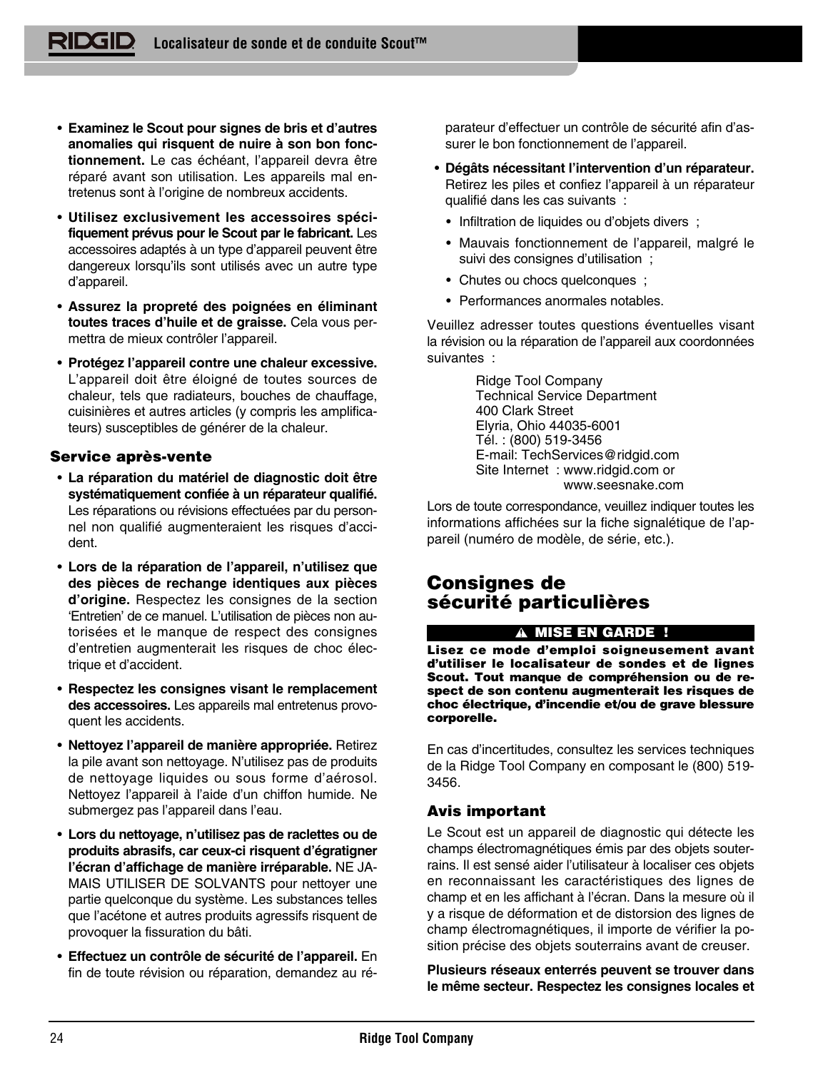- **Examinez le Scout pour signes de bris et d'autres anomalies qui risquent de nuire à son bon fonctionnement.** Le cas échéant, l'appareil devra être réparé avant son utilisation. Les appareils mal entretenus sont à l'origine de nombreux accidents.
- **Utilisez exclusivement les accessoires spécifiquement prévus pour le Scout par le fabricant.** Les accessoires adaptés à un type d'appareil peuvent être dangereux lorsqu'ils sont utilisés avec un autre type d'appareil.
- **Assurez la propreté des poignées en éliminant toutes traces d'huile et de graisse.** Cela vous permettra de mieux contrôler l'appareil.
- **Protégez l'appareil contre une chaleur excessive.** L'appareil doit être éloigné de toutes sources de chaleur, tels que radiateurs, bouches de chauffage, cuisinières et autres articles (y compris les amplificateurs) susceptibles de générer de la chaleur.

### Service après-vente

- **La réparation du matériel de diagnostic doit être systématiquement confiée à un réparateur qualifié.** Les réparations ou révisions effectuées par du personnel non qualifié augmenteraient les risques d'accident.
- **Lors de la réparation de l'appareil, n'utilisez que des pièces de rechange identiques aux pièces d'origine.** Respectez les consignes de la section 'Entretien' de ce manuel. L'utilisation de pièces non autorisées et le manque de respect des consignes d'entretien augmenterait les risques de choc électrique et d'accident.
- **Respectez les consignes visant le remplacement des accessoires.** Les appareils mal entretenus provoquent les accidents.
- **Nettoyez l'appareil de manière appropriée.** Retirez la pile avant son nettoyage. N'utilisez pas de produits de nettoyage liquides ou sous forme d'aérosol. Nettoyez l'appareil à l'aide d'un chiffon humide. Ne submergez pas l'appareil dans l'eau.
- **Lors du nettoyage, n'utilisez pas de raclettes ou de produits abrasifs, car ceux-ci risquent d'égratigner l'écran d'affichage de manière irréparable.** NE JAMAIS UTILISER DE SOLVANTS pour nettoyer une partie quelconque du système. Les substances telles que l'acétone et autres produits agressifs risquent de provoquer la fissuration du bâti.
- **Effectuez un contrôle de sécurité de l'appareil.** En fin de toute révision ou réparation, demandez au réparateur d'effectuer un contrôle de sécurité afin d'assurer le bon fonctionnement de l'appareil.
- **Dégâts nécessitant l'intervention d'un réparateur.** Retirez les piles et confiez l'appareil à un réparateur qualifié dans les cas suivants :
  - Infiltration de liquides ou d'objets divers ;
  - Mauvais fonctionnement de l'appareil, malgré le suivi des consignes d'utilisation ;
  - Chutes ou chocs quelconques ;
  - Performances anormales notables.

Veuillez adresser toutes questions éventuelles visant la révision ou la réparation de l'appareil aux coordonnées suivantes :

Ridge Tool Company
Technical Service Department
400 Clark Street
Elyria, Ohio 44035-6001
Tél. : (800) 519-3456
E-mail: TechServices@ridgid.com
Site Internet : www.ridgid.com or
www.seesnake.com

Lors de toute correspondance, veuillez indiquer toutes les informations affichées sur la fiche signalétique de l'appareil (numéro de modèle, de série, etc.).

## Consignes de sécurité particulières

**⚠ MISE EN GARDE !**

**Lisez ce mode d'emploi soigneusement avant d'utiliser le localisateur de sondes et de lignes Scout. Tout manque de compréhension ou de respect de son contenu augmenterait les risques de choc électrique, d'incendie et/ou de grave blessure corporelle.**

En cas d'incertitudes, consultez les services techniques de la Ridge Tool Company en composant le (800) 519-3456.

### Avis important

Le Scout est un appareil de diagnostic qui détecte les champs électromagnétiques émis par des objets souterrains. Il est sensé aider l'utilisateur à localiser ces objets en reconnaissant les caractéristiques des lignes de champ et en les affichant à l'écran. Dans la mesure où il y a risque de déformation et de distorsion des lignes de champ électromagnétiques, il importe de vérifier la position précise des objets souterrains avant de creuser.

**Plusieurs réseaux enterrés peuvent se trouver dans le même secteur. Respectez les consignes locales et**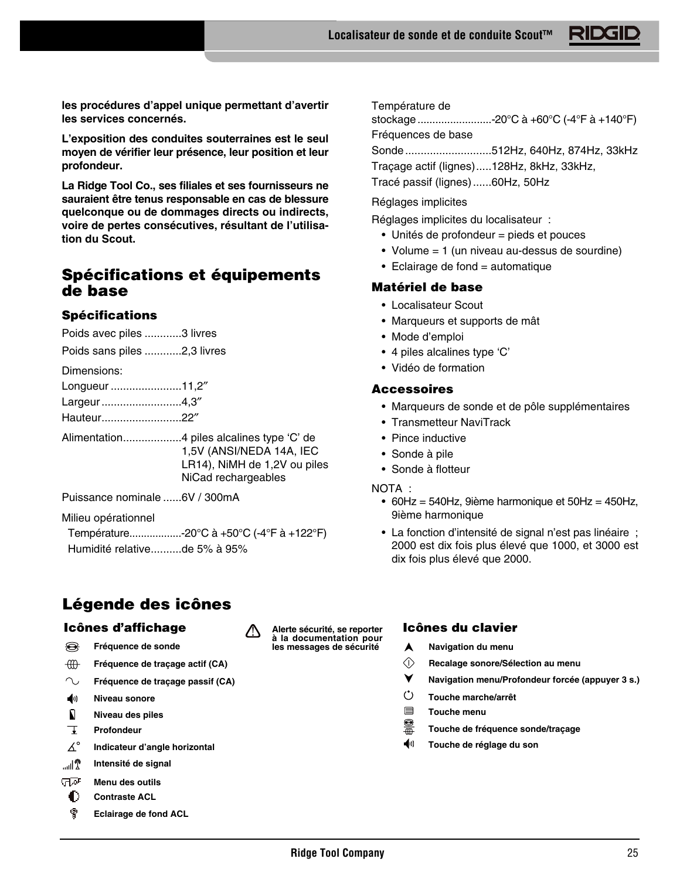**les procédures d'appel unique permettant d'avertir les services concernés.**

**L'exposition des conduites souterraines est le seul moyen de vérifier leur présence, leur position et leur profondeur.**

**La Ridge Tool Co., ses filiales et ses fournisseurs ne sauraient être tenus responsable en cas de blessure quelconque ou de dommages directs ou indirects, voire de pertes consécutives, résultant de l'utilisation du Scout.**

## Spécifications et équipements de base

### Spécifications

Poids avec piles ............3 livres

Poids sans piles ............2,3 livres

Dimensions:

Longueur .......................11,2″

Largeur ..........................4,3″

Hauteur..........................22″

Alimentation...................4 piles alcalines type 'C' de 1,5V (ANSI/NEDA 14A, IEC LR14), NiMH de 1,2V ou piles NiCad rechargeables

Puissance nominale ......6V / 300mA

Milieu opérationnel

Température..................-20°C à +50°C (-4°F à +122°F)

Humidité relative..........de 5% à 95%

Température de stockage .........................-20°C à +60°C (-4°F à +140°F)

Fréquences de base

Sonde ............................512Hz, 640Hz, 874Hz, 33kHz

Traçage actif (lignes).....128Hz, 8kHz, 33kHz,

Tracé passif (lignes) ......60Hz, 50Hz

Réglages implicites

Réglages implicites du localisateur :

- Unités de profondeur = pieds et pouces
- Volume = 1 (un niveau au-dessus de sourdine)
- Eclairage de fond = automatique

### Matériel de base

- Localisateur Scout
- Marqueurs et supports de mât
- Mode d'emploi
- 4 piles alcalines type 'C'
- Vidéo de formation

### Accessoires

- Marqueurs de sonde et de pôle supplémentaires
- Transmetteur NaviTrack
- Pince inductive
- Sonde à pile
- Sonde à flotteur

NOTA :

- 60Hz = 540Hz, 9ième harmonique et 50Hz = 450Hz, 9ième harmonique
- La fonction d'intensité de signal n'est pas linéaire ; 2000 est dix fois plus élevé que 1000, et 3000 est dix fois plus élevé que 2000.

## Légende des icônes

### Icônes d'affichage

- **Fréquence de sonde**
- **Fréquence de traçage actif (CA)**
- **Fréquence de traçage passif (CA)**
- **Niveau sonore**
- **Niveau des piles**
- **Profondeur**
- **Indicateur d'angle horizontal**
- **Intensité de signal**
- **Menu des outils**
- **Contraste ACL**
- **Eclairage de fond ACL**

⚠ **Alerte sécurité, se reporter à la documentation pour les messages de sécurité**

### Icônes du clavier

- **Navigation du menu**
- **Recalage sonore/Sélection au menu**
- **Navigation menu/Profondeur forcée (appuyer 3 s.)**
- **Touche marche/arrêt**
- **Touche menu**
- **Touche de fréquence sonde/traçage**
- **Touche de réglage du son**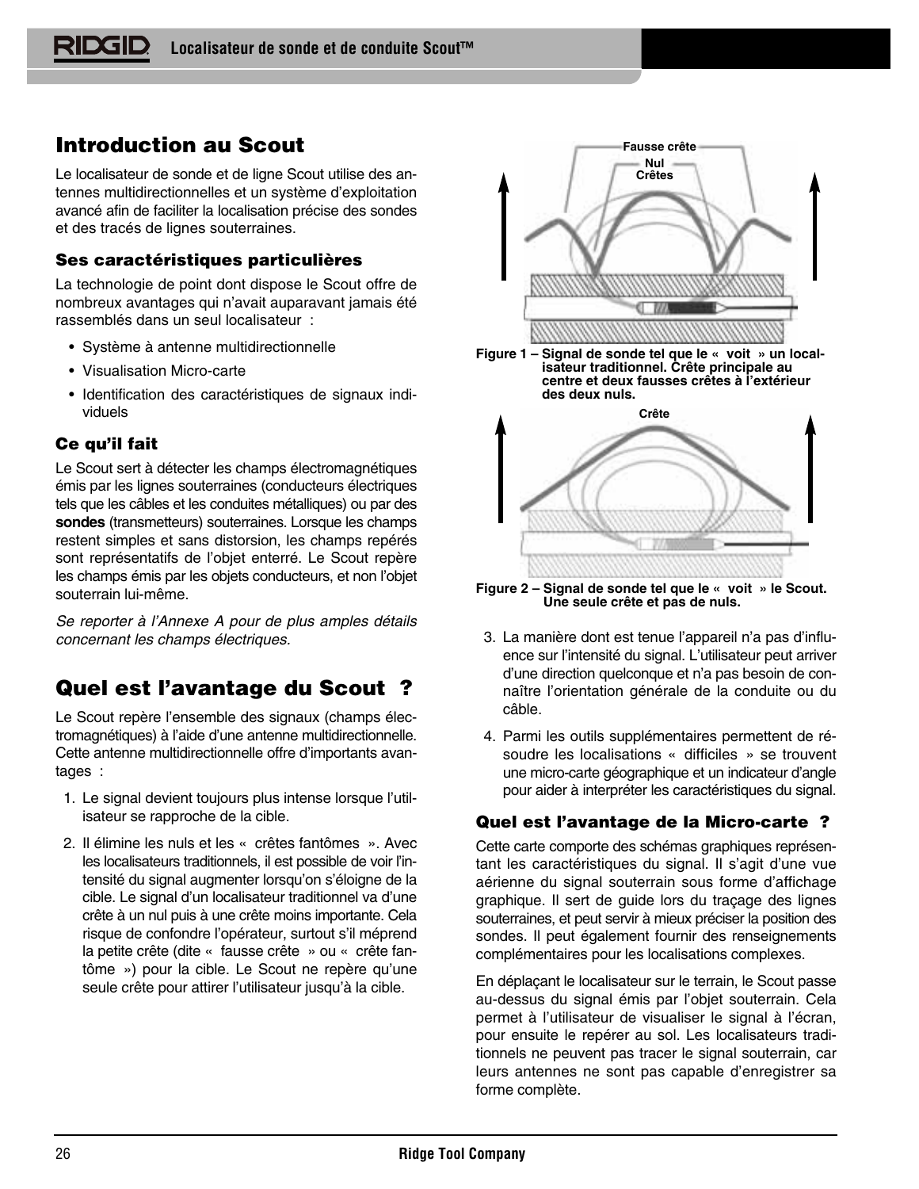# Introduction au Scout

Le localisateur de sonde et de ligne Scout utilise des antennes multidirectionnelles et un système d'exploitation avancé afin de faciliter la localisation précise des sondes et des tracés de lignes souterraines.

### Ses caractéristiques particulières

La technologie de point dont dispose le Scout offre de nombreux avantages qui n'avait auparavant jamais été rassemblés dans un seul localisateur :

- Système à antenne multidirectionnelle
- Visualisation Micro-carte
- Identification des caractéristiques de signaux individuels

### Ce qu'il fait

Le Scout sert à détecter les champs électromagnétiques émis par les lignes souterraines (conducteurs électriques tels que les câbles et les conduites métalliques) ou par des **sondes** (transmetteurs) souterraines. Lorsque les champs restent simples et sans distorsion, les champs repérés sont représentatifs de l'objet enterré. Le Scout repère les champs émis par les objets conducteurs, et non l'objet souterrain lui-même.

*Se reporter à l'Annexe A pour de plus amples détails concernant les champs électriques.*

# Quel est l'avantage du Scout ?

Le Scout repère l'ensemble des signaux (champs électromagnétiques) à l'aide d'une antenne multidirectionnelle. Cette antenne multidirectionnelle offre d'importants avantages :

1. Le signal devient toujours plus intense lorsque l'utilisateur se rapproche de la cible.
2. Il élimine les nuls et les « crêtes fantômes ». Avec les localisateurs traditionnels, il est possible de voir l'intensité du signal augmenter lorsqu'on s'éloigne de la cible. Le signal d'un localisateur traditionnel va d'une crête à un nul puis à une crête moins importante. Cela risque de confondre l'opérateur, surtout s'il méprend la petite crête (dite « fausse crête » ou « crête fantôme ») pour la cible. Le Scout ne repère qu'une seule crête pour attirer l'utilisateur jusqu'à la cible.

Fausse crête
Nul
Crêtes

**Figure 1 – Signal de sonde tel que le « voit » un localisateur traditionnel. Crête principale au centre et deux fausses crêtes à l'extérieur des deux nuls.**

Crête

**Figure 2 – Signal de sonde tel que le « voit » le Scout. Une seule crête et pas de nuls.**

3. La manière dont est tenue l'appareil n'a pas d'influence sur l'intensité du signal. L'utilisateur peut arriver d'une direction quelconque et n'a pas besoin de connaître l'orientation générale de la conduite ou du câble.
4. Parmi les outils supplémentaires permettent de résoudre les localisations « difficiles » se trouvent une micro-carte géographique et un indicateur d'angle pour aider à interpréter les caractéristiques du signal.

### Quel est l'avantage de la Micro-carte ?

Cette carte comporte des schémas graphiques représentant les caractéristiques du signal. Il s'agit d'une vue aérienne du signal souterrain sous forme d'affichage graphique. Il sert de guide lors du traçage des lignes souterraines, et peut servir à mieux préciser la position des sondes. Il peut également fournir des renseignements complémentaires pour les localisations complexes.

En déplaçant le localisateur sur le terrain, le Scout passe au-dessus du signal émis par l'objet souterrain. Cela permet à l'utilisateur de visualiser le signal à l'écran, pour ensuite le repérer au sol. Les localisateurs traditionnels ne peuvent pas tracer le signal souterrain, car leurs antennes ne sont pas capable d'enregistrer sa forme complète.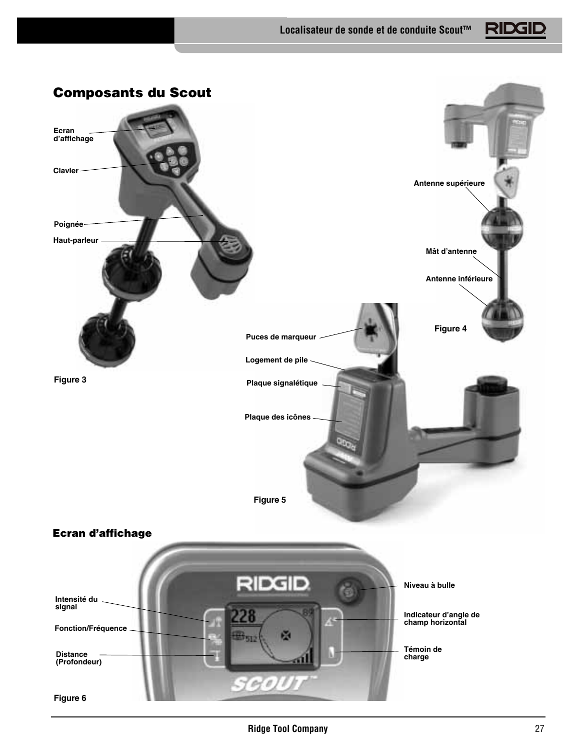## Composants du Scout

Ecran d'affichage

Clavier

Poignée

Haut-parleur

Figure 3

Antenne supérieure

Mât d'antenne

Antenne inférieure

Figure 4

Puces de marqueur

Logement de pile

Plaque signalétique

Plaque des icônes

Figure 5

## Ecran d'affichage

Intensité du signal

Fonction/Fréquence

Distance (Profondeur)

Niveau à bulle

Indicateur d'angle de champ horizontal

Témoin de charge

Figure 6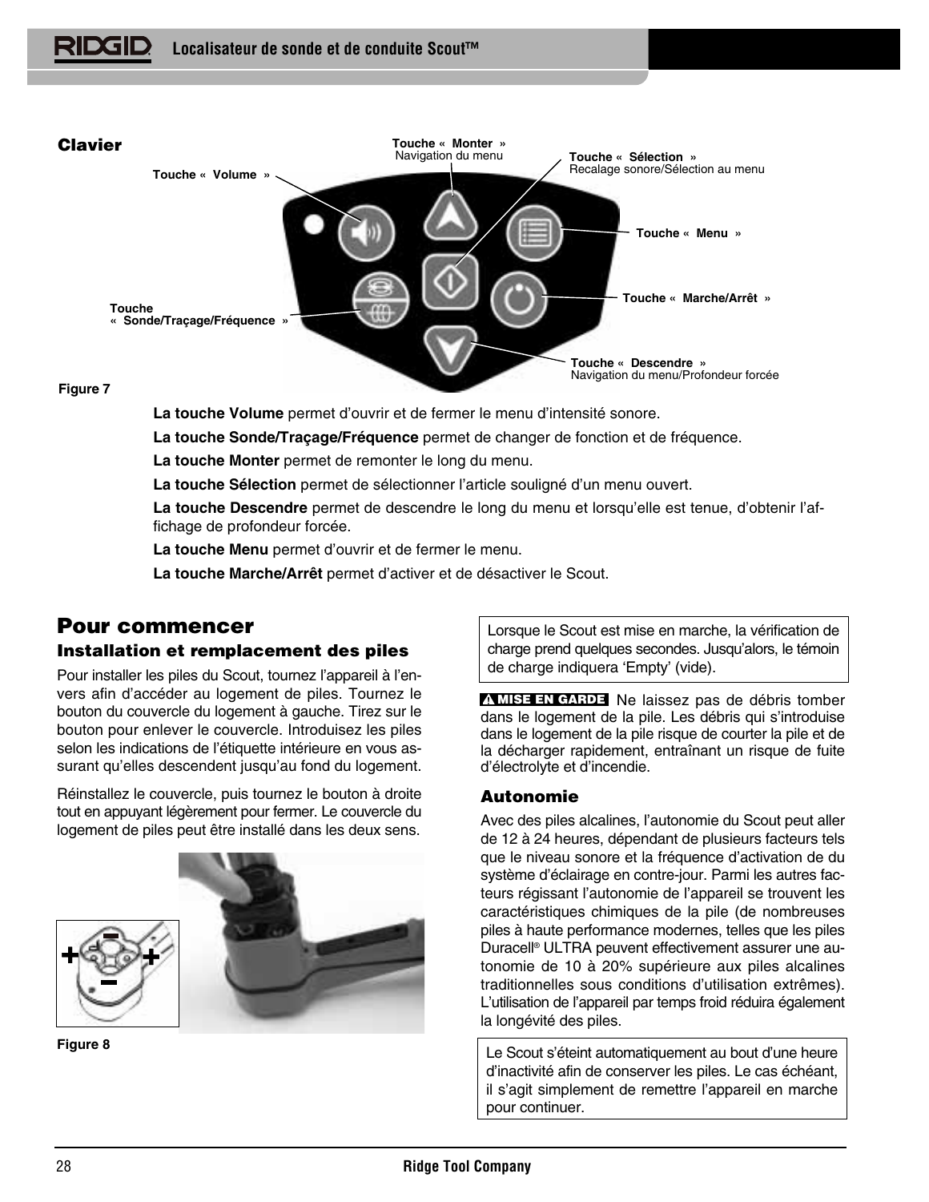## Clavier

Touche « Monter »
Navigation du menu

Touche « Sélection »
Recalage sonore/Sélection au menu

Touche « Volume »

Touche « Menu »

Touche « Marche/Arrêt »

Touche « Sonde/Traçage/Fréquence »

Touche « Descendre »
Navigation du menu/Profondeur forcée

Figure 7

**La touche Volume** permet d'ouvrir et de fermer le menu d'intensité sonore.

**La touche Sonde/Traçage/Fréquence** permet de changer de fonction et de fréquence.

**La touche Monter** permet de remonter le long du menu.

**La touche Sélection** permet de sélectionner l'article souligné d'un menu ouvert.

**La touche Descendre** permet de descendre le long du menu et lorsqu'elle est tenue, d'obtenir l'affichage de profondeur forcée.

**La touche Menu** permet d'ouvrir et de fermer le menu.

**La touche Marche/Arrêt** permet d'activer et de désactiver le Scout.

## Pour commencer

### Installation et remplacement des piles

Pour installer les piles du Scout, tournez l'appareil à l'envers afin d'accéder au logement de piles. Tournez le bouton du couvercle du logement à gauche. Tirez sur le bouton pour enlever le couvercle. Introduisez les piles selon les indications de l'étiquette intérieure en vous assurant qu'elles descendent jusqu'au fond du logement.

Réinstallez le couvercle, puis tournez le bouton à droite tout en appuyant légèrement pour fermer. Le couvercle du logement de piles peut être installé dans les deux sens.

Figure 8

Lorsque le Scout est mise en marche, la vérification de charge prend quelques secondes. Jusqu'alors, le témoin de charge indiquera 'Empty' (vide).

**⚠ MISE EN GARDE** Ne laissez pas de débris tomber dans le logement de la pile. Les débris qui s'introduise dans le logement de la pile risque de courter la pile et de la décharger rapidement, entraînant un risque de fuite d'électrolyte et d'incendie.

### Autonomie

Avec des piles alcalines, l'autonomie du Scout peut aller de 12 à 24 heures, dépendant de plusieurs facteurs tels que le niveau sonore et la fréquence d'activation du système d'éclairage en contre-jour. Parmi les autres facteurs régissant l'autonomie de l'appareil se trouvent les caractéristiques chimiques de la pile (de nombreuses piles à haute performance modernes, telles que les piles Duracell® ULTRA peuvent effectivement assurer une autonomie de 10 à 20% supérieure aux piles alcalines traditionnelles sous conditions d'utilisation extrêmes). L'utilisation de l'appareil par temps froid réduira également la longévité des piles.

Le Scout s'éteint automatiquement au bout d'une heure d'inactivité afin de conserver les piles. Le cas échéant, il s'agit simplement de remettre l'appareil en marche pour continuer.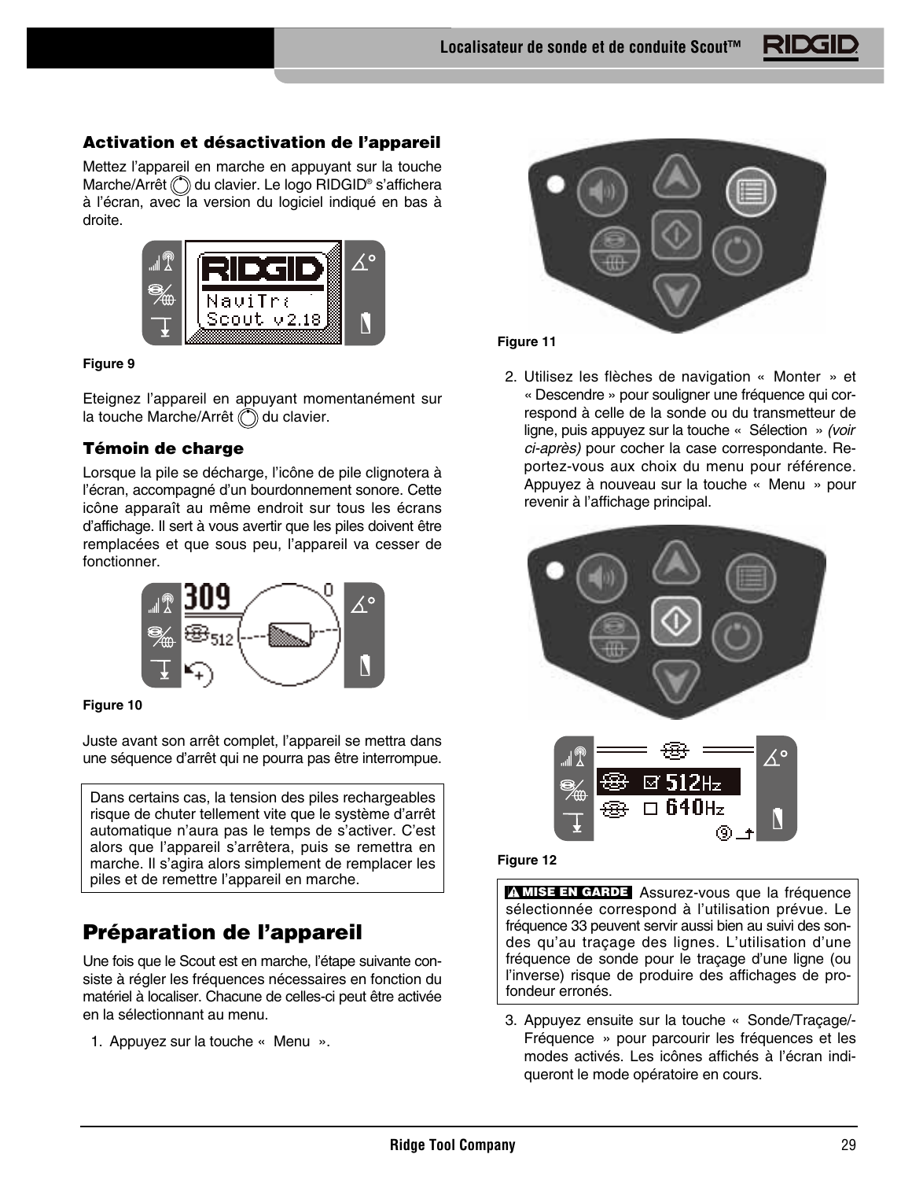### Activation et désactivation de l'appareil

Mettez l'appareil en marche en appuyant sur la touche Marche/Arrêt du clavier. Le logo RIDGID® s'affichera à l'écran, avec la version du logiciel indiqué en bas à droite.

Figure 9

Eteignez l'appareil en appuyant momentanément sur la touche Marche/Arrêt du clavier.

### Témoin de charge

Lorsque la pile se décharge, l'icône de pile clignotera à l'écran, accompagné d'un bourdonnement sonore. Cette icône apparaît au même endroit sur tous les écrans d'affichage. Il sert à vous avertir que les piles doivent être remplacées et que sous peu, l'appareil va cesser de fonctionner.

Figure 10

Juste avant son arrêt complet, l'appareil se mettra dans une séquence d'arrêt qui ne pourra pas être interrompue.

> Dans certains cas, la tension des piles rechargeables risque de chuter tellement vite que le système d'arrêt automatique n'aura pas le temps de s'activer. C'est alors que l'appareil s'arrêtera, puis se remettra en marche. Il s'agira alors simplement de remplacer les piles et de remettre l'appareil en marche.

## Préparation de l'appareil

Une fois que le Scout est en marche, l'étape suivante consiste à régler les fréquences nécessaires en fonction du matériel à localiser. Chacune de celles-ci peut être activée en la sélectionnant au menu.

1. Appuyez sur la touche « Menu ».

Figure 11

2. Utilisez les flèches de navigation « Monter » et « Descendre » pour souligner une fréquence qui correspond à celle de la sonde ou du transmetteur de ligne, puis appuyez sur la touche « Sélection » *(voir ci-après)* pour cocher la case correspondante. Reportez-vous aux choix du menu pour référence. Appuyez à nouveau sur la touche « Menu » pour revenir à l'affichage principal.

Figure 12

> **⚠ MISE EN GARDE** Assurez-vous que la fréquence sélectionnée correspond à l'utilisation prévue. Le fréquence 33 peuvent servir aussi bien au suivi des sondes qu'au traçage des lignes. L'utilisation d'une fréquence de sonde pour le traçage d'une ligne (ou l'inverse) risque de produire des affichages de profondeur erronés.

3. Appuyez ensuite sur la touche « Sonde/Traçage/Fréquence » pour parcourir les fréquences et les modes activés. Les icônes affichés à l'écran indiqueront le mode opératoire en cours.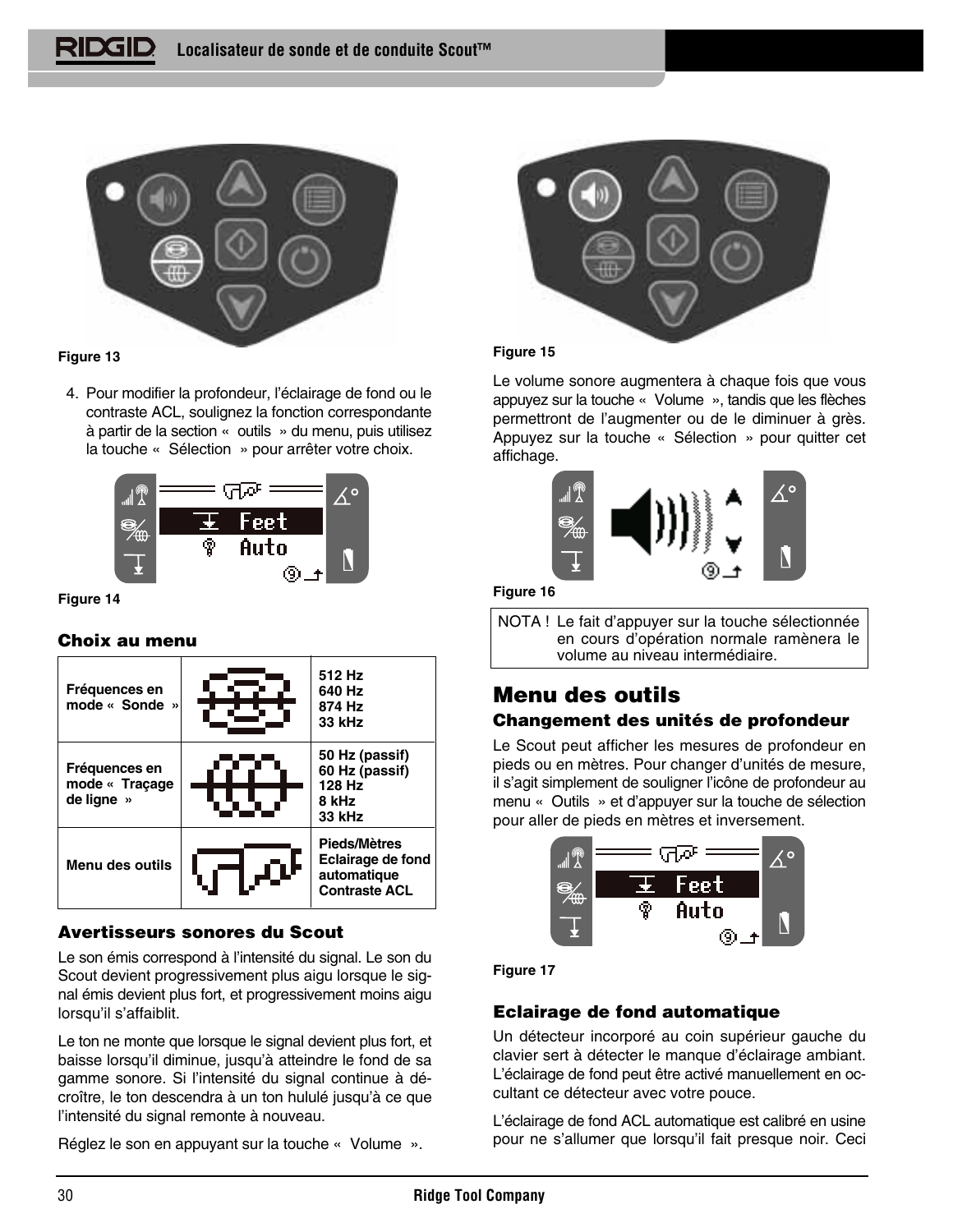Figure 13

4. Pour modifier la profondeur, l'éclairage de fond ou le contraste ACL, soulignez la fonction correspondante à partir de la section « outils » du menu, puis utilisez la touche « Sélection » pour arrêter votre choix.

Figure 14

### Choix au menu

| | | |
|---|---|---|
| Fréquences en mode « Sonde » | | 512 Hz<br>640 Hz<br>874 Hz<br>33 kHz |
| Fréquences en mode « Traçage de ligne » | | 50 Hz (passif)<br>60 Hz (passif)<br>128 Hz<br>8 kHz<br>33 kHz |
| Menu des outils | | Pieds/Mètres<br>Eclairage de fond automatique<br>Contraste ACL |

### Avertisseurs sonores du Scout

Le son émis correspond à l'intensité du signal. Le son du Scout devient progressivement plus aigu lorsque le signal émis devient plus fort, et progressivement moins aigu lorsqu'il s'affaiblit.

Le ton ne monte que lorsque le signal devient plus fort, et baisse lorsqu'il diminue, jusqu'à atteindre le fond de sa gamme sonore. Si l'intensité du signal continue à décroître, le ton descendra à un ton hululé jusqu'à ce que l'intensité du signal remonte à nouveau.

Réglez le son en appuyant sur la touche « Volume ».

Figure 15

Le volume sonore augmentera à chaque fois que vous appuyez sur la touche « Volume », tandis que les flèches permettront de l'augmenter ou de le diminuer à grès. Appuyez sur la touche « Sélection » pour quitter cet affichage.

Figure 16

NOTA ! Le fait d'appuyer sur la touche sélectionnée en cours d'opération normale ramènera le volume au niveau intermédiaire.

## Menu des outils

### Changement des unités de profondeur

Le Scout peut afficher les mesures de profondeur en pieds ou en mètres. Pour changer d'unités de mesure, il s'agit simplement de souligner l'icône de profondeur au menu « Outils » et d'appuyer sur la touche de sélection pour aller de pieds en mètres et inversement.

Figure 17

### Eclairage de fond automatique

Un détecteur incorporé au coin supérieur gauche du clavier sert à détecter le manque d'éclairage ambiant. L'éclairage de fond peut être activé manuellement en occultant ce détecteur avec votre pouce.

L'éclairage de fond ACL automatique est calibré en usine pour ne s'allumer que lorsqu'il fait presque noir. Ceci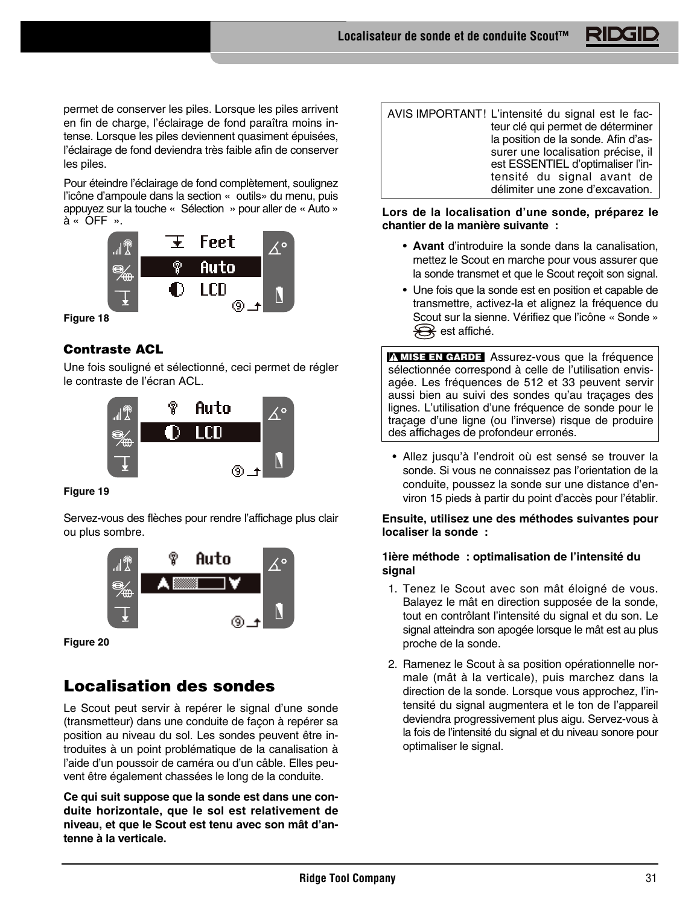permet de conserver les piles. Lorsque les piles arrivent en fin de charge, l'éclairage de fond paraîtra moins intense. Lorsque les piles deviennent quasiment épuisées, l'éclairage de fond deviendra très faible afin de conserver les piles.

Pour éteindre l'éclairage de fond complètement, soulignez l'icône d'ampoule dans la section « outils» du menu, puis appuyez sur la touche « Sélection » pour aller de « Auto » à « OFF ».

**Figure 18**

### Contraste ACL

Une fois souligné et sélectionné, ceci permet de régler le contraste de l'écran ACL.

**Figure 19**

Servez-vous des flèches pour rendre l'affichage plus clair ou plus sombre.

**Figure 20**

## Localisation des sondes

Le Scout peut servir à repérer le signal d'une sonde (transmetteur) dans une conduite de façon à repérer sa position au niveau du sol. Les sondes peuvent être introduites à un point problématique de la canalisation à l'aide d'un poussoir de caméra ou d'un câble. Elles peuvent être également chassées le long de la conduite.

**Ce qui suit suppose que la sonde est dans une conduite horizontale, que le sol est relativement de niveau, et que le Scout est tenu avec son mât d'antenne à la verticale.**

AVIS IMPORTANT! L'intensité du signal est le facteur clé qui permet de déterminer la position de la sonde. Afin d'assurer une localisation précise, il est ESSENTIEL d'optimaliser l'intensité du signal avant de délimiter une zone d'excavation.

**Lors de la localisation d'une sonde, préparez le chantier de la manière suivante :**

- **Avant** d'introduire la sonde dans la canalisation, mettez le Scout en marche pour vous assurer que la sonde transmet et que le Scout reçoit son signal.
- Une fois que la sonde est en position et capable de transmettre, activez-la et alignez la fréquence du Scout sur la sienne. Vérifiez que l'icône « Sonde » est affiché.

**⚠ MISE EN GARDE** Assurez-vous que la fréquence sélectionnée correspond à celle de l'utilisation envisagée. Les fréquences de 512 et 33 peuvent servir aussi bien au suivi des sondes qu'au traçages des lignes. L'utilisation d'une fréquence de sonde pour le traçage d'une ligne (ou l'inverse) risque de produire des affichages de profondeur erronés.

- Allez jusqu'à l'endroit où est sensé se trouver la sonde. Si vous ne connaissez pas l'orientation de la conduite, poussez la sonde sur une distance d'environ 15 pieds à partir du point d'accès pour l'établir.

**Ensuite, utilisez une des méthodes suivantes pour localiser la sonde :**

**1ière méthode : optimalisation de l'intensité du signal**

1. Tenez le Scout avec son mât éloigné de vous. Balayez le mât en direction supposée de la sonde, tout en contrôlant l'intensité du signal et du son. Le signal atteindra son apogée lorsque le mât est au plus proche de la sonde.
2. Ramenez le Scout à sa position opérationnelle normale (mât à la verticale), puis marchez dans la direction de la sonde. Lorsque vous approchez, l'intensité du signal augmentera et le ton de l'appareil deviendra progressivement plus aigu. Servez-vous à la fois de l'intensité du signal et du niveau sonore pour optimaliser le signal.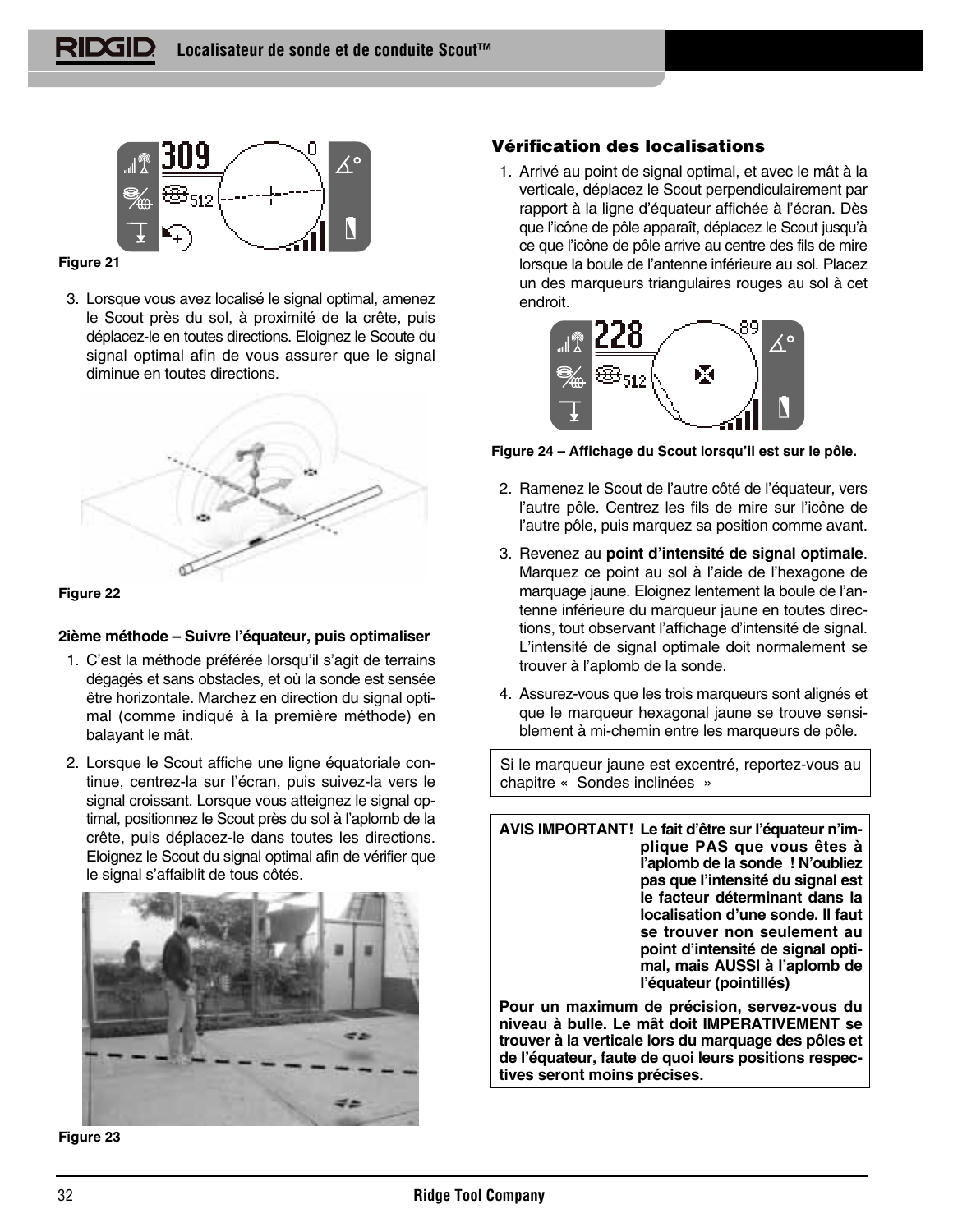Figure 21

3. Lorsque vous avez localisé le signal optimal, amenez le Scout près du sol, à proximité de la crête, puis déplacez-le en toutes directions. Eloignez le Scoute du signal optimal afin de vous assurer que le signal diminue en toutes directions.

Figure 22

**2ième méthode – Suivre l'équateur, puis optimaliser**

1. C'est la méthode préférée lorsqu'il s'agit de terrains dégagés et sans obstacles, et où la sonde est sensée être horizontale. Marchez en direction du signal optimal (comme indiqué à la première méthode) en balayant le mât.
2. Lorsque le Scout affiche une ligne équatoriale continue, centrez-la sur l'écran, puis suivez-la vers le signal croissant. Lorsque vous atteignez le signal optimal, positionnez le Scout près du sol à l'aplomb de la crête, puis déplacez-le dans toutes les directions. Eloignez le Scout du signal optimal afin de vérifier que le signal s'affaiblit de tous côtés.

Figure 23

### Vérification des localisations

1. Arrivé au point de signal optimal, et avec le mât à la verticale, déplacez le Scout perpendiculairement par rapport à la ligne d'équateur affichée à l'écran. Dès que l'icône de pôle apparaît, déplacez le Scout jusqu'à ce que l'icône de pôle arrive au centre des fils de mire lorsque la boule de l'antenne inférieure au sol. Placez un des marqueurs triangulaires rouges au sol à cet endroit.

**Figure 24 – Affichage du Scout lorsqu'il est sur le pôle.**

2. Ramenez le Scout de l'autre côté de l'équateur, vers l'autre pôle. Centrez les fils de mire sur l'icône de l'autre pôle, puis marquez sa position comme avant.
3. Revenez au **point d'intensité de signal optimale**. Marquez ce point au sol à l'aide de l'hexagone de marquage jaune. Eloignez lentement la boule de l'antenne inférieure du marqueur jaune en toutes directions, tout observant l'affichage d'intensité de signal. L'intensité de signal optimale doit normalement se trouver à l'aplomb de la sonde.
4. Assurez-vous que les trois marqueurs sont alignés et que le marqueur hexagonal jaune se trouve sensiblement à mi-chemin entre les marqueurs de pôle.

Si le marqueur jaune est excentré, reportez-vous au chapitre « Sondes inclinées »

**AVIS IMPORTANT! Le fait d'être sur l'équateur n'implique PAS que vous êtes à l'aplomb de la sonde ! N'oubliez pas que l'intensité du signal est le facteur déterminant dans la localisation d'une sonde. Il faut se trouver non seulement au point d'intensité de signal optimal, mais AUSSI à l'aplomb de l'équateur (pointillés)**

**Pour un maximum de précision, servez-vous du niveau à bulle. Le mât doit IMPERATIVEMENT se trouver à la verticale lors du marquage des pôles et de l'équateur, faute de quoi leurs positions respectives seront moins précises.**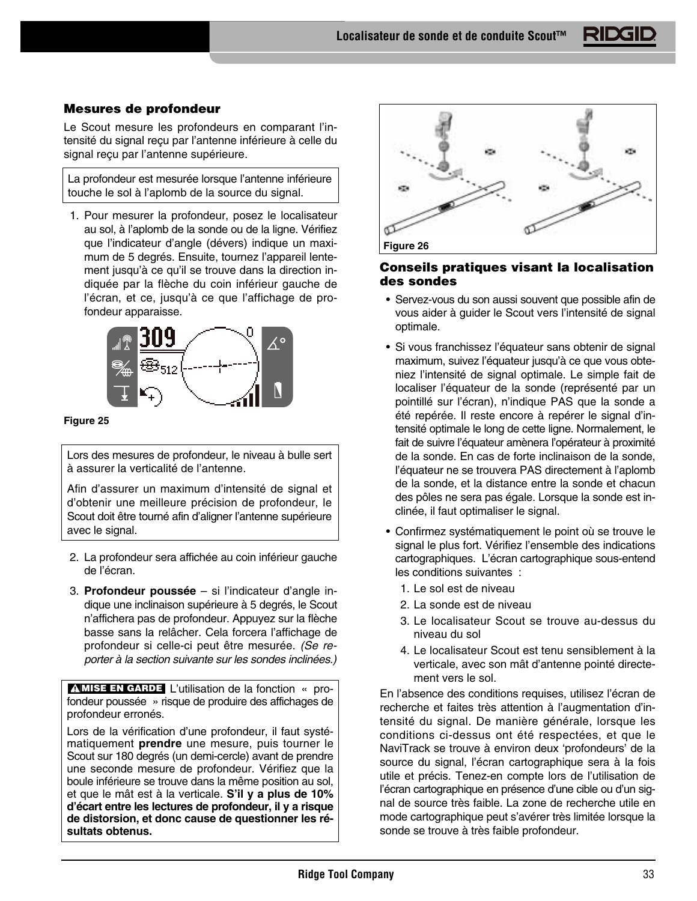## Mesures de profondeur

Le Scout mesure les profondeurs en comparant l'intensité du signal reçu par l'antenne inférieure à celle du signal reçu par l'antenne supérieure.

La profondeur est mesurée lorsque l'antenne inférieure touche le sol à l'aplomb de la source du signal.

1. Pour mesurer la profondeur, posez le localisateur au sol, à l'aplomb de la sonde ou de la ligne. Vérifiez que l'indicateur d'angle (dévers) indique un maximum de 5 degrés. Ensuite, tournez l'appareil lentement jusqu'à ce qu'il se trouve dans la direction indiquée par la flèche du coin inférieur gauche de l'écran, et ce, jusqu'à ce que l'affichage de profondeur apparaisse.

Figure 25

Lors des mesures de profondeur, le niveau à bulle sert à assurer la verticalité de l'antenne.

Afin d'assurer un maximum d'intensité de signal et d'obtenir une meilleure précision de profondeur, le Scout doit être tourné afin d'aligner l'antenne supérieure avec le signal.

2. La profondeur sera affichée au coin inférieur gauche de l'écran.
3. **Profondeur poussée** – si l'indicateur d'angle indique une inclinaison supérieure à 5 degrés, le Scout n'affichera pas de profondeur. Appuyez sur la flèche basse sans la relâcher. Cela forcera l'affichage de profondeur si celle-ci peut être mesurée. *(Se reporter à la section suivante sur les sondes inclinées.)*

**MISE EN GARDE** L'utilisation de la fonction « profondeur poussée » risque de produire des affichages de profondeur erronés.

Lors de la vérification d'une profondeur, il faut systématiquement **prendre** une mesure, puis tourner le Scout sur 180 degrés (un demi-cercle) avant de prendre une seconde mesure de profondeur. Vérifiez que la boule inférieure se trouve dans la même position au sol, et que le mât est à la verticale. **S'il y a plus de 10% d'écart entre les lectures de profondeur, il y a risque de distorsion, et donc cause de questionner les résultats obtenus.**

Figure 26

## Conseils pratiques visant la localisation des sondes

- Servez-vous du son aussi souvent que possible afin de vous aider à guider le Scout vers l'intensité de signal optimale.
- Si vous franchissez l'équateur sans obtenir de signal maximum, suivez l'équateur jusqu'à ce que vous obteniez l'intensité de signal optimale. Le simple fait de localiser l'équateur de la sonde (représenté par un pointillé sur l'écran), n'indique PAS que la sonde a été repérée. Il reste encore à repérer le signal d'intensité optimale le long de cette ligne. Normalement, le fait de suivre l'équateur amènera l'opérateur à proximité de la sonde. En cas de forte inclinaison de la sonde, l'équateur ne se trouvera PAS directement à l'aplomb de la sonde, et la distance entre la sonde et chacun des pôles ne sera pas égale. Lorsque la sonde est inclinée, il faut optimaliser le signal.
- Confirmez systématiquement le point où se trouve le signal le plus fort. Vérifiez l'ensemble des indications cartographiques. L'écran cartographique sous-entend les conditions suivantes :
  1. Le sol est de niveau
  2. La sonde est de niveau
  3. Le localisateur Scout se trouve au-dessus du niveau du sol
  4. Le localisateur Scout est tenu sensiblement à la verticale, avec son mât d'antenne pointé directement vers le sol.

En l'absence des conditions requises, utilisez l'écran de recherche et faites très attention à l'augmentation d'intensité du signal. De manière générale, lorsque les conditions ci-dessus ont été respectées, et que le NaviTrack se trouve à environ deux 'profondeurs' de la source du signal, l'écran cartographique sera à la fois utile et précis. Tenez-en compte lors de l'utilisation de l'écran cartographique en présence d'une cible ou d'un signal de source très faible. La zone de recherche utile en mode cartographique peut s'avérer très limitée lorsque la sonde se trouve à très faible profondeur.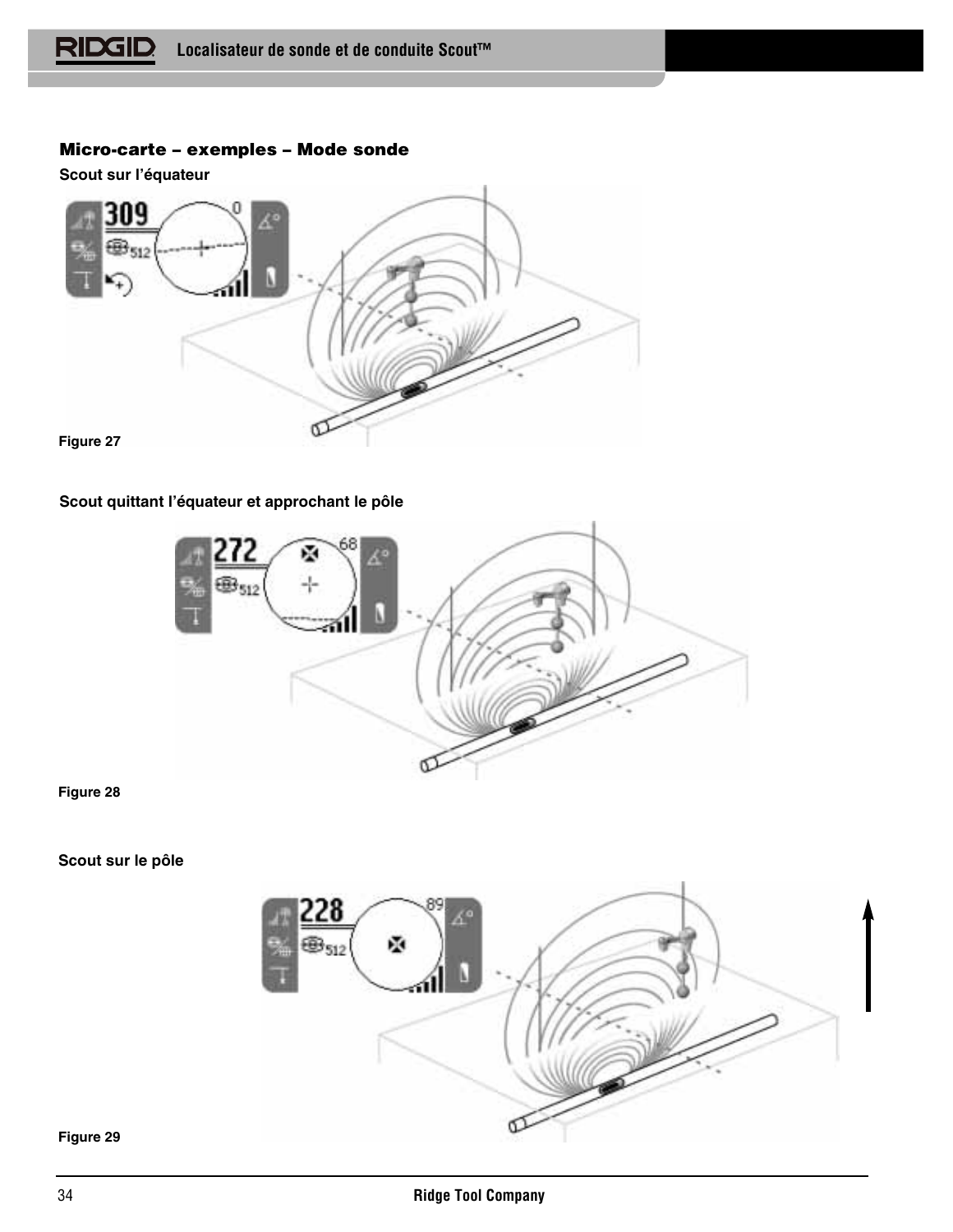## Micro-carte – exemples – Mode sonde

### Scout sur l'équateur

Figure 27

### Scout quittant l'équateur et approchant le pôle

Figure 28

### Scout sur le pôle

Figure 29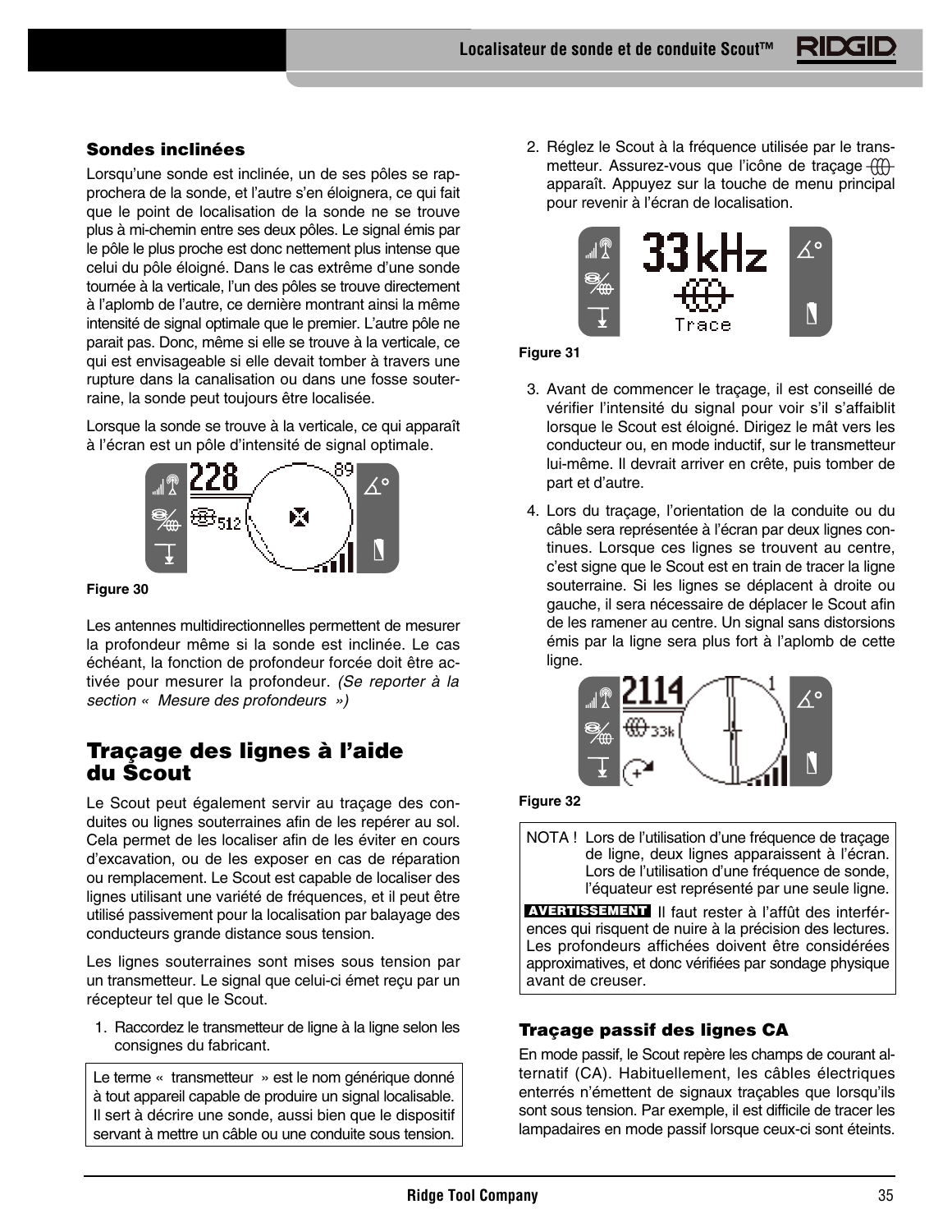### Sondes inclinées

Lorsqu'une sonde est inclinée, un de ses pôles se rapprochera de la sonde, et l'autre s'en éloignera, ce qui fait que le point de localisation de la sonde ne se trouve plus à mi-chemin entre ses deux pôles. Le signal émis par le pôle le plus proche est donc nettement plus intense que celui du pôle éloigné. Dans le cas extrême d'une sonde tournée à la verticale, l'un des pôles se trouve directement à l'aplomb de l'autre, ce dernière montrant ainsi la même intensité de signal optimale que le premier. L'autre pôle ne parait pas. Donc, même si elle se trouve à la verticale, ce qui est envisageable si elle devait tomber à travers une rupture dans la canalisation ou dans une fosse souterraine, la sonde peut toujours être localisée.

Lorsque la sonde se trouve à la verticale, ce qui apparaît à l'écran est un pôle d'intensité de signal optimale.

Figure 30

Les antennes multidirectionnelles permettent de mesurer la profondeur même si la sonde est inclinée. Le cas échéant, la fonction de profondeur forcée doit être activée pour mesurer la profondeur. *(Se reporter à la section « Mesure des profondeurs »)*

## Traçage des lignes à l'aide du Scout

Le Scout peut également servir au traçage des conduites ou lignes souterraines afin de les repérer au sol. Cela permet de les localiser afin de les éviter en cours d'excavation, ou de les exposer en cas de réparation ou remplacement. Le Scout est capable de localiser des lignes utilisant une variété de fréquences, et il peut être utilisé passivement pour la localisation par balayage des conducteurs grande distance sous tension.

Les lignes souterraines sont mises sous tension par un transmetteur. Le signal que celui-ci émet reçu par un récepteur tel que le Scout.

1. Raccordez le transmetteur de ligne à la ligne selon les consignes du fabricant.

> Le terme « transmetteur » est le nom générique donné à tout appareil capable de produire un signal localisable. Il sert à décrire une sonde, aussi bien que le dispositif servant à mettre un câble ou une conduite sous tension.

2. Réglez le Scout à la fréquence utilisée par le transmetteur. Assurez-vous que l'icône de traçage apparaît. Appuyez sur la touche de menu principal pour revenir à l'écran de localisation.

Figure 31

3. Avant de commencer le traçage, il est conseillé de vérifier l'intensité du signal pour voir s'il s'affaiblit lorsque le Scout est éloigné. Dirigez le mât vers les conducteur ou, en mode inductif, sur le transmetteur lui-même. Il devrait arriver en crête, puis tomber de part et d'autre.

4. Lors du traçage, l'orientation de la conduite ou du câble sera représentée à l'écran par deux lignes continues. Lorsque ces lignes se trouvent au centre, c'est signe que le Scout est en train de tracer la ligne souterraine. Si les lignes se déplacent à droite ou gauche, il sera nécessaire de déplacer le Scout afin de les ramener au centre. Un signal sans distorsions émis par la ligne sera plus fort à l'aplomb de cette ligne.

Figure 32

> NOTA ! Lors de l'utilisation d'une fréquence de traçage de ligne, deux lignes apparaissent à l'écran. Lors de l'utilisation d'une fréquence de sonde, l'équateur est représenté par une seule ligne.
>
> **AVERTISSEMENT** Il faut rester à l'affût des interférences qui risquent de nuire à la précision des lectures. Les profondeurs affichées doivent être considérées approximatives, et donc vérifiées par sondage physique avant de creuser.

### Traçage passif des lignes CA

En mode passif, le Scout repère les champs de courant alternatif (CA). Habituellement, les câbles électriques enterrés n'émettent de signaux traçables que lorsqu'ils sont sous tension. Par exemple, il est difficile de tracer les lampadaires en mode passif lorsque ceux-ci sont éteints.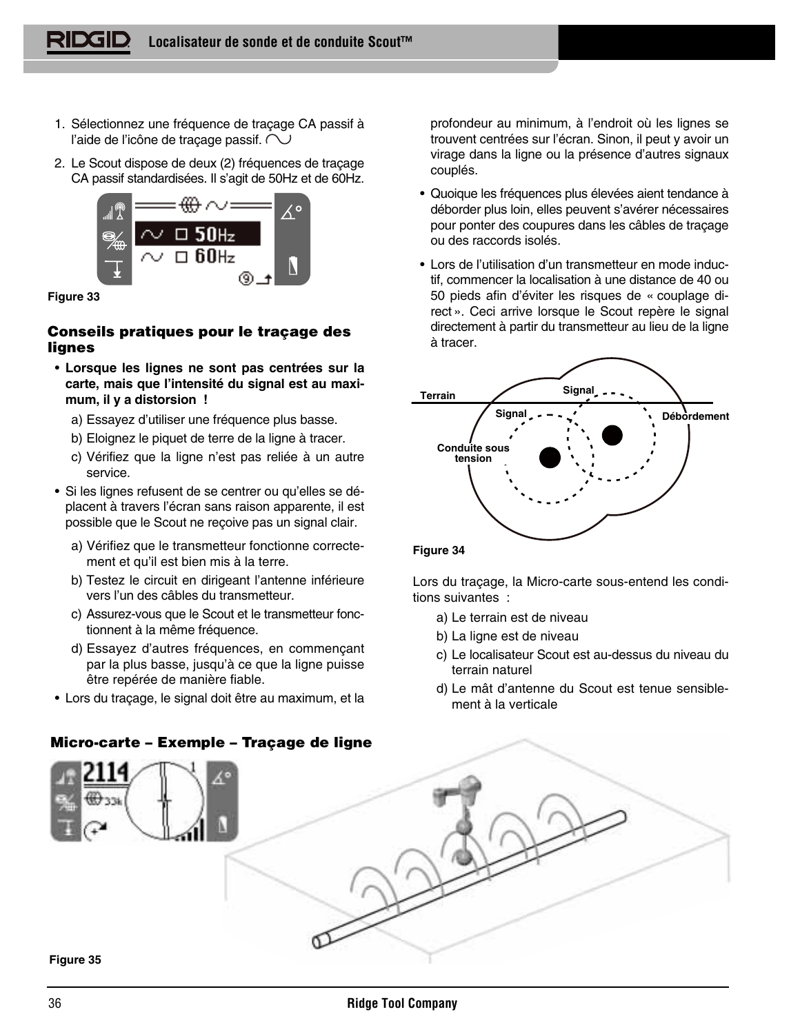1. Sélectionnez une fréquence de traçage CA passif à l'aide de l'icône de traçage passif.

2. Le Scout dispose de deux (2) fréquences de traçage CA passif standardisées. Il s'agit de 50Hz et de 60Hz.

Figure 33

### Conseils pratiques pour le traçage des lignes

- **Lorsque les lignes ne sont pas centrées sur la carte, mais que l'intensité du signal est au maximum, il y a distorsion !**
  a) Essayez d'utiliser une fréquence plus basse.
  b) Eloignez le piquet de terre de la ligne à tracer.
  c) Vérifiez que la ligne n'est pas reliée à un autre service.

- Si les lignes refusent de se centrer ou qu'elles se déplacent à travers l'écran sans raison apparente, il est possible que le Scout ne reçoive pas un signal clair.
  a) Vérifiez que le transmetteur fonctionne correctement et qu'il est bien mis à la terre.
  b) Testez le circuit en dirigeant l'antenne inférieure vers l'un des câbles du transmetteur.
  c) Assurez-vous que le Scout et le transmetteur fonctionnent à la même fréquence.
  d) Essayez d'autres fréquences, en commençant par la plus basse, jusqu'à ce que la ligne puisse être repérée de manière fiable.

- Lors du traçage, le signal doit être au maximum, et la profondeur au minimum, à l'endroit où les lignes se trouvent centrées sur l'écran. Sinon, il peut y avoir un virage dans la ligne ou la présence d'autres signaux couplés.

- Quoique les fréquences plus élevées aient tendance à déborder plus loin, elles peuvent s'avérer nécessaires pour ponter des coupures dans les câbles de traçage ou des raccords isolés.

- Lors de l'utilisation d'un transmetteur en mode inductif, commencer la localisation à une distance de 40 ou 50 pieds afin d'éviter les risques de « couplage direct ». Ceci arrive lorsque le Scout repère le signal directement à partir du transmetteur au lieu de la ligne à tracer.

Terrain — Signal — Signal — Débordement — Conduite sous tension

Figure 34

Lors du traçage, la Micro-carte sous-entend les conditions suivantes :

a) Le terrain est de niveau
b) La ligne est de niveau
c) Le localisateur Scout est au-dessus du niveau du terrain naturel
d) Le mât d'antenne du Scout est tenue sensiblement à la verticale

### Micro-carte – Exemple – Traçage de ligne

Figure 35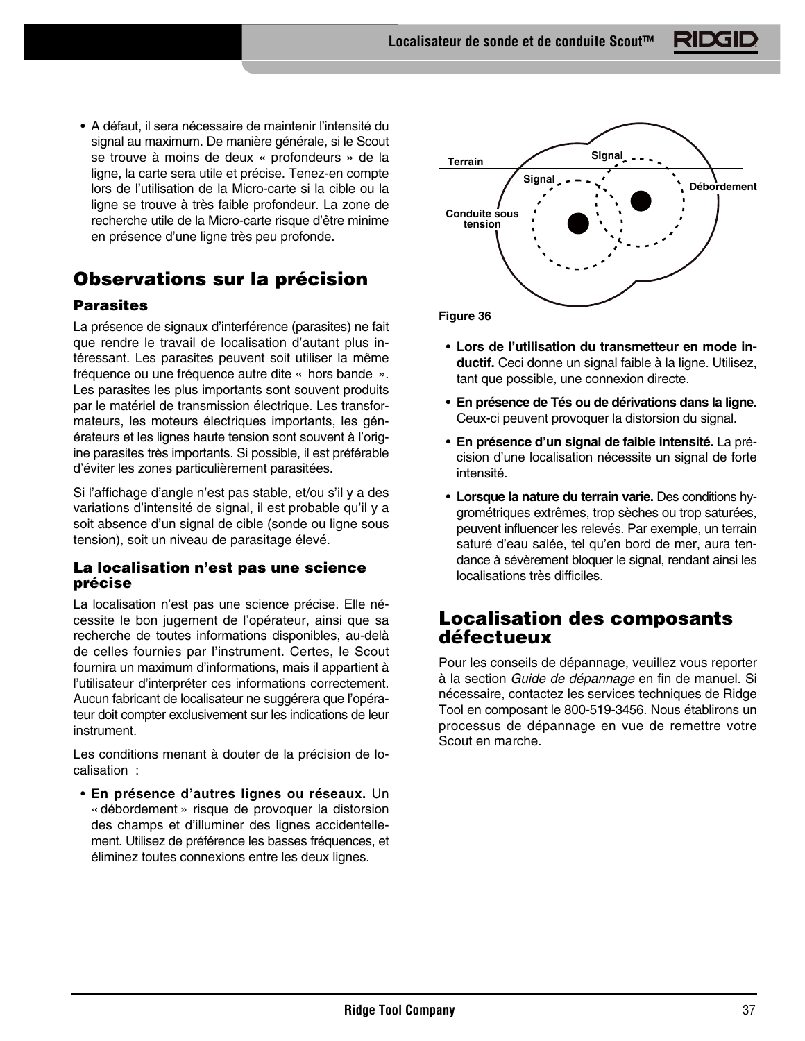- A défaut, il sera nécessaire de maintenir l'intensité du signal au maximum. De manière générale, si le Scout se trouve à moins de deux « profondeurs » de la ligne, la carte sera utile et précise. Tenez-en compte lors de l'utilisation de la Micro-carte si la cible ou la ligne se trouve à très faible profondeur. La zone de recherche utile de la Micro-carte risque d'être minime en présence d'une ligne très peu profonde.

## Observations sur la précision

### Parasites

La présence de signaux d'interférence (parasites) ne fait que rendre le travail de localisation d'autant plus intéressant. Les parasites peuvent soit utiliser la même fréquence ou une fréquence autre dite « hors bande ». Les parasites les plus importants sont souvent produits par le matériel de transmission électrique. Les transformateurs, les moteurs électriques importants, les générateurs et les lignes haute tension sont souvent à l'origine parasites très importants. Si possible, il est préférable d'éviter les zones particulièrement parasitées.

Si l'affichage d'angle n'est pas stable, et/ou s'il y a des variations d'intensité de signal, il est probable qu'il y a soit absence d'un signal de cible (sonde ou ligne sous tension), soit un niveau de parasitage élevé.

### La localisation n'est pas une science précise

La localisation n'est pas une science précise. Elle nécessite le bon jugement de l'opérateur, ainsi que sa recherche de toutes informations disponibles, au-delà de celles fournies par l'instrument. Certes, le Scout fournira un maximum d'informations, mais il appartient à l'utilisateur d'interpréter ces informations correctement. Aucun fabricant de localisateur ne suggérera que l'opérateur doit compter exclusivement sur les indications de leur instrument.

Les conditions menant à douter de la précision de localisation :

- **En présence d'autres lignes ou réseaux.** Un « débordement » risque de provoquer la distorsion des champs et d'illuminer des lignes accidentellement. Utilisez de préférence les basses fréquences, et éliminez toutes connexions entre les deux lignes.

Terrain — Signal — Signal — Débordement — Conduite sous tension

Figure 36

- **Lors de l'utilisation du transmetteur en mode inductif.** Ceci donne un signal faible à la ligne. Utilisez, tant que possible, une connexion directe.
- **En présence de Tés ou de dérivations dans la ligne.** Ceux-ci peuvent provoquer la distorsion du signal.
- **En présence d'un signal de faible intensité.** La précision d'une localisation nécessite un signal de forte intensité.
- **Lorsque la nature du terrain varie.** Des conditions hygrométriques extrêmes, trop sèches ou trop saturées, peuvent influencer les relevés. Par exemple, un terrain saturé d'eau salée, tel qu'en bord de mer, aura tendance à sévèrement bloquer le signal, rendant ainsi les localisations très difficiles.

## Localisation des composants défectueux

Pour les conseils de dépannage, veuillez vous reporter à la section *Guide de dépannage* en fin de manuel. Si nécessaire, contactez les services techniques de Ridge Tool en composant le 800-519-3456. Nous établirons un processus de dépannage en vue de remettre votre Scout en marche.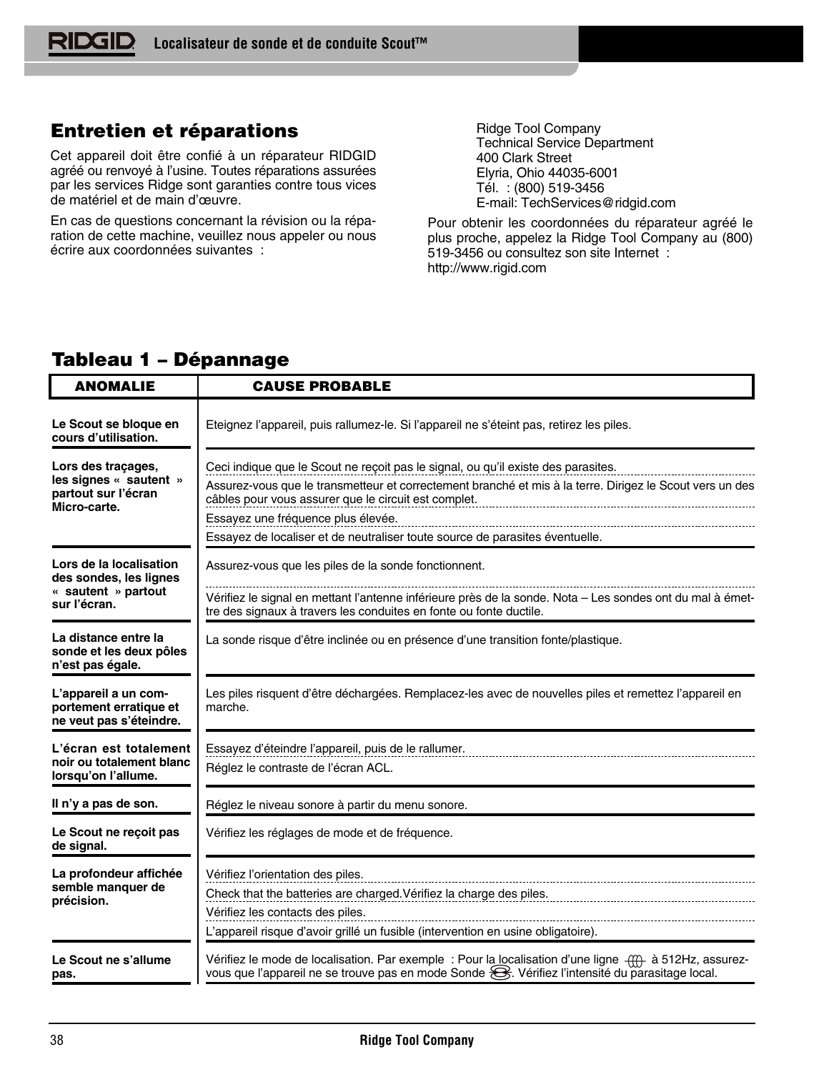## Entretien et réparations

Cet appareil doit être confié à un réparateur RIDGID agréé ou renvoyé à l'usine. Toutes réparations assurées par les services Ridge sont garanties contre tous vices de matériel et de main d'œuvre.

En cas de questions concernant la révision ou la réparation de cette machine, veuillez nous appeler ou nous écrire aux coordonnées suivantes :

Ridge Tool Company
Technical Service Department
400 Clark Street
Elyria, Ohio 44035-6001
Tél. : (800) 519-3456
E-mail: TechServices@ridgid.com

Pour obtenir les coordonnées du réparateur agréé le plus proche, appelez la Ridge Tool Company au (800) 519-3456 ou consultez son site Internet : http://www.rigid.com

## Tableau 1 – Dépannage

| ANOMALIE | CAUSE PROBABLE |
|---|---|
| **Le Scout se bloque en cours d'utilisation.** | Eteignez l'appareil, puis rallumez-le. Si l'appareil ne s'éteint pas, retirez les piles. |
| **Lors des traçages, les signes « sautent » partout sur l'écran Micro-carte.** | Ceci indique que le Scout ne reçoit pas le signal, ou qu'il existe des parasites. |
| | Assurez-vous que le transmetteur et correctement branché et mis à la terre. Dirigez le Scout vers un des câbles pour vous assurer que le circuit est complet. |
| | Essayez une fréquence plus élevée. |
| | Essayez de localiser et de neutraliser toute source de parasites éventuelle. |
| **Lors de la localisation des sondes, les lignes « sautent » partout sur l'écran.** | Assurez-vous que les piles de la sonde fonctionnent. |
| | Vérifiez le signal en mettant l'antenne inférieure près de la sonde. Nota – Les sondes ont du mal à émettre des signaux à travers les conduites en fonte ou fonte ductile. |
| **La distance entre la sonde et les deux pôles n'est pas égale.** | La sonde risque d'être inclinée ou en présence d'une transition fonte/plastique. |
| **L'appareil a un comportement erratique et ne veut pas s'éteindre.** | Les piles risquent d'être déchargées. Remplacez-les avec de nouvelles piles et remettez l'appareil en marche. |
| **L'écran est totalement noir ou totalement blanc lorsqu'on l'allume.** | Essayez d'éteindre l'appareil, puis de le rallumer. |
| | Réglez le contraste de l'écran ACL. |
| **Il n'y a pas de son.** | Réglez le niveau sonore à partir du menu sonore. |
| **Le Scout ne reçoit pas de signal.** | Vérifiez les réglages de mode et de fréquence. |
| **La profondeur affichée semble manquer de précision.** | Vérifiez l'orientation des piles. |
| | Check that the batteries are charged.Vérifiez la charge des piles. |
| | Vérifiez les contacts des piles. |
| | L'appareil risque d'avoir grillé un fusible (intervention en usine obligatoire). |
| **Le Scout ne s'allume pas.** | Vérifiez le mode de localisation. Par exemple : Pour la localisation d'une ligne à 512Hz, assurez-vous que l'appareil ne se trouve pas en mode Sonde. Vérifiez l'intensité du parasitage local. |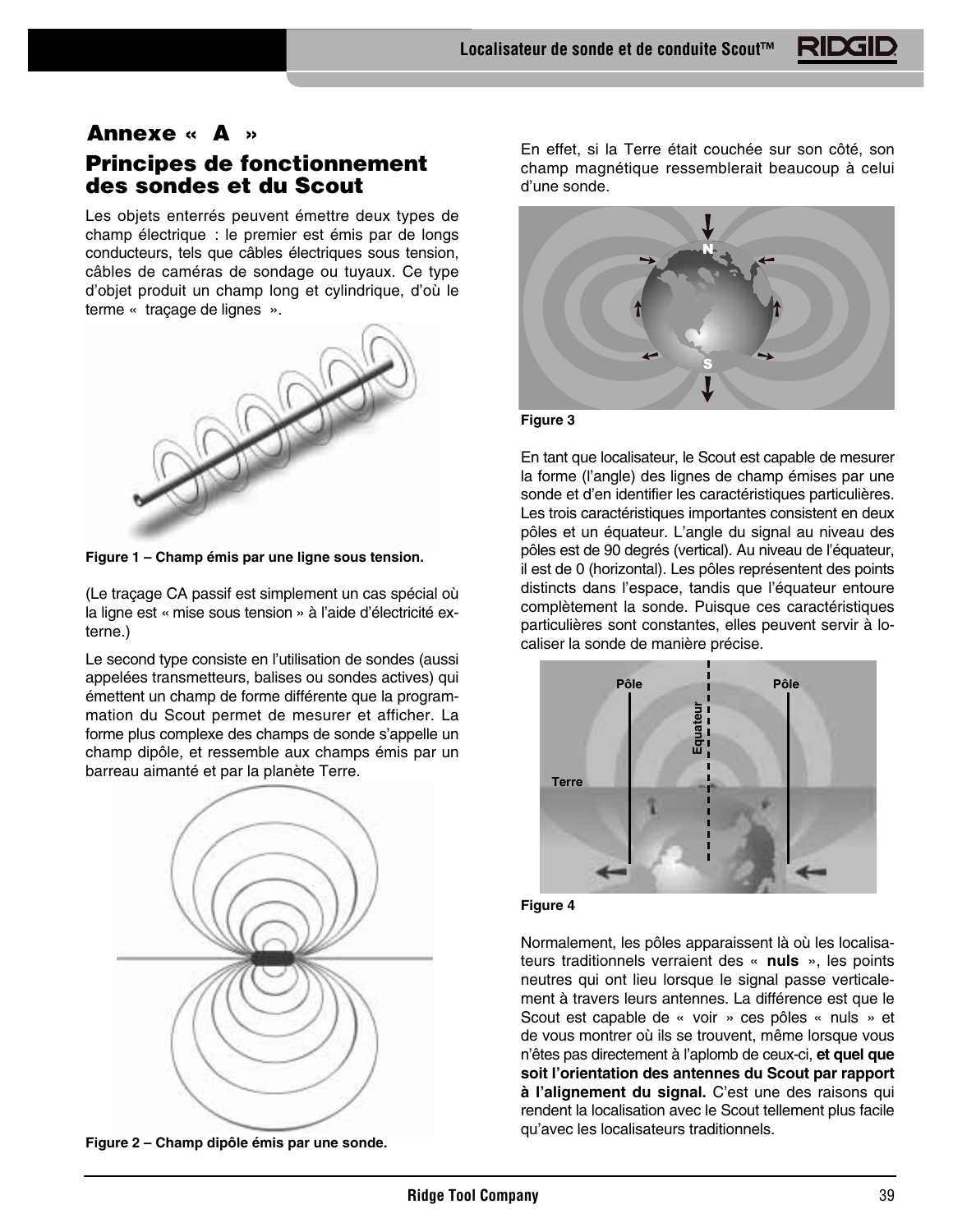## Annexe « A »

## Principes de fonctionnement des sondes et du Scout

Les objets enterrés peuvent émettre deux types de champ électrique : le premier est émis par de longs conducteurs, tels que câbles électriques sous tension, câbles de caméras de sondage ou tuyaux. Ce type d'objet produit un champ long et cylindrique, d'où le terme « traçage de lignes ».

**Figure 1 – Champ émis par une ligne sous tension.**

(Le traçage CA passif est simplement un cas spécial où la ligne est « mise sous tension » à l'aide d'électricité externe.)

Le second type consiste en l'utilisation de sondes (aussi appelées transmetteurs, balises ou sondes actives) qui émettent un champ de forme différente que la programmation du Scout permet de mesurer et afficher. La forme plus complexe des champs de sonde s'appelle un champ dipôle, et ressemble aux champs émis par un barreau aimanté et par la planète Terre.

**Figure 2 – Champ dipôle émis par une sonde.**

En effet, si la Terre était couchée sur son côté, son champ magnétique ressemblerait beaucoup à celui d'une sonde.

**Figure 3**

En tant que localisateur, le Scout est capable de mesurer la forme (l'angle) des lignes de champ émises par une sonde et d'en identifier les caractéristiques particulières. Les trois caractéristiques importantes consistent en deux pôles et un équateur. L'angle du signal au niveau des pôles est de 90 degrés (vertical). Au niveau de l'équateur, il est de 0 (horizontal). Les pôles représentent des points distincts dans l'espace, tandis que l'équateur entoure complètement la sonde. Puisque ces caractéristiques particulières sont constantes, elles peuvent servir à localiser la sonde de manière précise.

**Figure 4**

Normalement, les pôles apparaissent là où les localisateurs traditionnels verraient des « **nuls** », les points neutres qui ont lieu lorsque le signal passe verticalement à travers leurs antennes. La différence est que le Scout est capable de « voir » ces pôles « nuls » et de vous montrer où ils se trouvent, même lorsque vous n'êtes pas directement à l'aplomb de ceux-ci, **et quel que soit l'orientation des antennes du Scout par rapport à l'alignement du signal.** C'est une des raisons qui rendent la localisation avec le Scout tellement plus facile qu'avec les localisateurs traditionnels.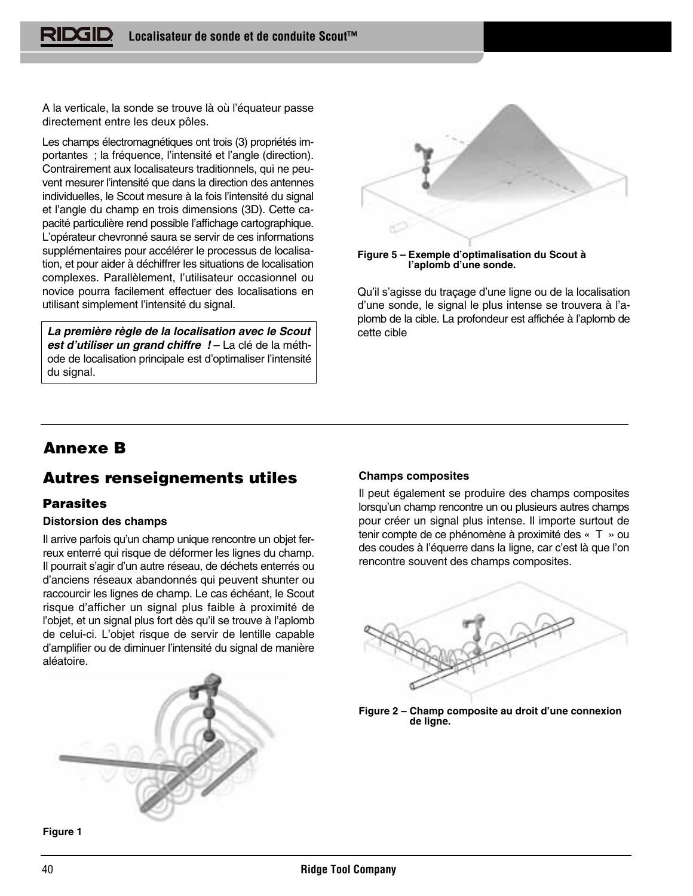A la verticale, la sonde se trouve là où l'équateur passe directement entre les deux pôles.

Les champs électromagnétiques ont trois (3) propriétés importantes ; la fréquence, l'intensité et l'angle (direction). Contrairement aux localisateurs traditionnels, qui ne peuvent mesurer l'intensité que dans la direction des antennes individuelles, le Scout mesure à la fois l'intensité du signal et l'angle du champ en trois dimensions (3D). Cette capacité particulière rend possible l'affichage cartographique. L'opérateur chevronné saura se servir de ces informations supplémentaires pour accélérer le processus de localisation, et pour aider à déchiffrer les situations de localisation complexes. Parallèlement, l'utilisateur occasionnel ou novice pourra facilement effectuer des localisations en utilisant simplement l'intensité du signal.

> ***La première règle de la localisation avec le Scout est d'utiliser un grand chiffre !*** – La clé de la méthode de localisation principale est d'optimaliser l'intensité du signal.

**Figure 5 – Exemple d'optimalisation du Scout à l'aplomb d'une sonde.**

Qu'il s'agisse du traçage d'une ligne ou de la localisation d'une sonde, le signal le plus intense se trouvera à l'aplomb de la cible. La profondeur est affichée à l'aplomb de cette cible

# Annexe B

## Autres renseignements utiles

### Parasites

#### Distorsion des champs

Il arrive parfois qu'un champ unique rencontre un objet ferreux enterré qui risque de déformer les lignes du champ. Il pourrait s'agir d'un autre réseau, de déchets enterrés ou d'anciens réseaux abandonnés qui peuvent shunter ou raccourcir les lignes de champ. Le cas échéant, le Scout risque d'afficher un signal plus faible à proximité de l'objet, et un signal plus fort dès qu'il se trouve à l'aplomb de celui-ci. L'objet risque de servir de lentille capable d'amplifier ou de diminuer l'intensité du signal de manière aléatoire.

**Figure 1**

#### Champs composites

Il peut également se produire des champs composites lorsqu'un champ rencontre un ou plusieurs autres champs pour créer un signal plus intense. Il importe surtout de tenir compte de ce phénomène à proximité des « T » ou des coudes à l'équerre dans la ligne, car c'est là que l'on rencontre souvent des champs composites.

**Figure 2 – Champ composite au droit d'une connexion de ligne.**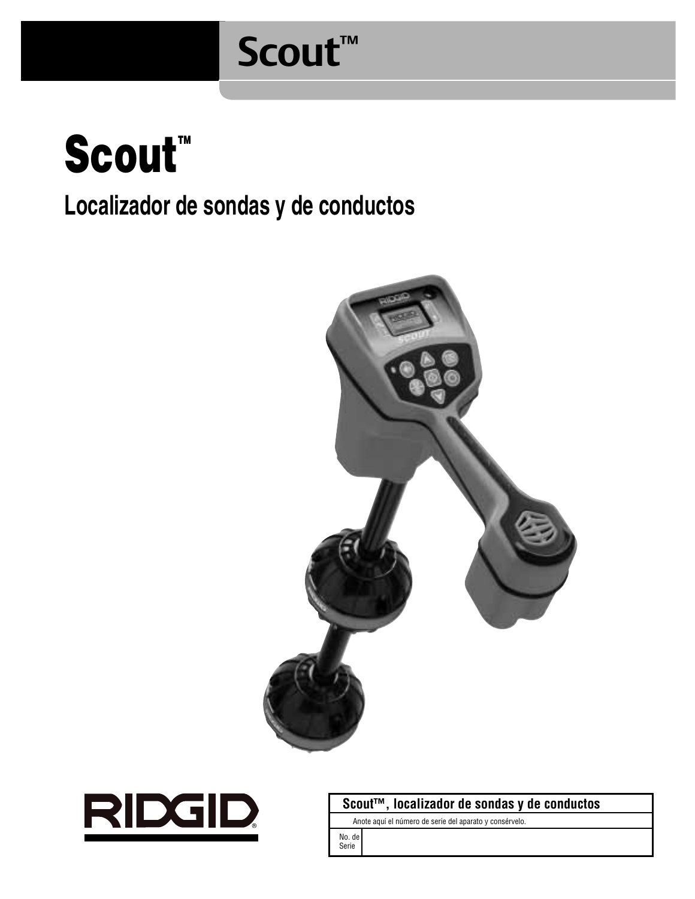# Scout™

# Scout™

## Localizador de sondas y de conductos

RIDGID®

| Scout™, localizador de sondas y de conductos | |
|---|---|
| Anote aquí el número de serie del aparato y consérvelo. | |
| No. de Serie | |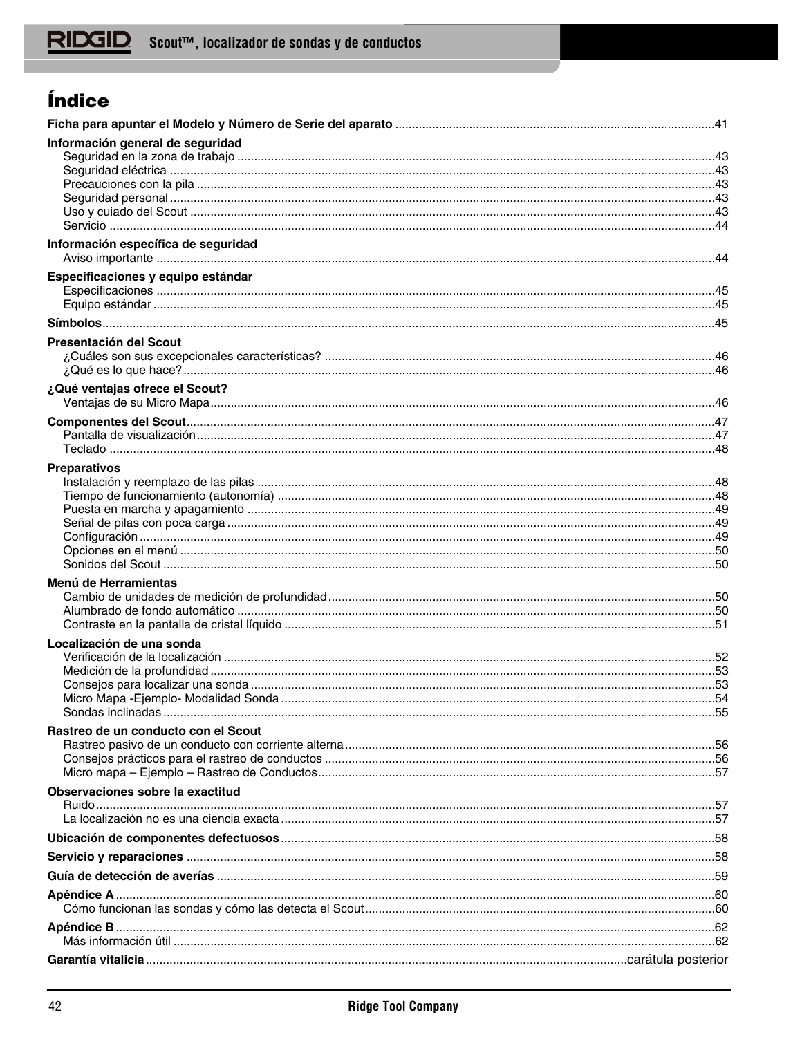# Índice

| | |
|---|---|
| **Ficha para apuntar el Modelo y Número de Serie del aparato** | 41 |
| **Información general de seguridad** | |
| Seguridad en la zona de trabajo | 43 |
| Seguridad eléctrica | 43 |
| Precauciones con la pila | 43 |
| Seguridad personal | 43 |
| Uso y cuidado del Scout | 43 |
| Servicio | 44 |
| **Información específica de seguridad** | |
| Aviso importante | 44 |
| **Especificaciones y equipo estándar** | |
| Especificaciones | 45 |
| Equipo estándar | 45 |
| **Símbolos** | 45 |
| **Presentación del Scout** | |
| ¿Cuáles son sus excepcionales características? | 46 |
| ¿Qué es lo que hace? | 46 |
| **¿Qué ventajas ofrece el Scout?** | |
| Ventajas de su Micro Mapa | 46 |
| **Componentes del Scout** | 47 |
| Pantalla de visualización | 47 |
| Teclado | 48 |
| **Preparativos** | |
| Instalación y reemplazo de las pilas | 48 |
| Tiempo de funcionamiento (autonomía) | 48 |
| Puesta en marcha y apagamiento | 49 |
| Señal de pilas con poca carga | 49 |
| Configuración | 49 |
| Opciones en el menú | 50 |
| Sonidos del Scout | 50 |
| **Menú de Herramientas** | |
| Cambio de unidades de medición de profundidad | 50 |
| Alumbrado de fondo automático | 50 |
| Contraste en la pantalla de cristal líquido | 51 |
| **Localización de una sonda** | |
| Verificación de la localización | 52 |
| Medición de la profundidad | 53 |
| Consejos para localizar una sonda | 53 |
| Micro Mapa -Ejemplo- Modalidad Sonda | 54 |
| Sondas inclinadas | 55 |
| **Rastreo de un conducto con el Scout** | |
| Rastreo pasivo de un conducto con corriente alterna | 56 |
| Consejos prácticos para el rastreo de conductos | 56 |
| Micro mapa – Ejemplo – Rastreo de Conductos | 57 |
| **Observaciones sobre la exactitud** | |
| Ruido | 57 |
| La localización no es una ciencia exacta | 57 |
| **Ubicación de componentes defectuosos** | 58 |
| **Servicio y reparaciones** | 58 |
| **Guía de detección de averías** | 59 |
| **Apéndice A** | 60 |
| Cómo funcionan las sondas y cómo las detecta el Scout | 60 |
| **Apéndice B** | 62 |
| Más información útil | 62 |
| **Garantía vitalicia** | carátula posterior |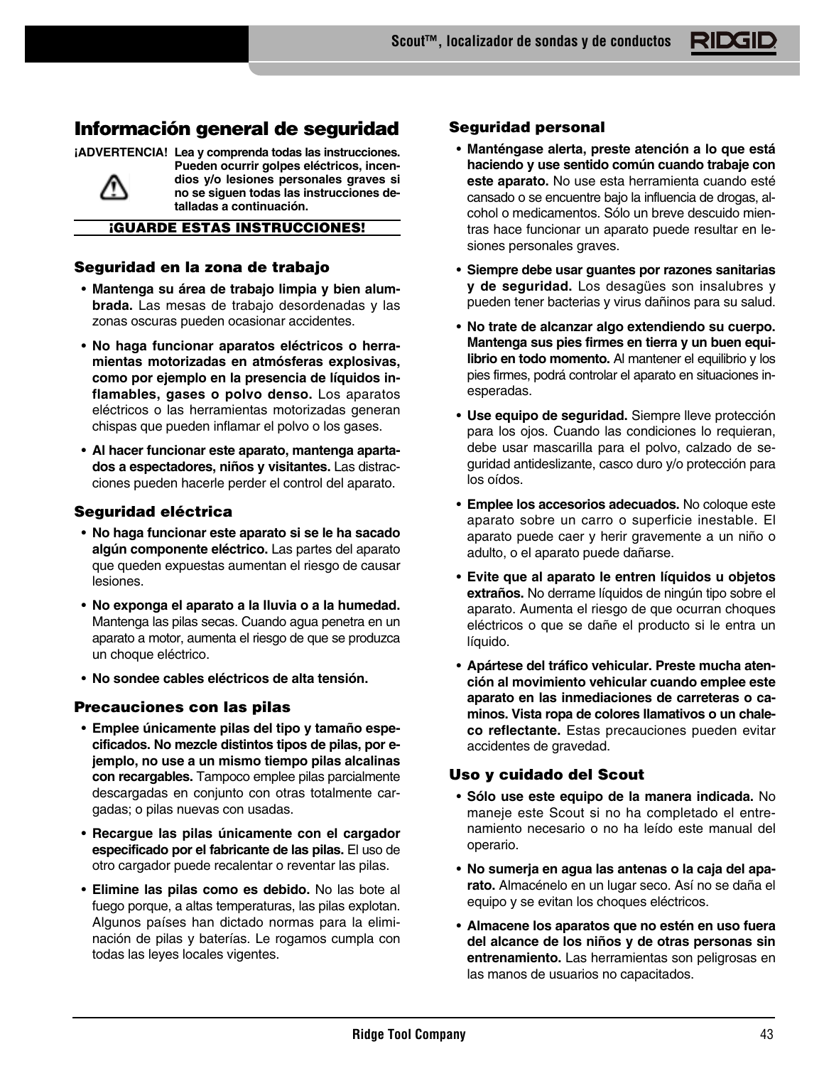# Información general de seguridad

**¡ADVERTENCIA! Lea y comprenda todas las instrucciones. Pueden ocurrir golpes eléctricos, incendios y/o lesiones personales graves si no se siguen todas las instrucciones detalladas a continuación.**

**¡GUARDE ESTAS INSTRUCCIONES!**

## Seguridad en la zona de trabajo

- **Mantenga su área de trabajo limpia y bien alumbrada.** Las mesas de trabajo desordenadas y las zonas oscuras pueden ocasionar accidentes.
- **No haga funcionar aparatos eléctricos o herramientas motorizadas en atmósferas explosivas, como por ejemplo en la presencia de líquidos inflamables, gases o polvo denso.** Los aparatos eléctricos o las herramientas motorizadas generan chispas que pueden inflamar el polvo o los gases.
- **Al hacer funcionar este aparato, mantenga apartados a espectadores, niños y visitantes.** Las distracciones pueden hacerle perder el control del aparato.

## Seguridad eléctrica

- **No haga funcionar este aparato si se le ha sacado algún componente eléctrico.** Las partes del aparato que queden expuestas aumentan el riesgo de causar lesiones.
- **No exponga el aparato a la lluvia o a la humedad.** Mantenga las pilas secas. Cuando agua penetra en un aparato a motor, aumenta el riesgo de que se produzca un choque eléctrico.
- **No sondee cables eléctricos de alta tensión.**

## Precauciones con las pilas

- **Emplee únicamente pilas del tipo y tamaño especificados. No mezcle distintos tipos de pilas, por ejemplo, no use a un mismo tiempo pilas alcalinas con recargables.** Tampoco emplee pilas parcialmente descargadas en conjunto con otras totalmente cargadas; o pilas nuevas con usadas.
- **Recargue las pilas únicamente con el cargador especificado por el fabricante de las pilas.** El uso de otro cargador puede recalentar o reventar las pilas.
- **Elimine las pilas como es debido.** No las bote al fuego porque, a altas temperaturas, las pilas explotan. Algunos países han dictado normas para la eliminación de pilas y baterías. Le rogamos cumpla con todas las leyes locales vigentes.

## Seguridad personal

- **Manténgase alerta, preste atención a lo que está haciendo y use sentido común cuando trabaje con este aparato.** No use esta herramienta cuando esté cansado o se encuentre bajo la influencia de drogas, alcohol o medicamentos. Sólo un breve descuido mientras hace funcionar un aparato puede resultar en lesiones personales graves.
- **Siempre debe usar guantes por razones sanitarias y de seguridad.** Los desagües son insalubres y pueden tener bacterias y virus dañinos para su salud.
- **No trate de alcanzar algo extendiendo su cuerpo. Mantenga sus pies firmes en tierra y un buen equilibrio en todo momento.** Al mantener el equilibrio y los pies firmes, podrá controlar el aparato en situaciones inesperadas.
- **Use equipo de seguridad.** Siempre lleve protección para los ojos. Cuando las condiciones lo requieran, debe usar mascarilla para el polvo, calzado de seguridad antideslizante, casco duro y/o protección para los oídos.
- **Emplee los accesorios adecuados.** No coloque este aparato sobre un carro o superficie inestable. El aparato puede caer y herir gravemente a un niño o adulto, o el aparato puede dañarse.
- **Evite que al aparato le entren líquidos u objetos extraños.** No derrame líquidos de ningún tipo sobre el aparato. Aumenta el riesgo de que ocurran choques eléctricos o que se dañe el producto si le entra un líquido.
- **Apártese del tráfico vehicular. Preste mucha atención al movimiento vehicular cuando emplee este aparato en las inmediaciones de carreteras o caminos. Vista ropa de colores llamativos o un chaleco reflectante.** Estas precauciones pueden evitar accidentes de gravedad.

## Uso y cuidado del Scout

- **Sólo use este equipo de la manera indicada.** No maneje este Scout si no ha completado el entrenamiento necesario o no ha leído este manual del operario.
- **No sumerja en agua las antenas o la caja del aparato.** Almacénelo en un lugar seco. Así no se daña el equipo y se evitan los choques eléctricos.
- **Almacene los aparatos que no estén en uso fuera del alcance de los niños y de otras personas sin entrenamiento.** Las herramientas son peligrosas en las manos de usuarios no capacitados.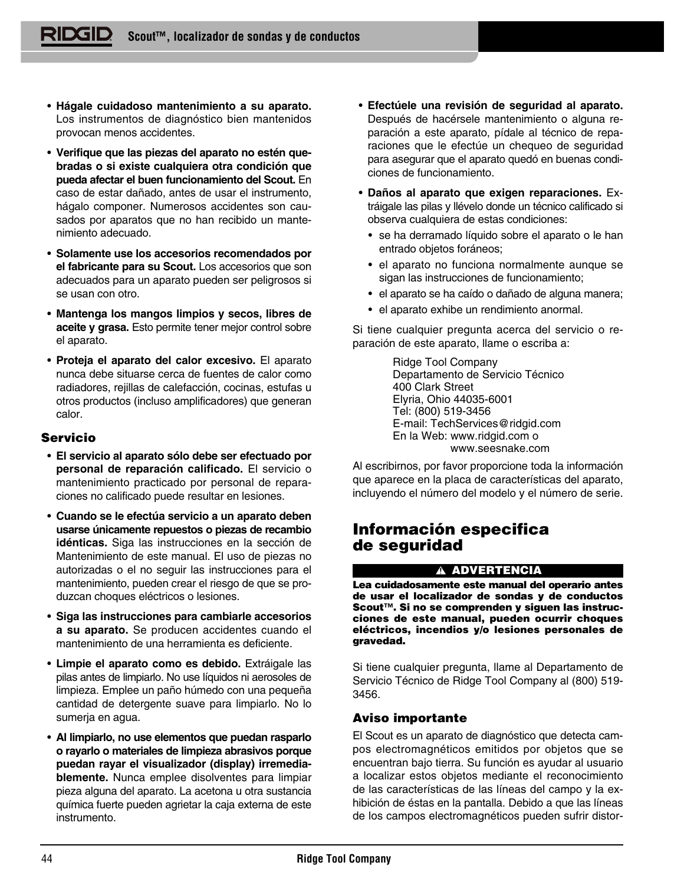- **Hágale cuidadoso mantenimiento a su aparato.** Los instrumentos de diagnóstico bien mantenidos provocan menos accidentes.
- **Verifique que las piezas del aparato no estén quebradas o si existe cualquiera otra condición que pueda afectar el buen funcionamiento del Scout.** En caso de estar dañado, antes de usar el instrumento, hágalo componer. Numerosos accidentes son causados por aparatos que no han recibido un mantenimiento adecuado.
- **Solamente use los accesorios recomendados por el fabricante para su Scout.** Los accesorios que son adecuados para un aparato pueden ser peligrosos si se usan con otro.
- **Mantenga los mangos limpios y secos, libres de aceite y grasa.** Esto permite tener mejor control sobre el aparato.
- **Proteja el aparato del calor excesivo.** El aparato nunca debe situarse cerca de fuentes de calor como radiadores, rejillas de calefacción, cocinas, estufas u otros productos (incluso amplificadores) que generan calor.

### Servicio

- **El servicio al aparato sólo debe ser efectuado por personal de reparación calificado.** El servicio o mantenimiento practicado por personal de reparaciones no calificado puede resultar en lesiones.
- **Cuando se le efectúa servicio a un aparato deben usarse únicamente repuestos o piezas de recambio idénticas.** Siga las instrucciones en la sección de Mantenimiento de este manual. El uso de piezas no autorizadas o el no seguir las instrucciones para el mantenimiento, pueden crear el riesgo de que se produzcan choques eléctricos o lesiones.
- **Siga las instrucciones para cambiarle accesorios a su aparato.** Se producen accidentes cuando el mantenimiento de una herramienta es deficiente.
- **Limpie el aparato como es debido.** Extráigale las pilas antes de limpiarlo. No use líquidos ni aerosoles de limpieza. Emplee un paño húmedo con una pequeña cantidad de detergente suave para limpiarlo. No lo sumerja en agua.
- **Al limpiarlo, no use elementos que puedan rasparlo o rayarlo o materiales de limpieza abrasivos porque puedan rayar el visualizador (display) irremediablemente.** Nunca emplee disolventes para limpiar pieza alguna del aparato. La acetona u otra sustancia química fuerte pueden agrietar la caja externa de este instrumento.
- **Efectúele una revisión de seguridad al aparato.** Después de hacérsele mantenimiento o alguna reparación a este aparato, pídale al técnico de reparaciones que le efectúe un chequeo de seguridad para asegurar que el aparato quedó en buenas condiciones de funcionamiento.
- **Daños al aparato que exigen reparaciones.** Extráigale las pilas y llévelo donde un técnico calificado si observa cualquiera de estas condiciones:
  - se ha derramado líquido sobre el aparato o le han entrado objetos foráneos;
  - el aparato no funciona normalmente aunque se sigan las instrucciones de funcionamiento;
  - el aparato se ha caído o dañado de alguna manera;
  - el aparato exhibe un rendimiento anormal.

Si tiene cualquier pregunta acerca del servicio o reparación de este aparato, llame o escriba a:

Ridge Tool Company
Departamento de Servicio Técnico
400 Clark Street
Elyria, Ohio 44035-6001
Tel: (800) 519-3456
E-mail: TechServices@ridgid.com
En la Web: www.ridgid.com o
www.seesnake.com

Al escribirnos, por favor proporcione toda la información que aparece en la placa de características del aparato, incluyendo el número del modelo y el número de serie.

## Información especifica de seguridad

**⚠ ADVERTENCIA**

**Lea cuidadosamente este manual del operario antes de usar el localizador de sondas y de conductos Scout™. Si no se comprenden y siguen las instrucciones de este manual, pueden ocurrir choques eléctricos, incendios y/o lesiones personales de gravedad.**

Si tiene cualquier pregunta, llame al Departamento de Servicio Técnico de Ridge Tool Company al (800) 519-3456.

### Aviso importante

El Scout es un aparato de diagnóstico que detecta campos electromagnéticos emitidos por objetos que se encuentran bajo tierra. Su función es ayudar al usuario a localizar estos objetos mediante el reconocimiento de las características de las líneas del campo y la exhibición de éstas en la pantalla. Debido a que las líneas de los campos electromagnéticos pueden sufrir distor-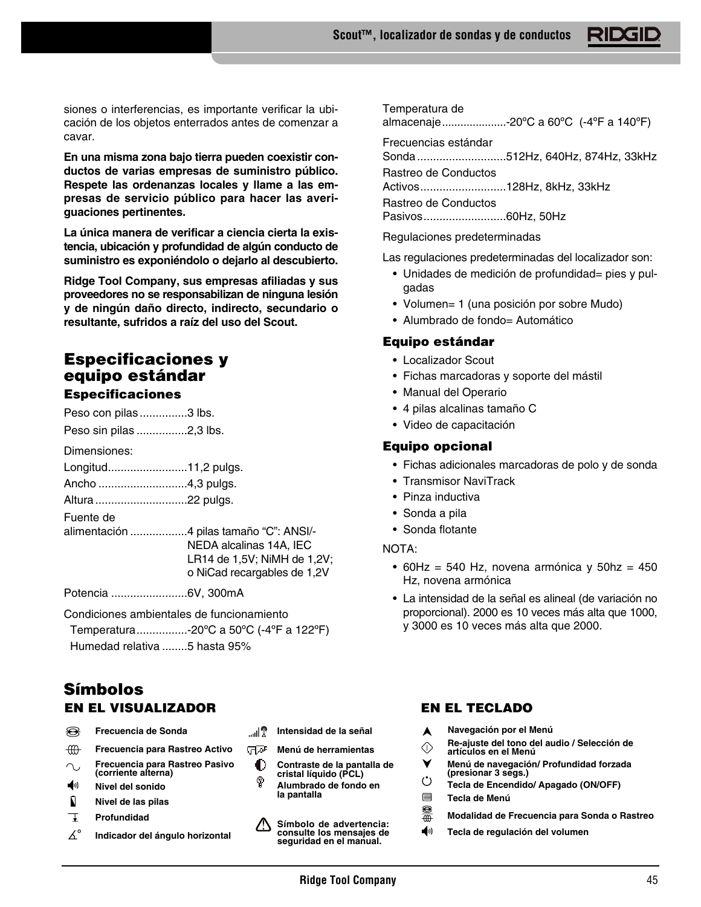siones o interferencias, es importante verificar la ubicación de los objetos enterrados antes de comenzar a cavar.

**En una misma zona bajo tierra pueden coexistir conductos de varias empresas de suministro público. Respete las ordenanzas locales y llame a las empresas de servicio público para hacer las averiguaciones pertinentes.**

**La única manera de verificar a ciencia cierta la existencia, ubicación y profundidad de algún conducto de suministro es exponiéndolo o dejarlo al descubierto.**

**Ridge Tool Company, sus empresas afiliadas y sus proveedores no se responsabilizan de ninguna lesión y de ningún daño directo, indirecto, secundario o resultante, sufridos a raíz del uso del Scout.**

# Especificaciones y equipo estándar

## Especificaciones

Peso con pilas ...............3 lbs.

Peso sin pilas ................2,3 lbs.

Dimensiones:

Longitud.........................11,2 pulgs.

Ancho ............................4,3 pulgs.

Altura .............................22 pulgs.

Fuente de alimentación ..................4 pilas tamaño "C": ANSI/-NEDA alcalinas 14A, IEC LR14 de 1,5V; NiMH de 1,2V; o NiCad recargables de 1,2V

Potencia ........................6V, 300mA

Condiciones ambientales de funcionamiento

Temperatura................-20ºC a 50ºC (-4ºF a 122ºF)

Humedad relativa ........5 hasta 95%

Temperatura de almacenaje....................-20ºC a 60ºC (-4ºF a 140ºF)

Frecuencias estándar

Sonda ............................512Hz, 640Hz, 874Hz, 33kHz

Rastreo de Conductos Activos...........................128Hz, 8kHz, 33kHz

Rastreo de Conductos Pasivos..........................60Hz, 50Hz

Regulaciones predeterminadas

Las regulaciones predeterminadas del localizador son:

- Unidades de medición de profundidad= pies y pulgadas
- Volumen= 1 (una posición por sobre Mudo)
- Alumbrado de fondo= Automático

## Equipo estándar

- Localizador Scout
- Fichas marcadoras y soporte del mástil
- Manual del Operario
- 4 pilas alcalinas tamaño C
- Video de capacitación

## Equipo opcional

- Fichas adicionales marcadoras de polo y de sonda
- Transmisor NaviTrack
- Pinza inductiva
- Sonda a pila
- Sonda flotante

NOTA:

- 60Hz = 540 Hz, novena armónica y 50hz = 450 Hz, novena armónica
- La intensidad de la señal es alineal (de variación no proporcional). 2000 es 10 veces más alta que 1000, y 3000 es 10 veces más alta que 2000.

# Símbolos

## EN EL VISUALIZADOR

- **Frecuencia de Sonda**
- **Frecuencia para Rastreo Activo**
- **Frecuencia para Rastreo Pasivo (corriente alterna)**
- **Nivel del sonido**
- **Nivel de las pilas**
- **Profundidad**
- **Indicador del ángulo horizontal**
- **Intensidad de la señal**
- **Menú de herramientas**
- **Contraste de la pantalla de cristal líquido (PCL)**
- **Alumbrado de fondo en la pantalla**
- **Símbolo de advertencia: consulte los mensajes de seguridad en el manual.**

## EN EL TECLADO

- **Navegación por el Menú**
- **Re-ajuste del tono del audio / Selección de artículos en el Menú**
- **Menú de navegación/ Profundidad forzada (presionar 3 segs.)**
- **Tecla de Encendido/ Apagado (ON/OFF)**
- **Tecla de Menú**
- **Modalidad de Frecuencia para Sonda o Rastreo**
- **Tecla de regulación del volumen**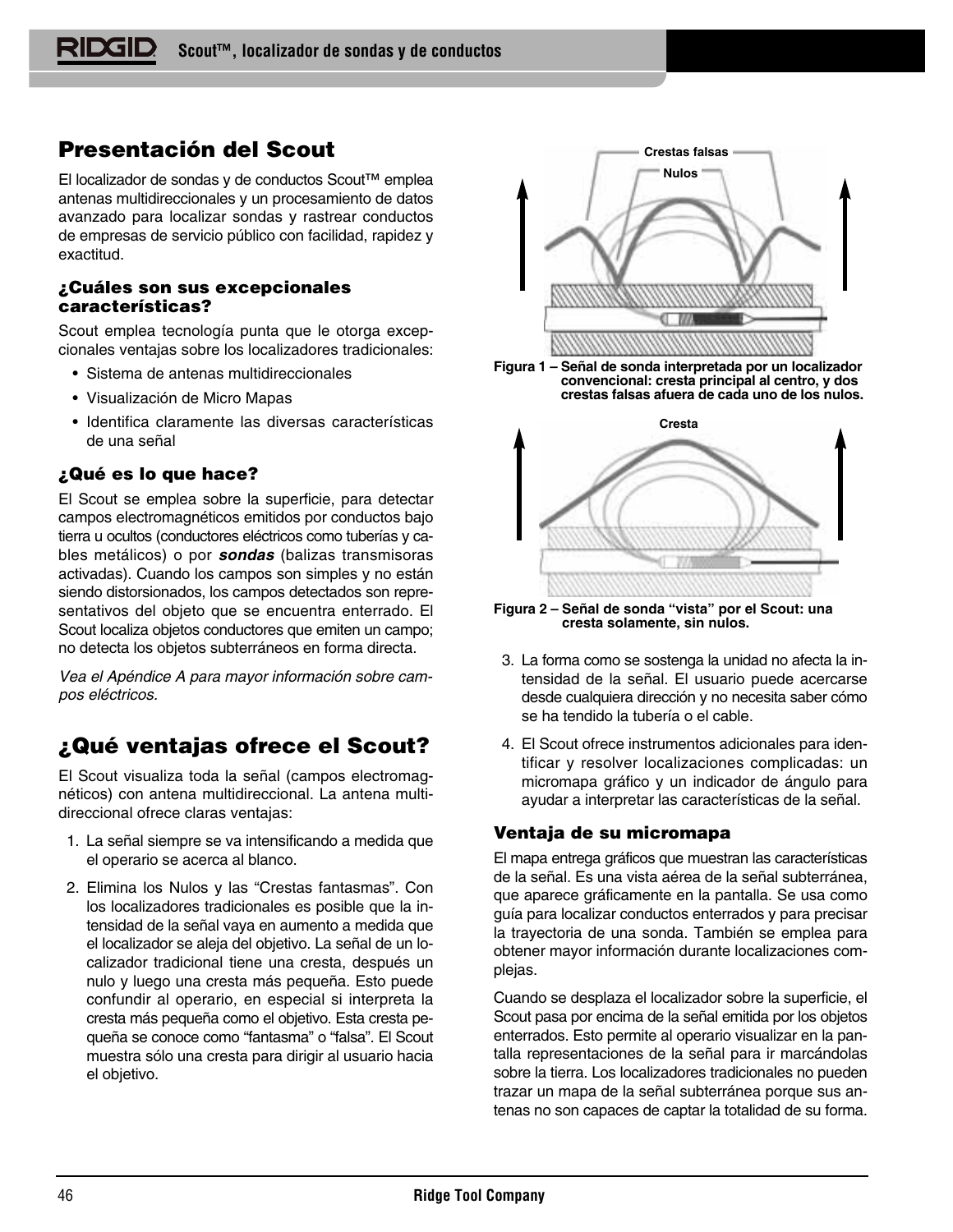## Presentación del Scout

El localizador de sondas y de conductos Scout™ emplea antenas multidireccionales y un procesamiento de datos avanzado para localizar sondas y rastrear conductos de empresas de servicio público con facilidad, rapidez y exactitud.

### ¿Cuáles son sus excepcionales características?

Scout emplea tecnología punta que le otorga excepcionales ventajas sobre los localizadores tradicionales:

- Sistema de antenas multidireccionales
- Visualización de Micro Mapas
- Identifica claramente las diversas características de una señal

### ¿Qué es lo que hace?

El Scout se emplea sobre la superficie, para detectar campos electromagnéticos emitidos por conductos bajo tierra u ocultos (conductores eléctricos como tuberías y cables metálicos) o por ***sondas*** (balizas transmisoras activadas). Cuando los campos son simples y no están siendo distorsionados, los campos detectados son representativos del objeto que se encuentra enterrado. El Scout localiza objetos conductores que emiten un campo; no detecta los objetos subterráneos en forma directa.

*Vea el Apéndice A para mayor información sobre campos eléctricos.*

## ¿Qué ventajas ofrece el Scout?

El Scout visualiza toda la señal (campos electromagnéticos) con antena multidireccional. La antena multidireccional ofrece claras ventajas:

1. La señal siempre se va intensificando a medida que el operario se acerca al blanco.
2. Elimina los Nulos y las "Crestas fantasmas". Con los localizadores tradicionales es posible que la intensidad de la señal vaya en aumento a medida que el localizador se aleja del objetivo. La señal de un localizador tradicional tiene una cresta, después un nulo y luego una cresta más pequeña. Esto puede confundir al operario, en especial si interpreta la cresta más pequeña como el objetivo. Esta cresta pequeña se conoce como "fantasma" o "falsa". El Scout muestra sólo una cresta para dirigir al usuario hacia el objetivo.

Crestas falsas
Nulos

**Figura 1 – Señal de sonda interpretada por un localizador convencional: cresta principal al centro, y dos crestas falsas afuera de cada uno de los nulos.**

Cresta

**Figura 2 – Señal de sonda "vista" por el Scout: una cresta solamente, sin nulos.**

3. La forma como se sostenga la unidad no afecta la intensidad de la señal. El usuario puede acercarse desde cualquiera dirección y no necesita saber cómo se ha tendido la tubería o el cable.
4. El Scout ofrece instrumentos adicionales para identificar y resolver localizaciones complicadas: un micromapa gráfico y un indicador de ángulo para ayudar a interpretar las características de la señal.

### Ventaja de su micromapa

El mapa entrega gráficos que muestran las características de la señal. Es una vista aérea de la señal subterránea, que aparece gráficamente en la pantalla. Se usa como guía para localizar conductos enterrados y para precisar la trayectoria de una sonda. También se emplea para obtener mayor información durante localizaciones complejas.

Cuando se desplaza el localizador sobre la superficie, el Scout pasa por encima de la señal emitida por los objetos enterrados. Esto permite al operario visualizar en la pantalla representaciones de la señal para ir marcándolas sobre la tierra. Los localizadores tradicionales no pueden trazar un mapa de la señal subterránea porque sus antenas no son capaces de captar la totalidad de su forma.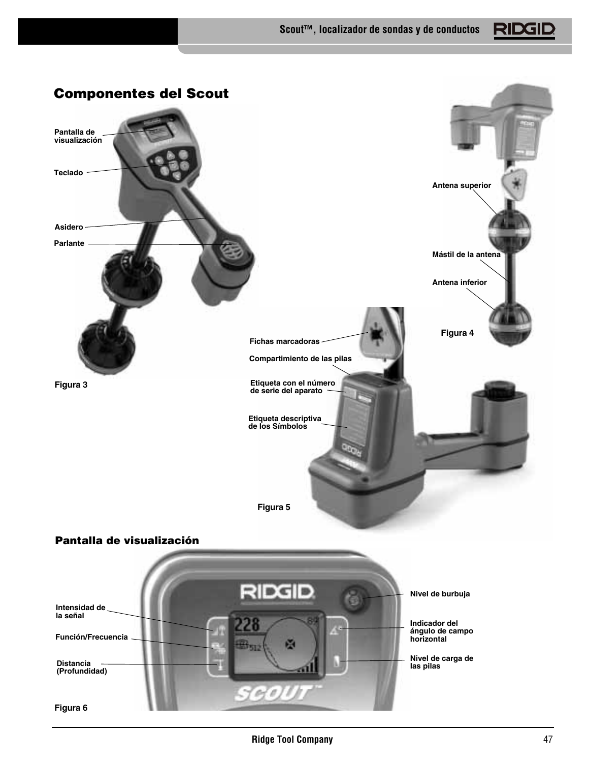## Componentes del Scout

Pantalla de visualización

Teclado

Asidero

Parlante

Figura 3

Antena superior

Mástil de la antena

Antena inferior

Figura 4

Fichas marcadoras

Compartimiento de las pilas

Etiqueta con el número de serie del aparato

Etiqueta descriptiva de los Símbolos

Figura 5

### Pantalla de visualización

Intensidad de la señal

Función/Frecuencia

Distancia (Profundidad)

Nivel de burbuja

Indicador del ángulo de campo horizontal

Nivel de carga de las pilas

Figura 6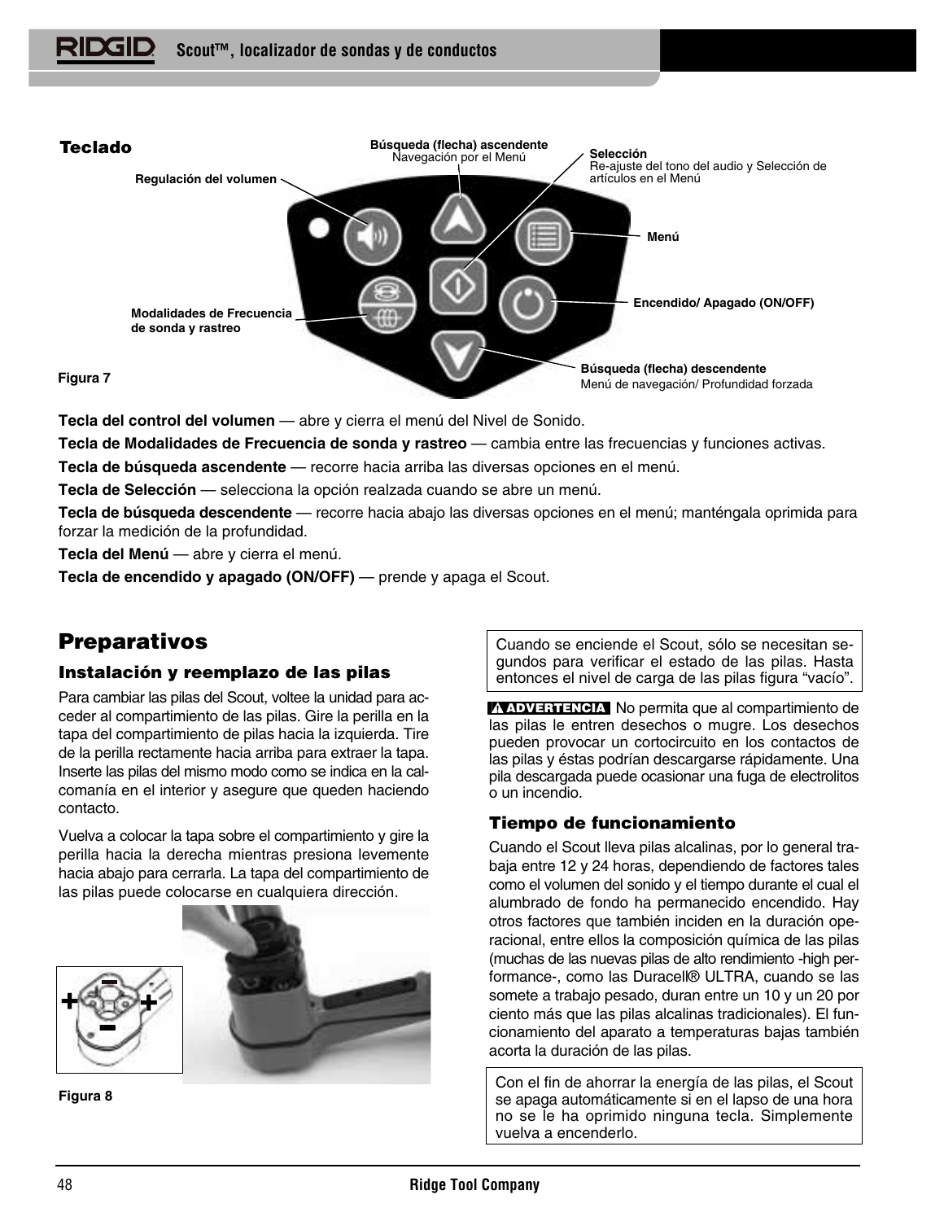## Teclado

Búsqueda (flecha) ascendente
Navegación por el Menú

Selección
Re-ajuste del tono del audio y Selección de artículos en el Menú

Regulación del volumen

Menú

Encendido/ Apagado (ON/OFF)

Modalidades de Frecuencia de sonda y rastreo

Búsqueda (flecha) descendente
Menú de navegación/ Profundidad forzada

Figura 7

**Tecla del control del volumen** — abre y cierra el menú del Nivel de Sonido.

**Tecla de Modalidades de Frecuencia de sonda y rastreo** — cambia entre las frecuencias y funciones activas.

**Tecla de búsqueda ascendente** — recorre hacia arriba las diversas opciones en el menú.

**Tecla de Selección** — selecciona la opción realzada cuando se abre un menú.

**Tecla de búsqueda descendente** — recorre hacia abajo las diversas opciones en el menú; manténgala oprimida para forzar la medición de la profundidad.

**Tecla del Menú** — abre y cierra el menú.

**Tecla de encendido y apagado (ON/OFF)** — prende y apaga el Scout.

# Preparativos

### Instalación y reemplazo de las pilas

Para cambiar las pilas del Scout, voltee la unidad para acceder al compartimiento de las pilas. Gire la perilla en la tapa del compartimiento de pilas hacia la izquierda. Tire de la perilla rectamente hacia arriba para extraer la tapa. Inserte las pilas del mismo modo como se indica en la calcomanía en el interior y asegure que queden haciendo contacto.

Vuelva a colocar la tapa sobre el compartimiento y gire la perilla hacia la derecha mientras presiona levemente hacia abajo para cerrarla. La tapa del compartimiento de las pilas puede colocarse en cualquiera dirección.

Figura 8

> Cuando se enciende el Scout, sólo se necesitan segundos para verificar el estado de las pilas. Hasta entonces el nivel de carga de las pilas figura "vacío".

**⚠ ADVERTENCIA** No permita que al compartimiento de las pilas le entren desechos o mugre. Los desechos pueden provocar un cortocircuito en los contactos de las pilas y éstas podrían descargarse rápidamente. Una pila descargada puede ocasionar una fuga de electrolitos o un incendio.

### Tiempo de funcionamiento

Cuando el Scout lleva pilas alcalinas, por lo general trabaja entre 12 y 24 horas, dependiendo de factores tales como el volumen del sonido y el tiempo durante el cual el alumbrado de fondo ha permanecido encendido. Hay otros factores que también inciden en la duración operacional, entre ellos la composición química de las pilas (muchas de las nuevas pilas de alto rendimiento -high performance-, como las Duracell® ULTRA, cuando se las somete a trabajo pesado, duran entre un 10 y un 20 por ciento más que las pilas alcalinas tradicionales). El funcionamiento del aparato a temperaturas bajas también acorta la duración de las pilas.

> Con el fin de ahorrar la energía de las pilas, el Scout se apaga automáticamente si en el lapso de una hora no se le ha oprimido ninguna tecla. Simplemente vuelva a encenderlo.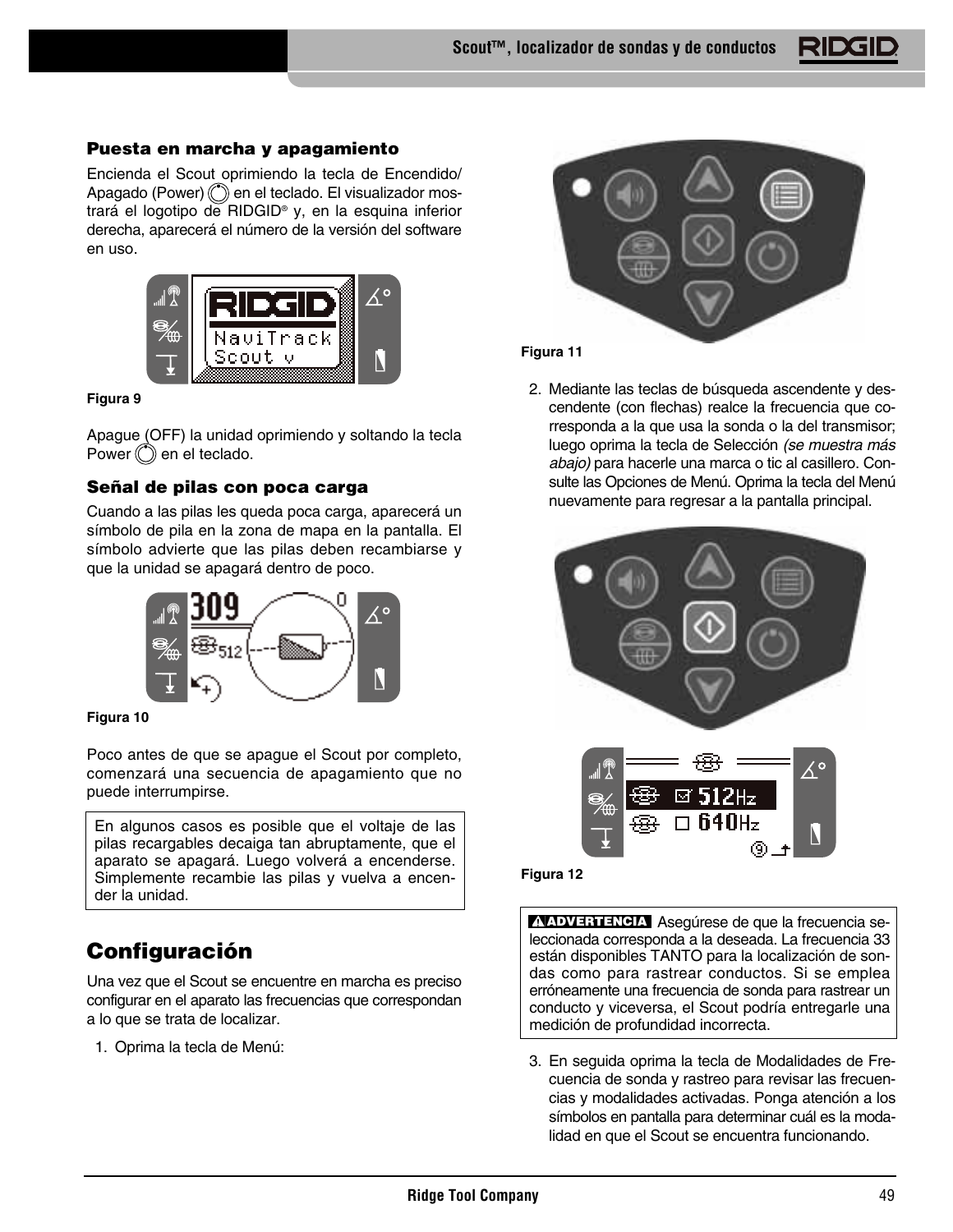### Puesta en marcha y apagamiento

Encienda el Scout oprimiendo la tecla de Encendido/Apagado (Power) en el teclado. El visualizador mostrará el logotipo de RIDGID® y, en la esquina inferior derecha, aparecerá el número de la versión del software en uso.

Figura 9

Apague (OFF) la unidad oprimiendo y soltando la tecla Power en el teclado.

### Señal de pilas con poca carga

Cuando a las pilas les queda poca carga, aparecerá un símbolo de pila en la zona de mapa en la pantalla. El símbolo advierte que las pilas deben recambiarse y que la unidad se apagará dentro de poco.

Figura 10

Poco antes de que se apague el Scout por completo, comenzará una secuencia de apagamiento que no puede interrumpirse.

> En algunos casos es posible que el voltaje de las pilas recargables decaiga tan abruptamente, que el aparato se apagará. Luego volverá a encenderse. Simplemente recambie las pilas y vuelva a encender la unidad.

## Configuración

Una vez que el Scout se encuentre en marcha es preciso configurar en el aparato las frecuencias que correspondan a lo que se trata de localizar.

1. Oprima la tecla de Menú:

Figura 11

2. Mediante las teclas de búsqueda ascendente y descendente (con flechas) realce la frecuencia que corresponda a la que usa la sonda o la del transmisor; luego oprima la tecla de Selección *(se muestra más abajo)* para hacerle una marca o tic al casillero. Consulte las Opciones de Menú. Oprima la tecla del Menú nuevamente para regresar a la pantalla principal.

Figura 12

> **⚠ ADVERTENCIA** Asegúrese de que la frecuencia seleccionada corresponda a la deseada. La frecuencia 33 están disponibles TANTO para la localización de sondas como para rastrear conductos. Si se emplea erróneamente una frecuencia de sonda para rastrear un conducto y viceversa, el Scout podría entregarle una medición de profundidad incorrecta.

3. En seguida oprima la tecla de Modalidades de Frecuencia de sonda y rastreo para revisar las frecuencias y modalidades activadas. Ponga atención a los símbolos en pantalla para determinar cuál es la modalidad en que el Scout se encuentra funcionando.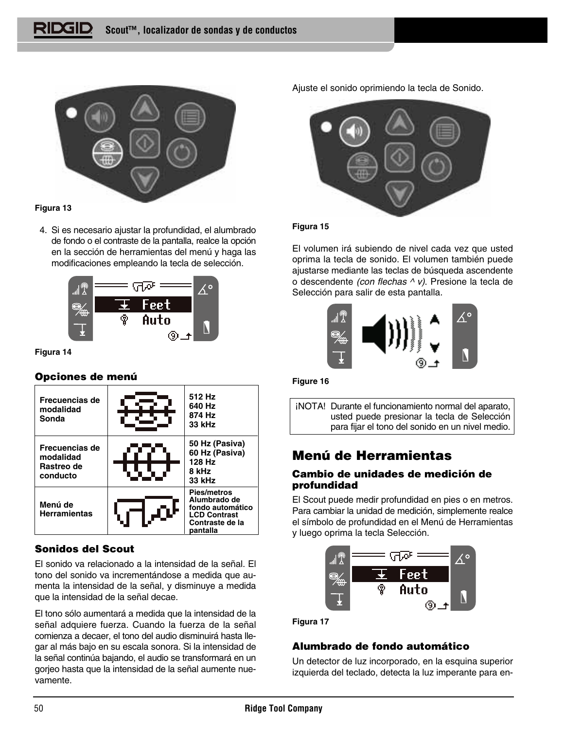Figura 13

4. Si es necesario ajustar la profundidad, el alumbrado de fondo o el contraste de la pantalla, realce la opción en la sección de herramientas del menú y haga las modificaciones empleando la tecla de selección.

Figura 14

### Opciones de menú

| | | |
|---|---|---|
| **Frecuencias de modalidad Sonda** | | **512 Hz**<br>**640 Hz**<br>**874 Hz**<br>**33 kHz** |
| **Frecuencias de modalidad Rastreo de conducto** | | **50 Hz (Pasiva)**<br>**60 Hz (Pasiva)**<br>**128 Hz**<br>**8 kHz**<br>**33 kHz** |
| **Menú de Herramientas** | | **Pies/metros**<br>**Alumbrado de fondo automático**<br>**LCD Contrast**<br>**Contraste de la pantalla** |

### Sonidos del Scout

El sonido va relacionado a la intensidad de la señal. El tono del sonido va incrementándose a medida que aumenta la intensidad de la señal, y disminuye a medida que la intensidad de la señal decae.

El tono sólo aumentará a medida que la intensidad de la señal adquiere fuerza. Cuando la fuerza de la señal comienza a decaer, el tono del audio disminuirá hasta llegar al más bajo en su escala sonora. Si la intensidad de la señal continúa bajando, el audio se transformará en un gorjeo hasta que la intensidad de la señal aumente nuevamente.

Ajuste el sonido oprimiendo la tecla de Sonido.

Figura 15

El volumen irá subiendo de nivel cada vez que usted oprima la tecla de sonido. El volumen también puede ajustarse mediante las teclas de búsqueda ascendente o descendente *(con flechas ^ v)*. Presione la tecla de Selección para salir de esta pantalla.

Figure 16

¡NOTA! Durante el funcionamiento normal del aparato, usted puede presionar la tecla de Selección para fijar el tono del sonido en un nivel medio.

## Menú de Herramientas

### Cambio de unidades de medición de profundidad

El Scout puede medir profundidad en pies o en metros. Para cambiar la unidad de medición, simplemente realce el símbolo de profundidad en el Menú de Herramientas y luego oprima la tecla Selección.

Figura 17

### Alumbrado de fondo automático

Un detector de luz incorporado, en la esquina superior izquierda del teclado, detecta la luz imperante para en-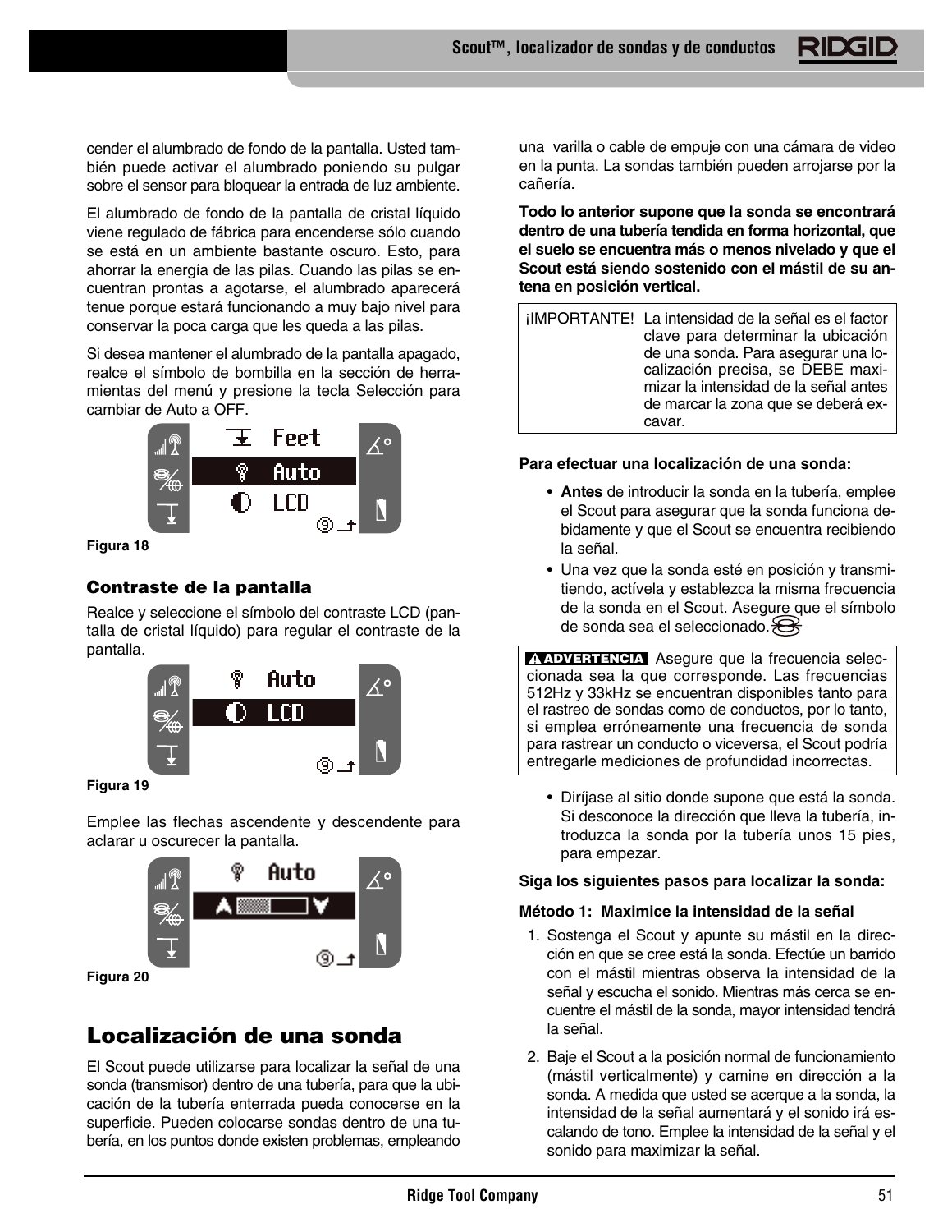cender el alumbrado de fondo de la pantalla. Usted también puede activar el alumbrado poniendo su pulgar sobre el sensor para bloquear la entrada de luz ambiente.

El alumbrado de fondo de la pantalla de cristal líquido viene regulado de fábrica para encenderse sólo cuando se está en un ambiente bastante oscuro. Esto, para ahorrar la energía de las pilas. Cuando las pilas se encuentran prontas a agotarse, el alumbrado aparecerá tenue porque estará funcionando a muy bajo nivel para conservar la poca carga que les queda a las pilas.

Si desea mantener el alumbrado de la pantalla apagado, realce el símbolo de bombilla en la sección de herramientas del menú y presione la tecla Selección para cambiar de Auto a OFF.

Figura 18

### Contraste de la pantalla

Realce y seleccione el símbolo del contraste LCD (pantalla de cristal líquido) para regular el contraste de la pantalla.

Figura 19

Emplee las flechas ascendente y descendente para aclarar u oscurecer la pantalla.

Figura 20

## Localización de una sonda

El Scout puede utilizarse para localizar la señal de una sonda (transmisor) dentro de una tubería, para que la ubicación de la tubería enterrada pueda conocerse en la superficie. Pueden colocarse sondas dentro de una tubería, en los puntos donde existen problemas, empleando una varilla o cable de empuje con una cámara de video en la punta. La sondas también pueden arrojarse por la cañería.

**Todo lo anterior supone que la sonda se encontrará dentro de una tubería tendida en forma horizontal, que el suelo se encuentra más o menos nivelado y que el Scout está siendo sostenido con el mástil de su antena en posición vertical.**

| ¡IMPORTANTE! | La intensidad de la señal es el factor clave para determinar la ubicación de una sonda. Para asegurar una localización precisa, se DEBE maximizar la intensidad de la señal antes de marcar la zona que se deberá excavar. |
|---|---|

**Para efectuar una localización de una sonda:**

- **Antes** de introducir la sonda en la tubería, emplee el Scout para asegurar que la sonda funciona debidamente y que el Scout se encuentra recibiendo la señal.
- Una vez que la sonda esté en posición y transmitiendo, actívela y establezca la misma frecuencia de la sonda en el Scout. Asegure que el símbolo de sonda sea el seleccionado.

**⚠ ADVERTENCIA** Asegure que la frecuencia seleccionada sea la que corresponde. Las frecuencias 512Hz y 33kHz se encuentran disponibles tanto para el rastreo de sondas como de conductos, por lo tanto, si emplea erróneamente una frecuencia de sonda para rastrear un conducto o viceversa, el Scout podría entregarle mediciones de profundidad incorrectas.

- Diríjase al sitio donde supone que está la sonda. Si desconoce la dirección que lleva la tubería, introduzca la sonda por la tubería unos 15 pies, para empezar.

**Siga los siguientes pasos para localizar la sonda:**

**Método 1: Maximice la intensidad de la señal**

1. Sostenga el Scout y apunte su mástil en la dirección en que se cree está la sonda. Efectúe un barrido con el mástil mientras observa la intensidad de la señal y escucha el sonido. Mientras más cerca se encuentre el mástil de la sonda, mayor intensidad tendrá la señal.
2. Baje el Scout a la posición normal de funcionamiento (mástil verticalmente) y camine en dirección a la sonda. A medida que usted se acerque a la sonda, la intensidad de la señal aumentará y el sonido irá escalando de tono. Emplee la intensidad de la señal y el sonido para maximizar la señal.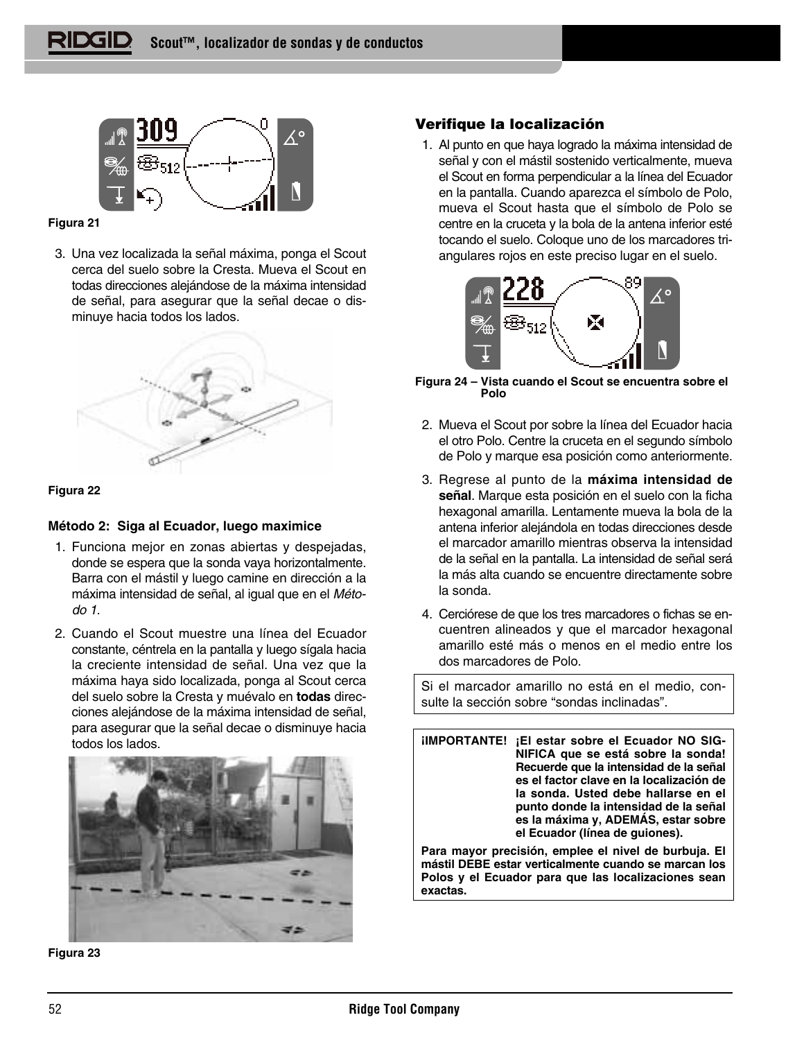Figura 21

3. Una vez localizada la señal máxima, ponga el Scout cerca del suelo sobre la Cresta. Mueva el Scout en todas direcciones alejándose de la máxima intensidad de señal, para asegurar que la señal decae o disminuye hacia todos los lados.

Figura 22

#### Método 2: Siga al Ecuador, luego maximice

1. Funciona mejor en zonas abiertas y despejadas, donde se espera que la sonda vaya horizontalmente. Barra con el mástil y luego camine en dirección a la máxima intensidad de señal, al igual que en el *Método 1*.
2. Cuando el Scout muestre una línea del Ecuador constante, céntrela en la pantalla y luego sígala hacia la creciente intensidad de señal. Una vez que la máxima haya sido localizada, ponga al Scout cerca del suelo sobre la Cresta y muévalo en **todas** direcciones alejándose de la máxima intensidad de señal, para asegurar que la señal decae o disminuye hacia todos los lados.

Figura 23

### Verifique la localización

1. Al punto en que haya logrado la máxima intensidad de señal y con el mástil sostenido verticalmente, mueva el Scout en forma perpendicular a la línea del Ecuador en la pantalla. Cuando aparezca el símbolo de Polo, mueva el Scout hasta que el símbolo de Polo se centre en la cruceta y la bola de la antena inferior esté tocando el suelo. Coloque uno de los marcadores triangulares rojos en este preciso lugar en el suelo.

**Figura 24 – Vista cuando el Scout se encuentra sobre el Polo**

2. Mueva el Scout por sobre la línea del Ecuador hacia el otro Polo. Centre la cruceta en el segundo símbolo de Polo y marque esa posición como anteriormente.
3. Regrese al punto de la **máxima intensidad de señal**. Marque esta posición en el suelo con la ficha hexagonal amarilla. Lentamente mueva la bola de la antena inferior alejándola en todas direcciones desde el marcador amarillo mientras observa la intensidad de la señal en la pantalla. La intensidad de señal será la más alta cuando se encuentre directamente sobre la sonda.
4. Cerciórese de que los tres marcadores o fichas se encuentren alineados y que el marcador hexagonal amarillo esté más o menos en el medio entre los dos marcadores de Polo.

Si el marcador amarillo no está en el medio, consulte la sección sobre “sondas inclinadas”.

**¡IMPORTANTE! ¡El estar sobre el Ecuador NO SIGNIFICA que se está sobre la sonda! Recuerde que la intensidad de la señal es el factor clave en la localización de la sonda. Usted debe hallarse en el punto donde la intensidad de la señal es la máxima y, ADEMÁS, estar sobre el Ecuador (línea de guiones).**

**Para mayor precisión, emplee el nivel de burbuja. El mástil DEBE estar verticalmente cuando se marcan los Polos y el Ecuador para que las localizaciones sean exactas.**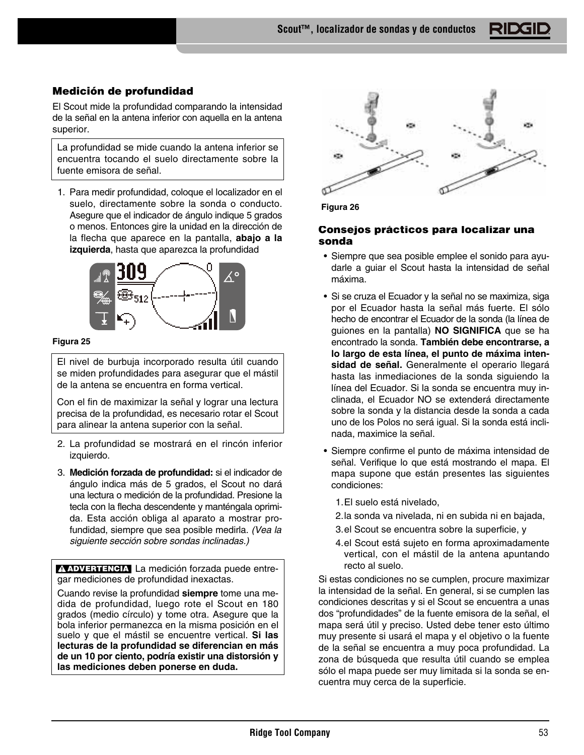## Medición de profundidad

El Scout mide la profundidad comparando la intensidad de la señal en la antena inferior con aquella en la antena superior.

> La profundidad se mide cuando la antena inferior se encuentra tocando el suelo directamente sobre la fuente emisora de señal.

1. Para medir profundidad, coloque el localizador en el suelo, directamente sobre la sonda o conducto. Asegure que el indicador de ángulo indique 5 grados o menos. Entonces gire la unidad en la dirección de la flecha que aparece en la pantalla, **abajo a la izquierda**, hasta que aparezca la profundidad

Figura 25

> El nivel de burbuja incorporado resulta útil cuando se miden profundidades para asegurar que el mástil de la antena se encuentra en forma vertical.
>
> Con el fin de maximizar la señal y lograr una lectura precisa de la profundidad, es necesario rotar el Scout para alinear la antena superior con la señal.

2. La profundidad se mostrará en el rincón inferior izquierdo.
3. **Medición forzada de profundidad:** si el indicador de ángulo indica más de 5 grados, el Scout no dará una lectura o medición de la profundidad. Presione la tecla con la flecha descendente y manténgala oprimida. Esta acción obliga al aparato a mostrar profundidad, siempre que sea posible medirla. *(Vea la siguiente sección sobre sondas inclinadas.)*

> **⚠ ADVERTENCIA** La medición forzada puede entregar mediciones de profundidad inexactas.
>
> Cuando revise la profundidad **siempre** tome una medida de profundidad, luego rote el Scout en 180 grados (medio círculo) y tome otra. Asegure que la bola inferior permanezca en la misma posición en el suelo y que el mástil se encuentre vertical. **Si las lecturas de la profundidad se diferencian en más de un 10 por ciento, podría existir una distorsión y las mediciones deben ponerse en duda.**

Figura 26

### Consejos prácticos para localizar una sonda

- Siempre que sea posible emplee el sonido para ayudarle a guiar el Scout hasta la intensidad de señal máxima.
- Si se cruza el Ecuador y la señal no se maximiza, siga por el Ecuador hasta la señal más fuerte. El sólo hecho de encontrar el Ecuador de la sonda (la línea de guiones en la pantalla) **NO SIGNIFICA** que se ha encontrado la sonda. **También debe encontrarse, a lo largo de esta línea, el punto de máxima intensidad de señal.** Generalmente el operario llegará hasta las inmediaciones de la sonda siguiendo la línea del Ecuador. Si la sonda se encuentra muy inclinada, el Ecuador NO se extenderá directamente sobre la sonda y la distancia desde la sonda a cada uno de los Polos no será igual. Si la sonda está inclinada, maximice la señal.
- Siempre confirme el punto de máxima intensidad de señal. Verifique lo que está mostrando el mapa. El mapa supone que están presentes las siguientes condiciones:
  1. El suelo está nivelado,
  2. la sonda va nivelada, ni en subida ni en bajada,
  3. el Scout se encuentra sobre la superficie, y
  4. el Scout está sujeto en forma aproximadamente vertical, con el mástil de la antena apuntando recto al suelo.

Si estas condiciones no se cumplen, procure maximizar la intensidad de la señal. En general, si se cumplen las condiciones descritas y si el Scout se encuentra a unas dos "profundidades" de la fuente emisora de la señal, el mapa será útil y preciso. Usted debe tener esto último muy presente si usará el mapa y el objetivo o la fuente de la señal se encuentra a muy poca profundidad. La zona de búsqueda que resulta útil cuando se emplea sólo el mapa puede ser muy limitada si la sonda se encuentra muy cerca de la superficie.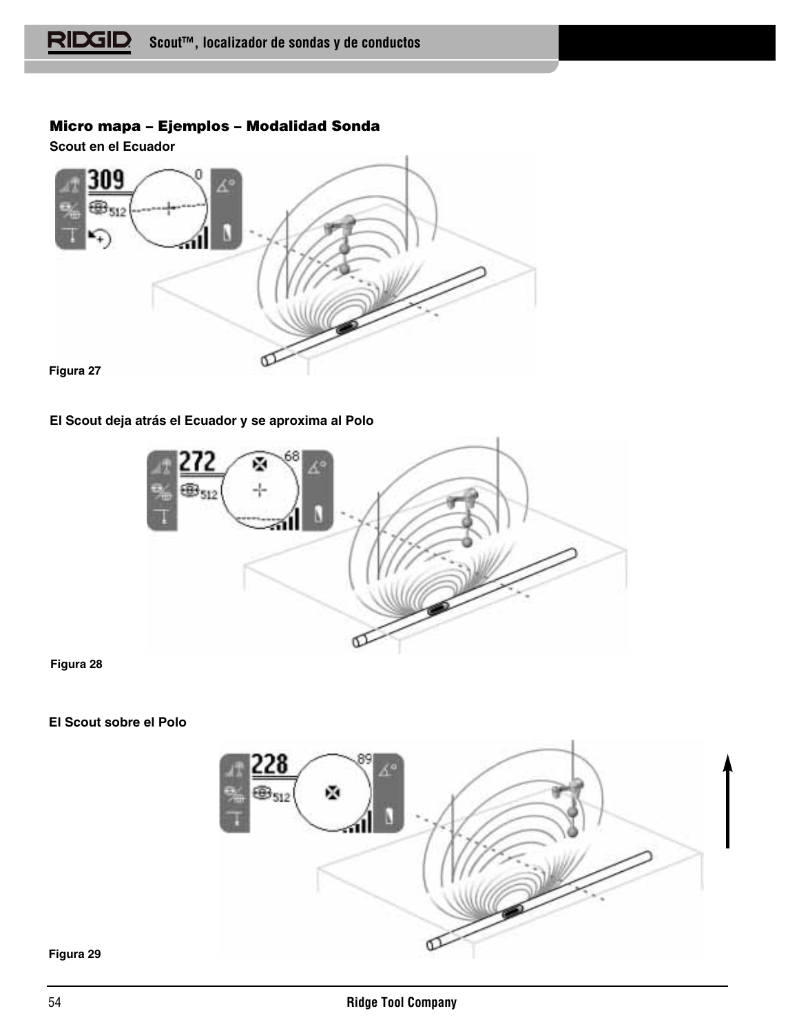## Micro mapa – Ejemplos – Modalidad Sonda

**Scout en el Ecuador**

Figura 27

**El Scout deja atrás el Ecuador y se aproxima al Polo**

Figura 28

**El Scout sobre el Polo**

Figura 29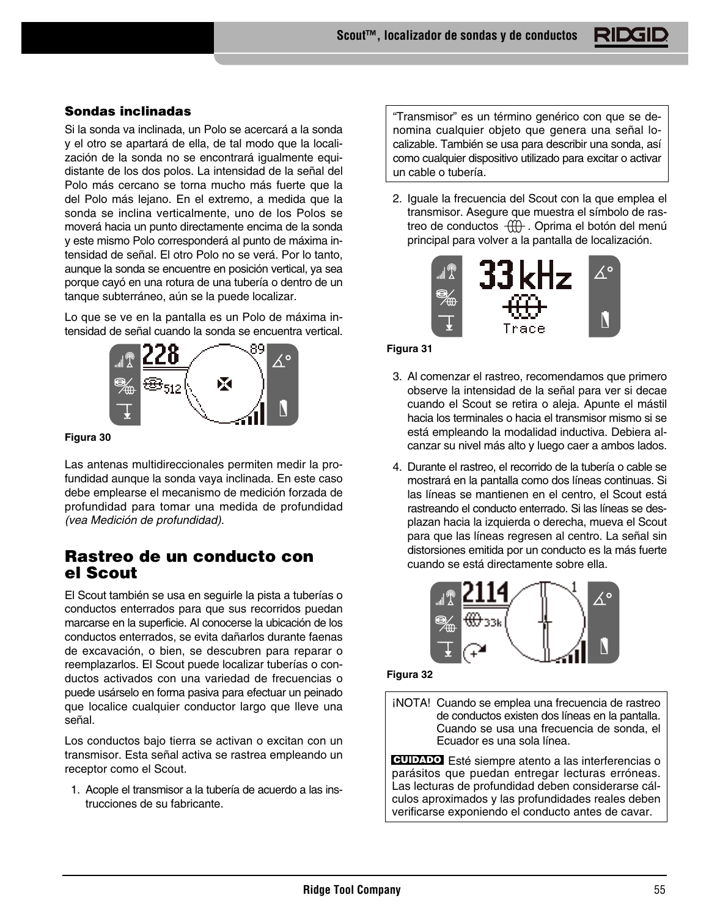### Sondas inclinadas

Si la sonda va inclinada, un Polo se acercará a la sonda y el otro se apartará de ella, de tal modo que la localización de la sonda no se encontrará igualmente equidistante de los dos polos. La intensidad de la señal del Polo más cercano se torna mucho más fuerte que la del Polo más lejano. En el extremo, a medida que la sonda se inclina verticalmente, uno de los Polos se moverá hacia un punto directamente encima de la sonda y este mismo Polo corresponderá al punto de máxima intensidad de señal. El otro Polo no se verá. Por lo tanto, aunque la sonda se encuentre en posición vertical, ya sea porque cayó en una rotura de una tubería o dentro de un tanque subterráneo, aún se la puede localizar.

Lo que se ve en la pantalla es un Polo de máxima intensidad de señal cuando la sonda se encuentra vertical.

Figura 30

Las antenas multidireccionales permiten medir la profundidad aunque la sonda vaya inclinada. En este caso debe emplearse el mecanismo de medición forzada de profundidad para tomar una medida de profundidad *(vea Medición de profundidad).*

## Rastreo de un conducto con el Scout

El Scout también se usa en seguirle la pista a tuberías o conductos enterrados para que sus recorridos puedan marcarse en la superficie. Al conocerse la ubicación de los conductos enterrados, se evita dañarlos durante faenas de excavación, o bien, se descubren para reparar o reemplazarlos. El Scout puede localizar tuberías o conductos activados con una variedad de frecuencias o puede usárselo en forma pasiva para efectuar un peinado que localice cualquier conductor largo que lleve una señal.

Los conductos bajo tierra se activan o excitan con un transmisor. Esta señal activa se rastrea empleando un receptor como el Scout.

1. Acople el transmisor a la tubería de acuerdo a las instrucciones de su fabricante.

> "Transmisor" es un término genérico con que se denomina cualquier objeto que genera una señal localizable. También se usa para describir una sonda, así como cualquier dispositivo utilizado para excitar o activar un cable o tubería.

2. Iguale la frecuencia del Scout con la que emplea el transmisor. Asegure que muestra el símbolo de rastreo de conductos. Oprima el botón del menú principal para volver a la pantalla de localización.

Figura 31

3. Al comenzar el rastreo, recomendamos que primero observe la intensidad de la señal para ver si decae cuando el Scout se retira o aleja. Apunte el mástil hacia los terminales o hacia el transmisor mismo si se está empleando la modalidad inductiva. Debiera alcanzar su nivel más alto y luego caer a ambos lados.

4. Durante el rastreo, el recorrido de la tubería o cable se mostrará en la pantalla como dos líneas continuas. Si las líneas se mantienen en el centro, el Scout está rastreando el conducto enterrado. Si las líneas se desplazan hacia la izquierda o derecha, mueva el Scout para que las líneas regresen al centro. La señal sin distorsiones emitida por un conducto es la más fuerte cuando se está directamente sobre ella.

Figura 32

> ¡NOTA! Cuando se emplea una frecuencia de rastreo de conductos existen dos líneas en la pantalla. Cuando se usa una frecuencia de sonda, el Ecuador es una sola línea.

> **CUIDADO** Esté siempre atento a las interferencias o parásitos que puedan entregar lecturas erróneas. Las lecturas de profundidad deben considerarse cálculos aproximados y las profundidades reales deben verificarse exponiendo el conducto antes de cavar.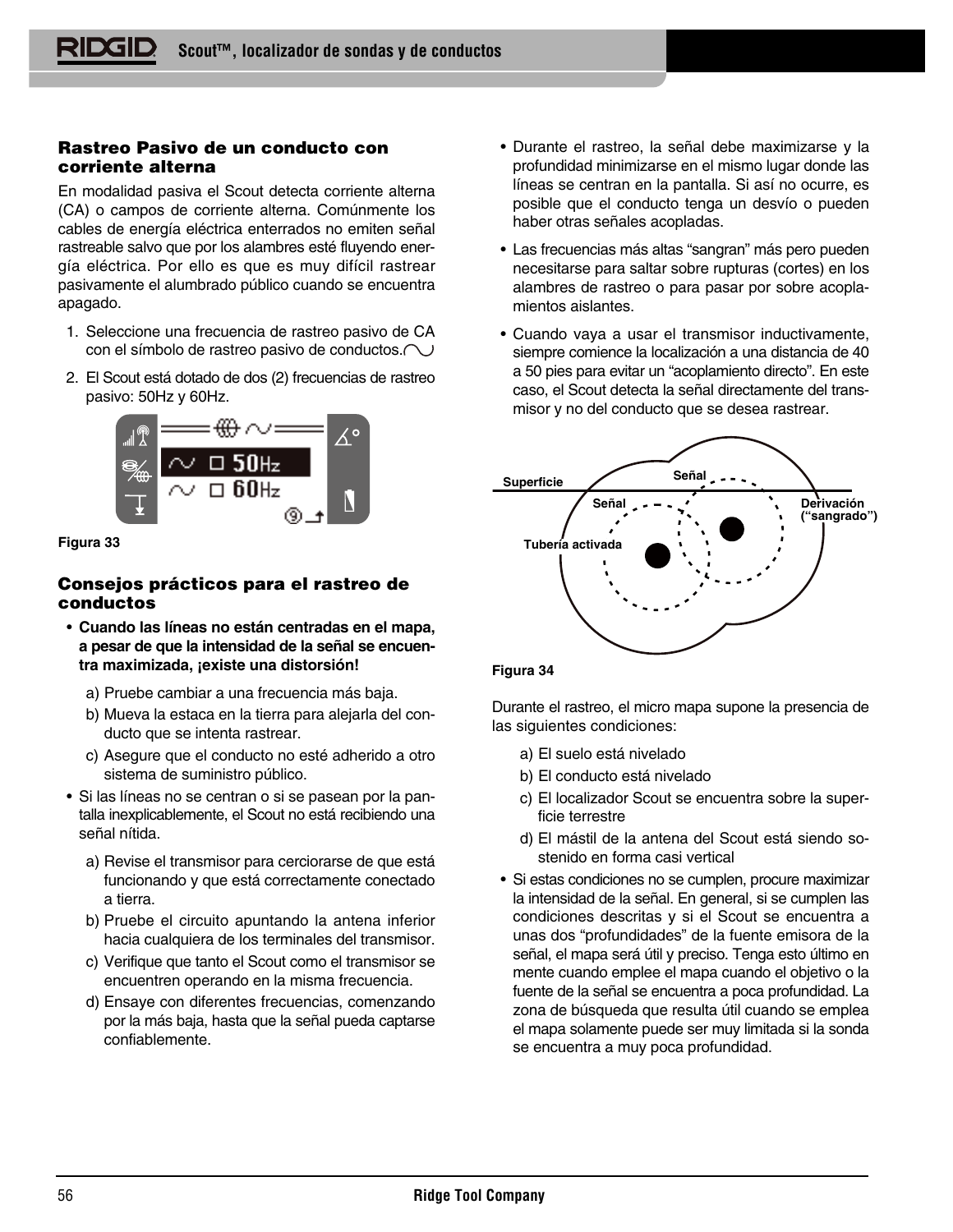## Rastreo Pasivo de un conducto con corriente alterna

En modalidad pasiva el Scout detecta corriente alterna (CA) o campos de corriente alterna. Comúnmente los cables de energía eléctrica enterrados no emiten señal rastreable salvo que por los alambres esté fluyendo energía eléctrica. Por ello es que es muy difícil rastrear pasivamente el alumbrado público cuando se encuentra apagado.

1. Seleccione una frecuencia de rastreo pasivo de CA con el símbolo de rastreo pasivo de conductos.
2. El Scout está dotado de dos (2) frecuencias de rastreo pasivo: 50Hz y 60Hz.

Figura 33

## Consejos prácticos para el rastreo de conductos

- **Cuando las líneas no están centradas en el mapa, a pesar de que la intensidad de la señal se encuentra maximizada, ¡existe una distorsión!**
  - a) Pruebe cambiar a una frecuencia más baja.
  - b) Mueva la estaca en la tierra para alejarla del conducto que se intenta rastrear.
  - c) Asegure que el conducto no esté adherido a otro sistema de suministro público.
- Si las líneas no se centran o si se pasean por la pantalla inexplicablemente, el Scout no está recibiendo una señal nítida.
  - a) Revise el transmisor para cerciorarse de que está funcionando y que está correctamente conectado a tierra.
  - b) Pruebe el circuito apuntando la antena inferior hacia cualquiera de los terminales del transmisor.
  - c) Verifique que tanto el Scout como el transmisor se encuentren operando en la misma frecuencia.
  - d) Ensaye con diferentes frecuencias, comenzando por la más baja, hasta que la señal pueda captarse confiablemente.
- Durante el rastreo, la señal debe maximizarse y la profundidad minimizarse en el mismo lugar donde las líneas se centran en la pantalla. Si así no ocurre, es posible que el conducto tenga un desvío o pueden haber otras señales acopladas.
- Las frecuencias más altas "sangran" más pero pueden necesitarse para saltar sobre rupturas (cortes) en los alambres de rastreo o para pasar por sobre acoplamientos aislantes.
- Cuando vaya a usar el transmisor inductivamente, siempre comience la localización a una distancia de 40 a 50 pies para evitar un "acoplamiento directo". En este caso, el Scout detecta la señal directamente del transmisor y no del conducto que se desea rastrear.

Superficie, Señal, Señal, Derivación ("sangrado"), Tubería activada

Figura 34

Durante el rastreo, el micro mapa supone la presencia de las siguientes condiciones:

- a) El suelo está nivelado
- b) El conducto está nivelado
- c) El localizador Scout se encuentra sobre la superficie terrestre
- d) El mástil de la antena del Scout está siendo sostenido en forma casi vertical

- Si estas condiciones no se cumplen, procure maximizar la intensidad de la señal. En general, si se cumplen las condiciones descritas y si el Scout se encuentra a unas dos "profundidades" de la fuente emisora de la señal, el mapa será útil y preciso. Tenga esto último en mente cuando emplee el mapa cuando el objetivo o la fuente de la señal se encuentra a poca profundidad. La zona de búsqueda que resulta útil cuando se emplea el mapa solamente puede ser muy limitada si la sonda se encuentra a muy poca profundidad.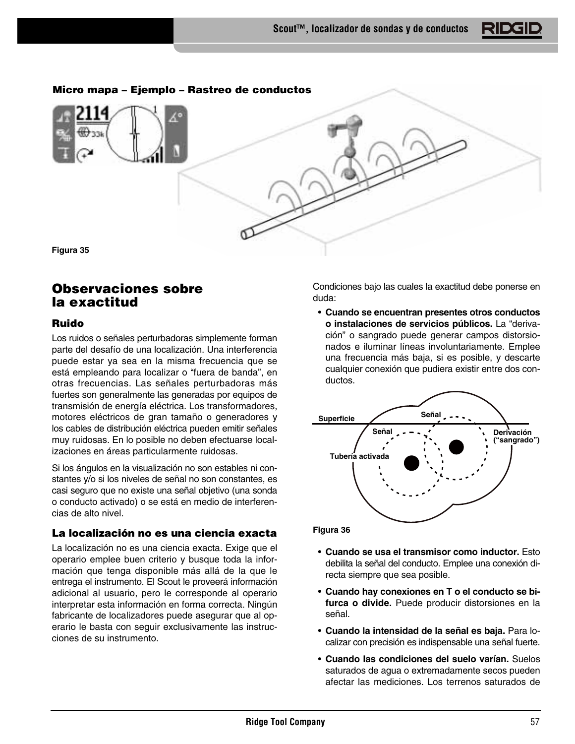**Micro mapa – Ejemplo – Rastreo de conductos**

Figura 35

## Observaciones sobre la exactitud

### Ruido

Los ruidos o señales perturbadoras simplemente forman parte del desafío de una localización. Una interferencia puede estar ya sea en la misma frecuencia que se está empleando para localizar o "fuera de banda", en otras frecuencias. Las señales perturbadoras más fuertes son generalmente las generadas por equipos de transmisión de energía eléctrica. Los transformadores, motores eléctricos de gran tamaño o generadores y los cables de distribución eléctrica pueden emitir señales muy ruidosas. En lo posible no deben efectuarse localizaciones en áreas particularmente ruidosas.

Si los ángulos en la visualización no son estables ni constantes y/o si los niveles de señal no son constantes, es casi seguro que no existe una señal objetivo (una sonda o conducto activado) o se está en medio de interferencias de alto nivel.

### La localización no es una ciencia exacta

La localización no es una ciencia exacta. Exige que el operario emplee buen criterio y busque toda la información que tenga disponible más allá de la que le entrega el instrumento. El Scout le proveerá información adicional al usuario, pero le corresponde al operario interpretar esta información en forma correcta. Ningún fabricante de localizadores puede asegurar que al operario le basta con seguir exclusivamente las instrucciones de su instrumento.

Condiciones bajo las cuales la exactitud debe ponerse en duda:

- **Cuando se encuentran presentes otros conductos o instalaciones de servicios públicos.** La "derivación" o sangrado puede generar campos distorsionados e iluminar líneas involuntariamente. Emplee una frecuencia más baja, si es posible, y descarte cualquier conexión que pudiera existir entre dos conductos.

Superficie — Señal — Señal — Derivación ("sangrado") — Tubería activada

Figura 36

- **Cuando se usa el transmisor como inductor.** Esto debilita la señal del conducto. Emplee una conexión directa siempre que sea posible.
- **Cuando hay conexiones en T o el conducto se bifurca o divide.** Puede producir distorsiones en la señal.
- **Cuando la intensidad de la señal es baja.** Para localizar con precisión es indispensable una señal fuerte.
- **Cuando las condiciones del suelo varían.** Suelos saturados de agua o extremadamente secos pueden afectar las mediciones. Los terrenos saturados de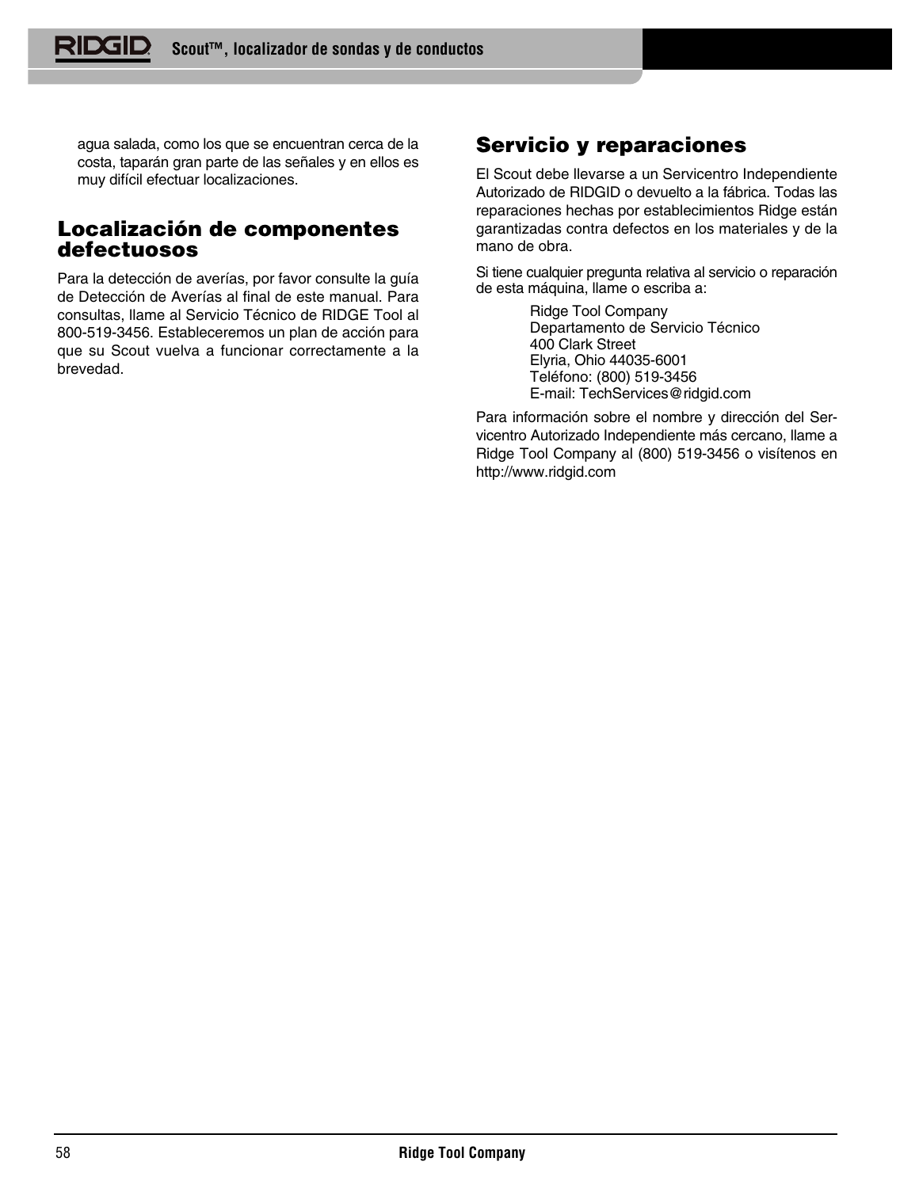agua salada, como los que se encuentran cerca de la costa, taparán gran parte de las señales y en ellos es muy difícil efectuar localizaciones.

## Localización de componentes defectuosos

Para la detección de averías, por favor consulte la guía de Detección de Averías al final de este manual. Para consultas, llame al Servicio Técnico de RIDGE Tool al 800-519-3456. Estableceremos un plan de acción para que su Scout vuelva a funcionar correctamente a la brevedad.

## Servicio y reparaciones

El Scout debe llevarse a un Servicentro Independiente Autorizado de RIDGID o devuelto a la fábrica. Todas las reparaciones hechas por establecimientos Ridge están garantizadas contra defectos en los materiales y de la mano de obra.

Si tiene cualquier pregunta relativa al servicio o reparación de esta máquina, llame o escriba a:

> Ridge Tool Company
> Departamento de Servicio Técnico
> 400 Clark Street
> Elyria, Ohio 44035-6001
> Teléfono: (800) 519-3456
> E-mail: TechServices@ridgid.com

Para información sobre el nombre y dirección del Servicentro Autorizado Independiente más cercano, llame a Ridge Tool Company al (800) 519-3456 o visítenos en http://www.ridgid.com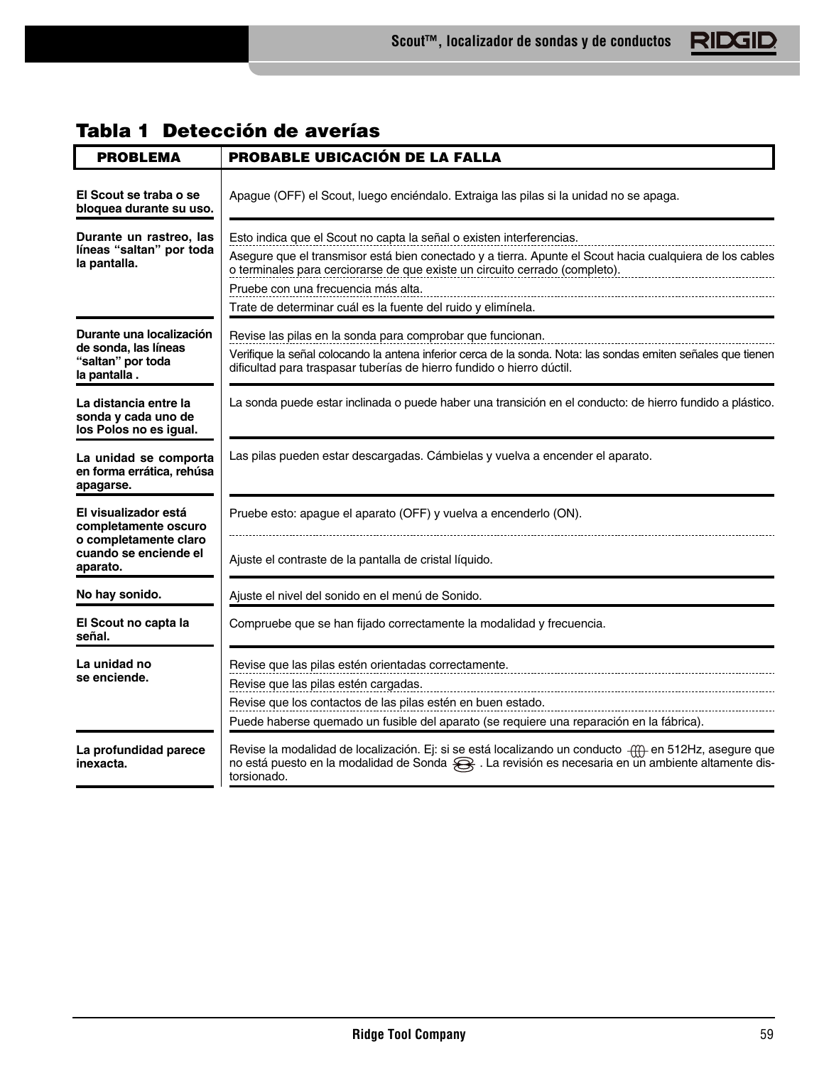## Tabla 1 Detección de averías

| PROBLEMA | PROBABLE UBICACIÓN DE LA FALLA |
|---|---|
| **El Scout se traba o se bloquea durante su uso.** | Apague (OFF) el Scout, luego enciéndalo. Extraiga las pilas si la unidad no se apaga. |
| **Durante un rastreo, las líneas "saltan" por toda la pantalla.** | Esto indica que el Scout no capta la señal o existen interferencias. |
| | Asegure que el transmisor está bien conectado y a tierra. Apunte el Scout hacia cualquiera de los cables o terminales para cerciorarse de que existe un circuito cerrado (completo). |
| | Pruebe con una frecuencia más alta. |
| | Trate de determinar cuál es la fuente del ruido y elimínela. |
| **Durante una localización de sonda, las líneas "saltan" por toda la pantalla .** | Revise las pilas en la sonda para comprobar que funcionan. |
| | Verifique la señal colocando la antena inferior cerca de la sonda. Nota: las sondas emiten señales que tienen dificultad para traspasar tuberías de hierro fundido o hierro dúctil. |
| **La distancia entre la sonda y cada uno de los Polos no es igual.** | La sonda puede estar inclinada o puede haber una transición en el conducto: de hierro fundido a plástico. |
| **La unidad se comporta en forma errática, rehúsa apagarse.** | Las pilas pueden estar descargadas. Cámbielas y vuelva a encender el aparato. |
| **El visualizador está completamente oscuro o completamente claro cuando se enciende el aparato.** | Pruebe esto: apague el aparato (OFF) y vuelva a encenderlo (ON). |
| | Ajuste el contraste de la pantalla de cristal líquido. |
| **No hay sonido.** | Ajuste el nivel del sonido en el menú de Sonido. |
| **El Scout no capta la señal.** | Compruebe que se han fijado correctamente la modalidad y frecuencia. |
| **La unidad no se enciende.** | Revise que las pilas estén orientadas correctamente. |
| | Revise que las pilas estén cargadas. |
| | Revise que los contactos de las pilas estén en buen estado. |
| | Puede haberse quemado un fusible del aparato (se requiere una reparación en la fábrica). |
| **La profundidad parece inexacta.** | Revise la modalidad de localización. Ej: si se está localizando un conducto en 512Hz, asegure que no está puesto en la modalidad de Sonda . La revisión es necesaria en un ambiente altamente distorsionado. |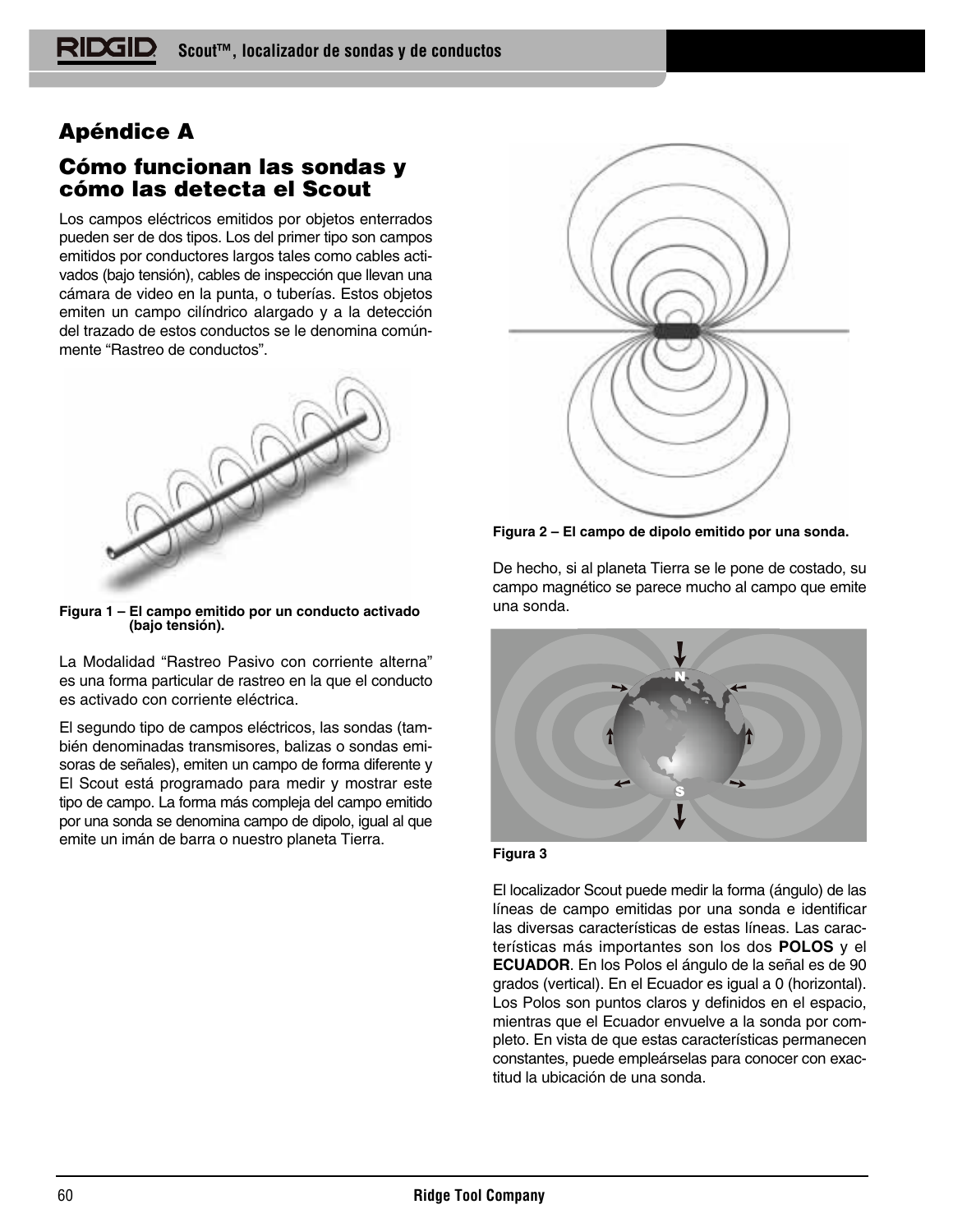## Apéndice A

## Cómo funcionan las sondas y cómo las detecta el Scout

Los campos eléctricos emitidos por objetos enterrados pueden ser de dos tipos. Los del primer tipo son campos emitidos por conductores largos tales como cables activados (bajo tensión), cables de inspección que llevan una cámara de video en la punta, o tuberías. Estos objetos emiten un campo cilíndrico alargado y a la detección del trazado de estos conductos se le denomina comúnmente "Rastreo de conductos".

**Figura 1 – El campo emitido por un conducto activado (bajo tensión).**

La Modalidad "Rastreo Pasivo con corriente alterna" es una forma particular de rastreo en la que el conducto es activado con corriente eléctrica.

El segundo tipo de campos eléctricos, las sondas (también denominadas transmisores, balizas o sondas emisoras de señales), emiten un campo de forma diferente y El Scout está programado para medir y mostrar este tipo de campo. La forma más compleja del campo emitido por una sonda se denomina campo de dipolo, igual al que emite un imán de barra o nuestro planeta Tierra.

**Figura 2 – El campo de dipolo emitido por una sonda.**

De hecho, si al planeta Tierra se le pone de costado, su campo magnético se parece mucho al campo que emite una sonda.

**Figura 3**

El localizador Scout puede medir la forma (ángulo) de las líneas de campo emitidas por una sonda e identificar las diversas características de estas líneas. Las características más importantes son los dos **POLOS** y el **ECUADOR**. En los Polos el ángulo de la señal es de 90 grados (vertical). En el Ecuador es igual a 0 (horizontal). Los Polos son puntos claros y definidos en el espacio, mientras que el Ecuador envuelve a la sonda por completo. En vista de que estas características permanecen constantes, puede emplearselas para conocer con exactitud la ubicación de una sonda.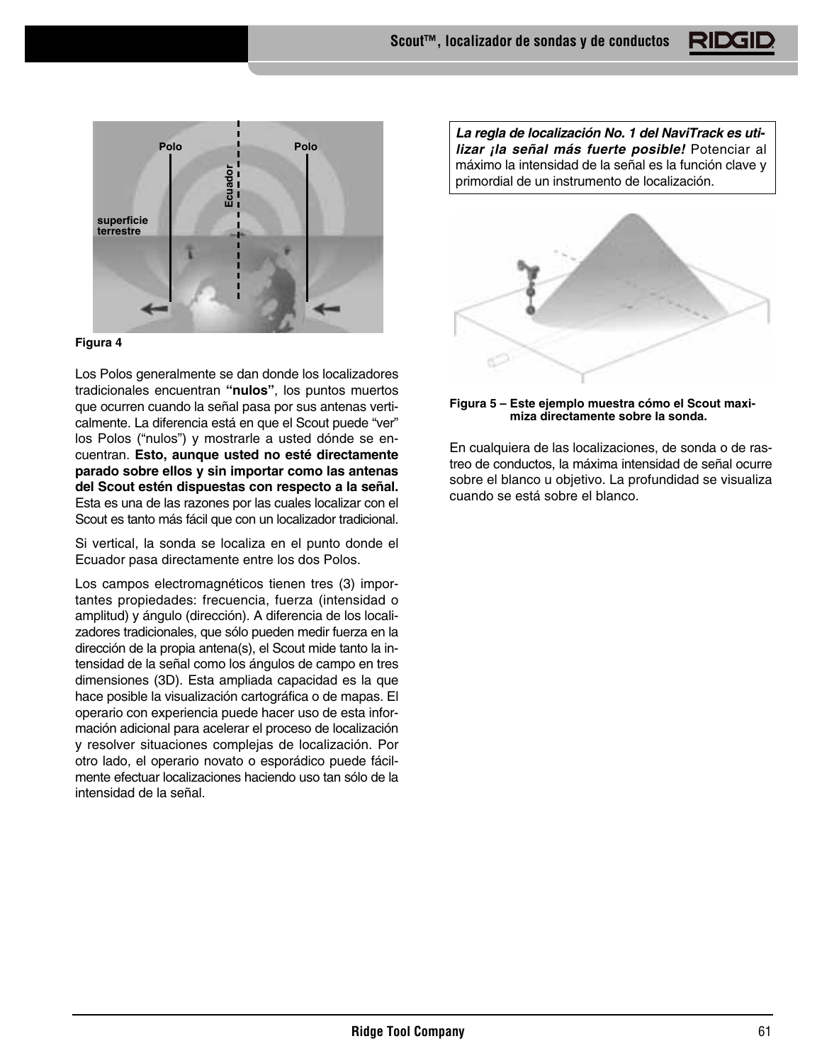**Figura 4**

Los Polos generalmente se dan donde los localizadores tradicionales encuentran **“nulos”**, los puntos muertos que ocurren cuando la señal pasa por sus antenas verticalmente. La diferencia está en que el Scout puede “ver” los Polos (“nulos”) y mostrarle a usted dónde se encuentran. **Esto, aunque usted no esté directamente parado sobre ellos y sin importar como las antenas del Scout estén dispuestas con respecto a la señal.** Esta es una de las razones por las cuales localizar con el Scout es tanto más fácil que con un localizador tradicional.

Si vertical, la sonda se localiza en el punto donde el Ecuador pasa directamente entre los dos Polos.

Los campos electromagnéticos tienen tres (3) importantes propiedades: frecuencia, fuerza (intensidad o amplitud) y ángulo (dirección). A diferencia de los localizadores tradicionales, que sólo pueden medir fuerza en la dirección de la propia antena(s), el Scout mide tanto la intensidad de la señal como los ángulos de campo en tres dimensiones (3D). Esta ampliada capacidad es la que hace posible la visualización cartográfica o de mapas. El operario con experiencia puede hacer uso de esta información adicional para acelerar el proceso de localización y resolver situaciones complejas de localización. Por otro lado, el operario novato o esporádico puede fácilmente efectuar localizaciones haciendo uso tan sólo de la intensidad de la señal.

> ***La regla de localización No. 1 del NaviTrack es utilizar ¡la señal más fuerte posible!*** Potenciar al máximo la intensidad de la señal es la función clave y primordial de un instrumento de localización.

**Figura 5 – Este ejemplo muestra cómo el Scout maximiza directamente sobre la sonda.**

En cualquiera de las localizaciones, de sonda o de rastreo de conductos, la máxima intensidad de señal ocurre sobre el blanco u objetivo. La profundidad se visualiza cuando se está sobre el blanco.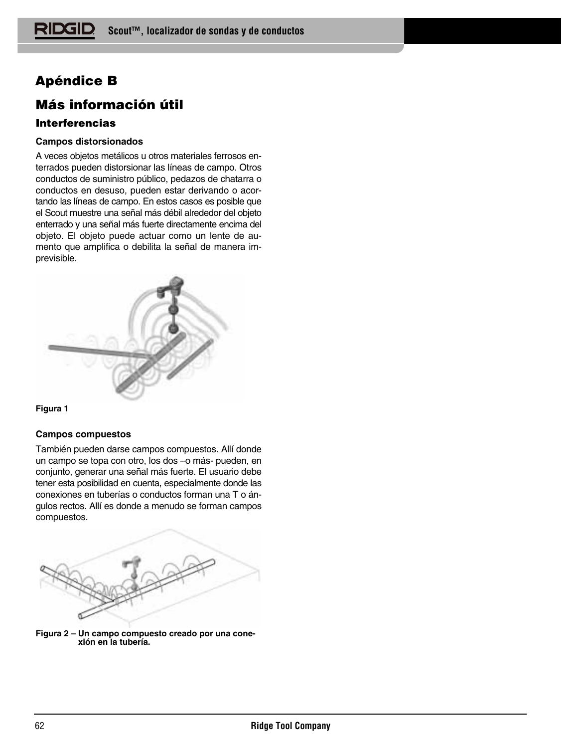# Apéndice B

# Más información útil

## Interferencias

### Campos distorsionados

A veces objetos metálicos u otros materiales ferrosos enterrados pueden distorsionar las líneas de campo. Otros conductos de suministro público, pedazos de chatarra o conductos en desuso, pueden estar derivando o acortando las líneas de campo. En estos casos es posible que el Scout muestre una señal más débil alrededor del objeto enterrado y una señal más fuerte directamente encima del objeto. El objeto puede actuar como un lente de aumento que amplifica o debilita la señal de manera imprevisible.

**Figura 1**

### Campos compuestos

También pueden darse campos compuestos. Allí donde un campo se topa con otro, los dos –o más- pueden, en conjunto, generar una señal más fuerte. El usuario debe tener esta posibilidad en cuenta, especialmente donde las conexiones en tuberías o conductos forman una T o ángulos rectos. Allí es donde a menudo se forman campos compuestos.

**Figura 2 – Un campo compuesto creado por una conexión en la tubería.**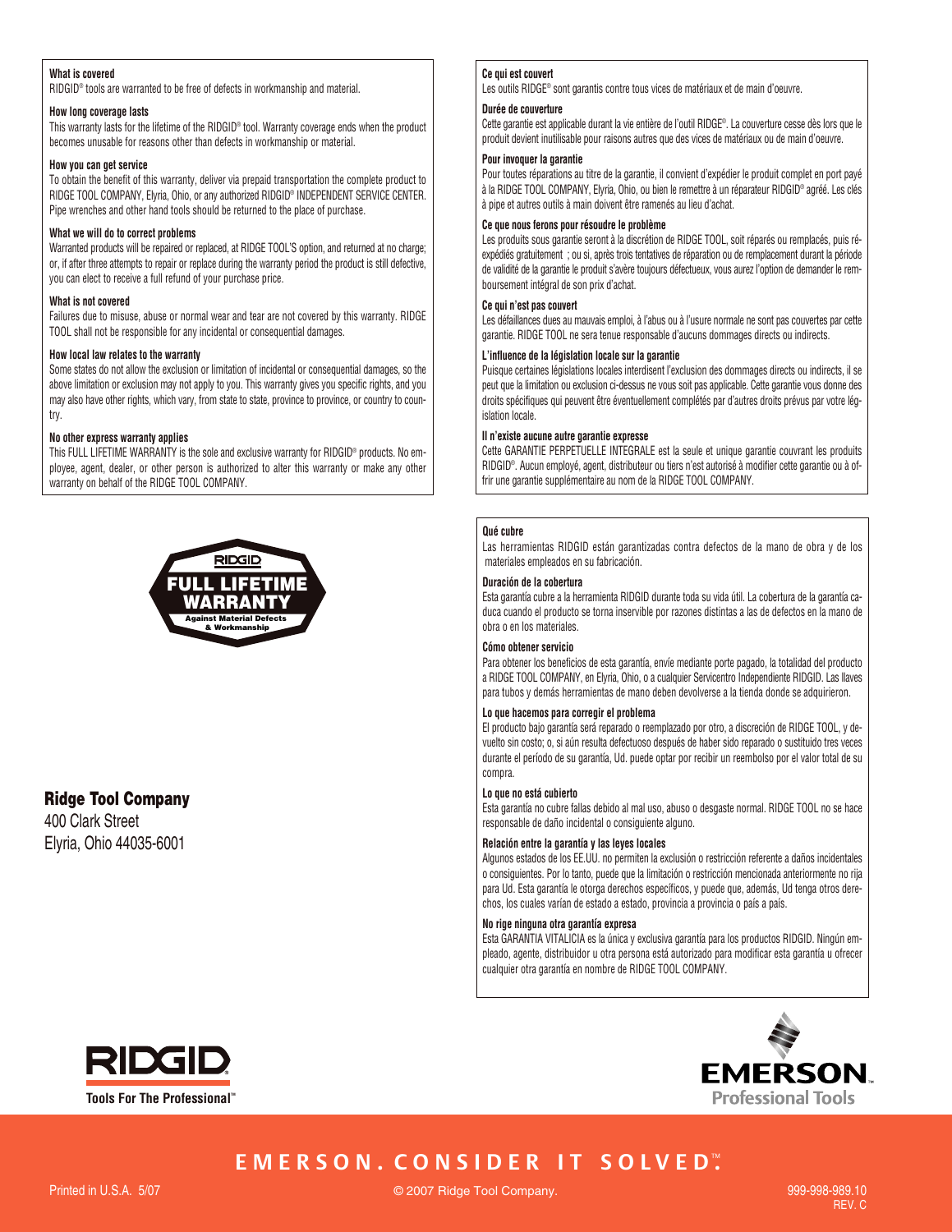**What is covered**
RIDGID® tools are warranted to be free of defects in workmanship and material.

**How long coverage lasts**
This warranty lasts for the lifetime of the RIDGID® tool. Warranty coverage ends when the product becomes unusable for reasons other than defects in workmanship or material.

**How you can get service**
To obtain the benefit of this warranty, deliver via prepaid transportation the complete product to RIDGE TOOL COMPANY, Elyria, Ohio, or any authorized RIDGID® INDEPENDENT SERVICE CENTER. Pipe wrenches and other hand tools should be returned to the place of purchase.

**What we will do to correct problems**
Warranted products will be repaired or replaced, at RIDGE TOOL'S option, and returned at no charge; or, if after three attempts to repair or replace during the warranty period the product is still defective, you can elect to receive a full refund of your purchase price.

**What is not covered**
Failures due to misuse, abuse or normal wear and tear are not covered by this warranty. RIDGE TOOL shall not be responsible for any incidental or consequential damages.

**How local law relates to the warranty**
Some states do not allow the exclusion or limitation of incidental or consequential damages, so the above limitation or exclusion may not apply to you. This warranty gives you specific rights, and you may also have other rights, which vary, from state to state, province to province, or country to country.

**No other express warranty applies**
This FULL LIFETIME WARRANTY is the sole and exclusive warranty for RIDGID® products. No employee, agent, dealer, or other person is authorized to alter this warranty or make any other warranty on behalf of the RIDGE TOOL COMPANY.

RIDGID
FULL LIFETIME WARRANTY
Against Material Defects & Workmanship

**Ridge Tool Company**
400 Clark Street
Elyria, Ohio 44035-6001

**Ce qui est couvert**
Les outils RIDGE® sont garantis contre tous vices de matériaux et de main d'oeuvre.

**Durée de couverture**
Cette garantie est applicable durant la vie entière de l'outil RIDGE®. La couverture cesse dès lors que le produit devient inutilisable pour raisons autres que des vices de matériaux ou de main d'oeuvre.

**Pour invoquer la garantie**
Pour toutes réparations au titre de la garantie, il convient d'expédier le produit complet en port payé à la RIDGE TOOL COMPANY, Elyria, Ohio, ou bien le remettre à un réparateur RIDGID® agréé. Les clés à pipe et autres outils à main doivent être ramenés au lieu d'achat.

**Ce que nous ferons pour résoudre le problème**
Les produits sous garantie seront à la discrétion de RIDGE TOOL, soit réparés ou remplacés, puis réexpédiés gratuitement ; ou si, après trois tentatives de réparation ou de remplacement durant la période de validité de la garantie le produit s'avère toujours défectueux, vous aurez l'option de demander le remboursement intégral de son prix d'achat.

**Ce qui n'est pas couvert**
Les défaillances dues au mauvais emploi, à l'abus ou à l'usure normale ne sont pas couvertes par cette garantie. RIDGE TOOL ne sera tenue responsable d'aucuns dommages directs ou indirects.

**L'influence de la législation locale sur la garantie**
Puisque certaines législations locales interdisent l'exclusion des dommages directs ou indirects, il se peut que la limitation ou exclusion ci-dessus ne vous soit pas applicable. Cette garantie vous donne des droits spécifiques qui peuvent être éventuellement complétés par d'autres droits prévus par votre législation locale.

**Il n'existe aucune autre garantie expresse**
Cette GARANTIE PERPETUELLE INTEGRALE est la seule et unique garantie couvrant les produits RIDGID®. Aucun employé, agent, distributeur ou tiers n'est autorisé à modifier cette garantie ou à offrir une garantie supplémentaire au nom de la RIDGE TOOL COMPANY.

**Qué cubre**
Las herramientas RIDGID están garantizadas contra defectos de la mano de obra y de los materiales empleados en su fabricación.

**Duración de la cobertura**
Esta garantía cubre a la herramienta RIDGID durante toda su vida útil. La cobertura de la garantía caduca cuando el producto se torna inservible por razones distintas a las de defectos en la mano de obra o en los materiales.

**Cómo obtener servicio**
Para obtener los beneficios de esta garantía, envíe mediante porte pagado, la totalidad del producto a RIDGE TOOL COMPANY, en Elyria, Ohio, o a cualquier Servicentro Independiente RIDGID. Las llaves para tubos y demás herramientas de mano deben devolverse a la tienda donde se adquirieron.

**Lo que hacemos para corregir el problema**
El producto bajo garantía será reparado o reemplazado por otro, a discreción de RIDGE TOOL, y devuelto sin costo; o, si aún resulta defectuoso después de haber sido reparado o sustituido tres veces durante el período de su garantía, Ud. puede optar por recibir un reembolso por el valor total de su compra.

**Lo que no está cubierto**
Esta garantía no cubre fallas debido al mal uso, abuso o desgaste normal. RIDGE TOOL no se hace responsable de daño incidental o consiguiente alguno.

**Relación entre la garantía y las leyes locales**
Algunos estados de los EE.UU. no permiten la exclusión o restricción referente a daños incidentales o consiguientes. Por lo tanto, puede que la limitación o restricción mencionada anteriormente no rija para Ud. Esta garantía le otorga derechos específicos, y puede que, además, Ud tenga otros derechos, los cuales varían de estado a estado, provincia a provincia o país a país.

**No rige ninguna otra garantía expresa**
Esta GARANTIA VITALICIA es la única y exclusiva garantía para los productos RIDGID. Ningún empleado, agente, distribuidor u otra persona está autorizado para modificar esta garantía u ofrecer cualquier otra garantía en nombre de RIDGE TOOL COMPANY.

RIDGID
Tools For The Professional™

EMERSON.
Professional Tools

EMERSON. CONSIDER IT SOLVED.™

Printed in U.S.A. 5/07

© 2007 Ridge Tool Company.

999-998-989.10
REV. C